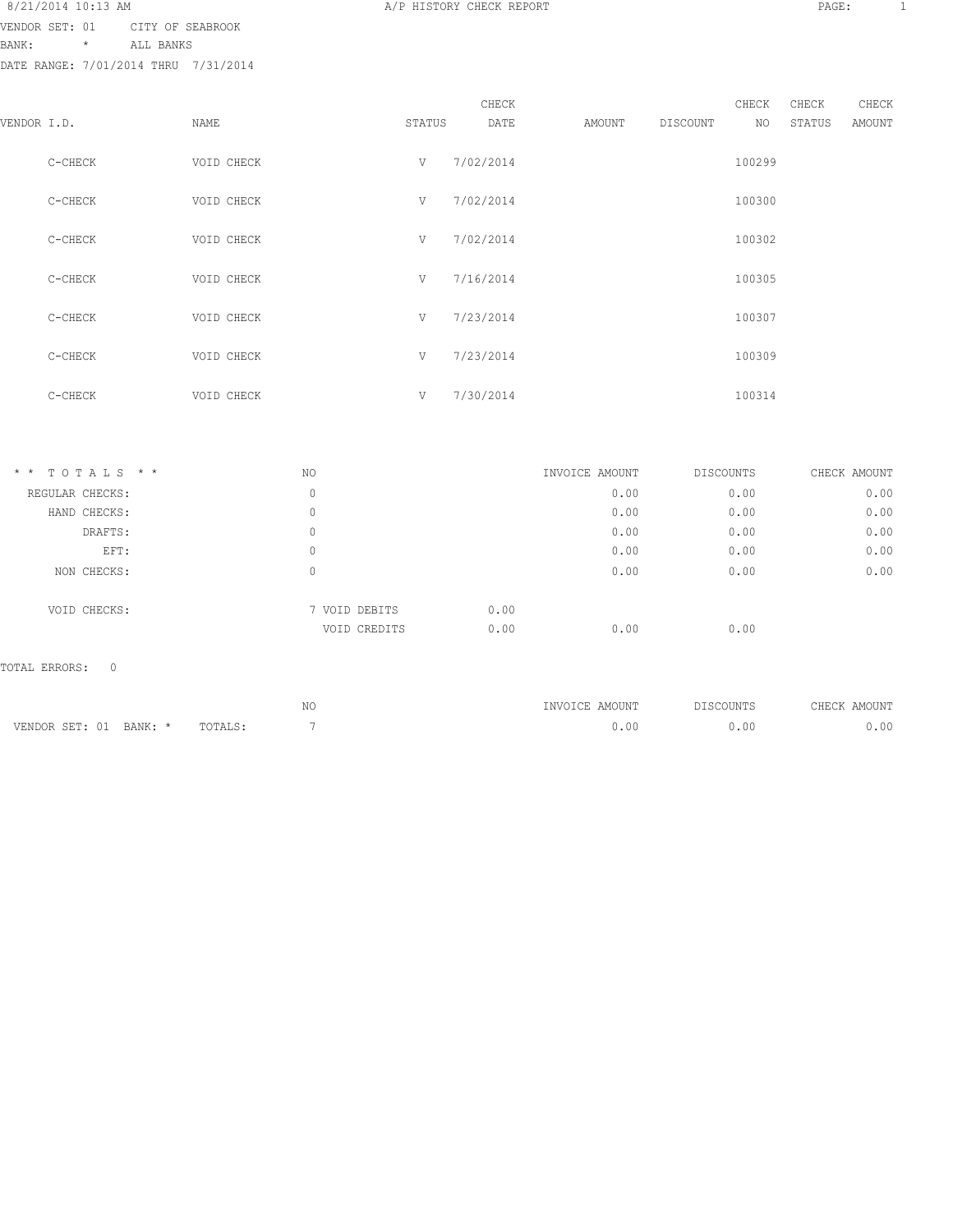8/21/2014 10:13 AM

# A/P HISTORY CHECK REPORT

VENDOR SET: 01 CITY OF SEABROOK
BANK: * ALL BANKS
DATE RANGE: 7/01/2014 THRU 7/31/2014

| VENDOR I.D. | NAME | STATUS | CHECK DATE | AMOUNT | DISCOUNT | CHECK NO | CHECK STATUS | CHECK AMOUNT |
|---|---|---|---|---|---|---|---|---|
| C-CHECK | VOID CHECK | V | 7/02/2014 | | | 100299 | | |
| C-CHECK | VOID CHECK | V | 7/02/2014 | | | 100300 | | |
| C-CHECK | VOID CHECK | V | 7/02/2014 | | | 100302 | | |
| C-CHECK | VOID CHECK | V | 7/16/2014 | | | 100305 | | |
| C-CHECK | VOID CHECK | V | 7/23/2014 | | | 100307 | | |
| C-CHECK | VOID CHECK | V | 7/23/2014 | | | 100309 | | |
| C-CHECK | VOID CHECK | V | 7/30/2014 | | | 100314 | | |

| * * T O T A L S * * | NO | | | INVOICE AMOUNT | DISCOUNTS | CHECK AMOUNT |
|---|---|---|---|---|---|---|
| REGULAR CHECKS: | 0 | | | 0.00 | 0.00 | 0.00 |
| HAND CHECKS: | 0 | | | 0.00 | 0.00 | 0.00 |
| DRAFTS: | 0 | | | 0.00 | 0.00 | 0.00 |
| EFT: | 0 | | | 0.00 | 0.00 | 0.00 |
| NON CHECKS: | 0 | | | 0.00 | 0.00 | 0.00 |
| VOID CHECKS: | 7 | VOID DEBITS | 0.00 | | | |
| | | VOID CREDITS | 0.00 | 0.00 | 0.00 | |

TOTAL ERRORS: 0

| | NO | INVOICE AMOUNT | DISCOUNTS | CHECK AMOUNT |
|---|---|---|---|---|
| VENDOR SET: 01 BANK: * TOTALS: | 7 | 0.00 | 0.00 | 0.00 |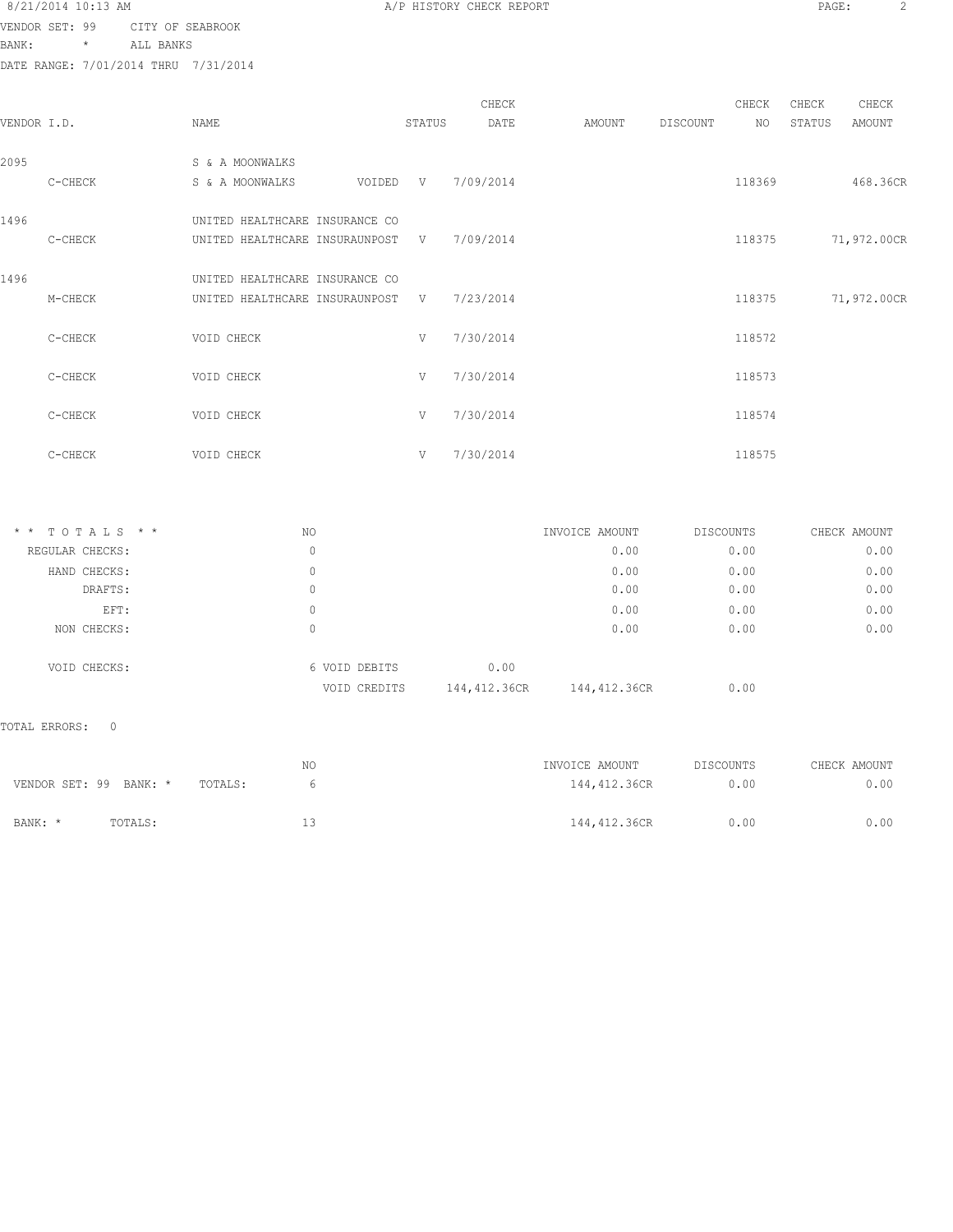8/21/2014 10:13 AM A/P HISTORY CHECK REPORT

VENDOR SET: 99 CITY OF SEABROOK
BANK: * ALL BANKS
DATE RANGE: 7/01/2014 THRU 7/31/2014

| VENDOR I.D. | | NAME | STATUS | CHECK DATE | AMOUNT | DISCOUNT | CHECK NO | CHECK STATUS | CHECK AMOUNT |
|---|---|---|---|---|---|---|---|---|---|
| 2095 | | S & A MOONWALKS | | | | | | | |
| | C-CHECK | S & A MOONWALKS VOIDED | V | 7/09/2014 | | | 118369 | | 468.36CR |
| 1496 | | UNITED HEALTHCARE INSURANCE CO | | | | | | | |
| | C-CHECK | UNITED HEALTHCARE INSURAUNPOST | V | 7/09/2014 | | | 118375 | | 71,972.00CR |
| 1496 | | UNITED HEALTHCARE INSURANCE CO | | | | | | | |
| | M-CHECK | UNITED HEALTHCARE INSURAUNPOST | V | 7/23/2014 | | | 118375 | | 71,972.00CR |
| | C-CHECK | VOID CHECK | V | 7/30/2014 | | | 118572 | | |
| | C-CHECK | VOID CHECK | V | 7/30/2014 | | | 118573 | | |
| | C-CHECK | VOID CHECK | V | 7/30/2014 | | | 118574 | | |
| | C-CHECK | VOID CHECK | V | 7/30/2014 | | | 118575 | | |

| * * T O T A L S * * | NO | | | INVOICE AMOUNT | DISCOUNTS | CHECK AMOUNT |
|---|---|---|---|---|---|---|
| REGULAR CHECKS: | 0 | | | 0.00 | 0.00 | 0.00 |
| HAND CHECKS: | 0 | | | 0.00 | 0.00 | 0.00 |
| DRAFTS: | 0 | | | 0.00 | 0.00 | 0.00 |
| EFT: | 0 | | | 0.00 | 0.00 | 0.00 |
| NON CHECKS: | 0 | | | 0.00 | 0.00 | 0.00 |
| VOID CHECKS: | 6 | VOID DEBITS | 0.00 | | | |
| | | VOID CREDITS | 144,412.36CR | 144,412.36CR | 0.00 | |

TOTAL ERRORS: 0

| | | NO | INVOICE AMOUNT | DISCOUNTS | CHECK AMOUNT |
|---|---|---|---|---|---|
| VENDOR SET: 99 BANK: * | TOTALS: | 6 | 144,412.36CR | 0.00 | 0.00 |
| BANK: * | TOTALS: | 13 | 144,412.36CR | 0.00 | 0.00 |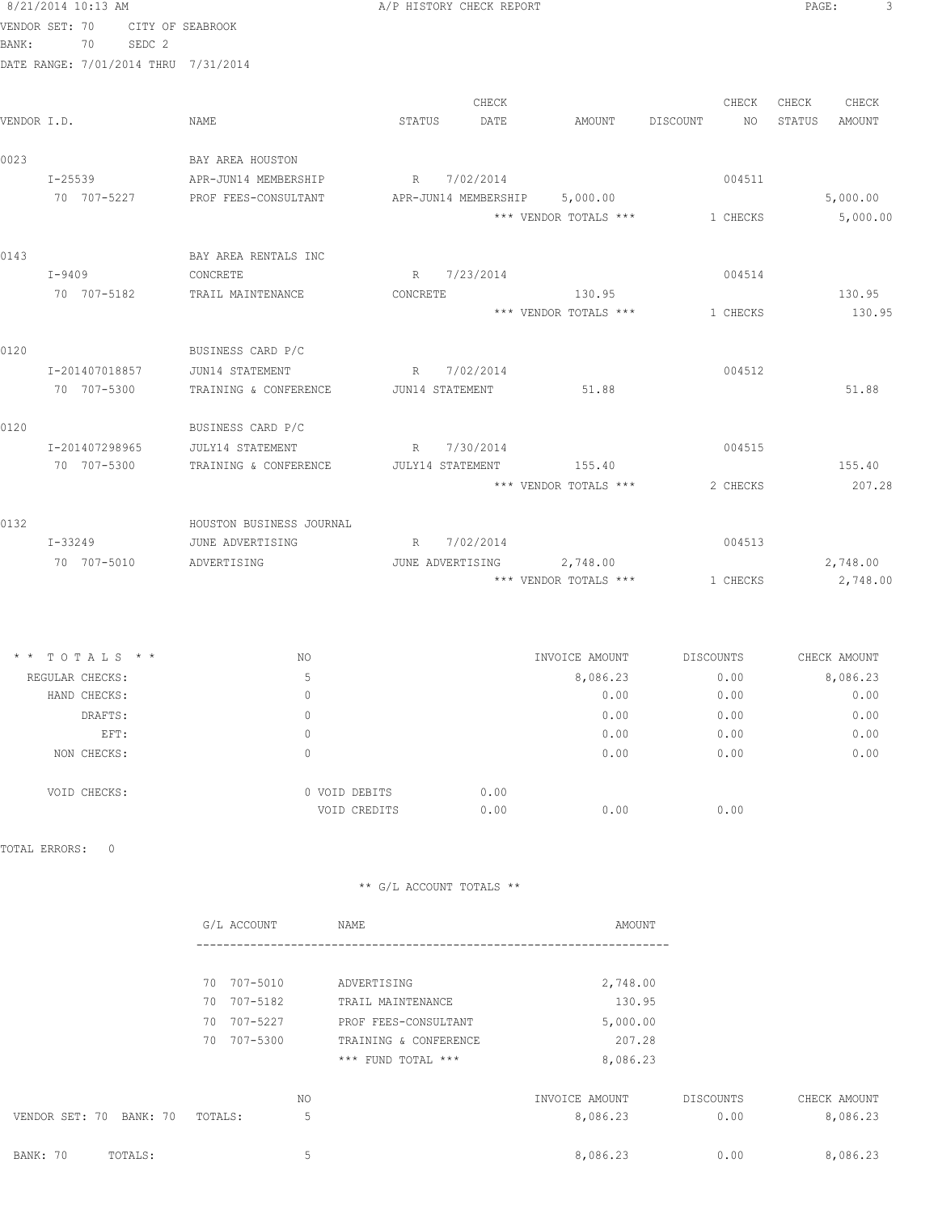8/21/2014 10:13 AM — A/P HISTORY CHECK REPORT

VENDOR SET: 70 CITY OF SEABROOK
BANK: 70 SEDC 2
DATE RANGE: 7/01/2014 THRU 7/31/2014

| VENDOR I.D. | NAME | STATUS | CHECK DATE | AMOUNT | DISCOUNT | CHECK NO | CHECK STATUS | CHECK AMOUNT |
|---|---|---|---|---|---|---|---|---|
| 0023 | BAY AREA HOUSTON | | | | | | | |
| I-25539 | APR-JUN14 MEMBERSHIP | R | 7/02/2014 | | | 004511 | | |
| 70 707-5227 | PROF FEES-CONSULTANT | APR-JUN14 MEMBERSHIP | | 5,000.00 | | | | 5,000.00 |
| | | | | *** VENDOR TOTALS *** | | 1 CHECKS | | 5,000.00 |
| 0143 | BAY AREA RENTALS INC | | | | | | | |
| I-9409 | CONCRETE | R | 7/23/2014 | | | 004514 | | |
| 70 707-5182 | TRAIL MAINTENANCE | CONCRETE | | 130.95 | | | | 130.95 |
| | | | | *** VENDOR TOTALS *** | | 1 CHECKS | | 130.95 |
| 0120 | BUSINESS CARD P/C | | | | | | | |
| I-201407018857 | JUN14 STATEMENT | R | 7/02/2014 | | | 004512 | | |
| 70 707-5300 | TRAINING & CONFERENCE | JUN14 STATEMENT | | 51.88 | | | | 51.88 |
| 0120 | BUSINESS CARD P/C | | | | | | | |
| I-201407298965 | JULY14 STATEMENT | R | 7/30/2014 | | | 004515 | | |
| 70 707-5300 | TRAINING & CONFERENCE | JULY14 STATEMENT | | 155.40 | | | | 155.40 |
| | | | | *** VENDOR TOTALS *** | | 2 CHECKS | | 207.28 |
| 0132 | HOUSTON BUSINESS JOURNAL | | | | | | | |
| I-33249 | JUNE ADVERTISING | R | 7/02/2014 | | | 004513 | | |
| 70 707-5010 | ADVERTISING | JUNE ADVERTISING | | 2,748.00 | | | | 2,748.00 |
| | | | | *** VENDOR TOTALS *** | | 1 CHECKS | | 2,748.00 |

| * * TOTALS * * | NO | | INVOICE AMOUNT | DISCOUNTS | CHECK AMOUNT |
|---|---|---|---|---|---|
| REGULAR CHECKS: | 5 | | 8,086.23 | 0.00 | 8,086.23 |
| HAND CHECKS: | 0 | | 0.00 | 0.00 | 0.00 |
| DRAFTS: | 0 | | 0.00 | 0.00 | 0.00 |
| EFT: | 0 | | 0.00 | 0.00 | 0.00 |
| NON CHECKS: | 0 | | 0.00 | 0.00 | 0.00 |
| VOID CHECKS: | 0 VOID DEBITS | 0.00 | | | |
| | VOID CREDITS | 0.00 | 0.00 | 0.00 | |

TOTAL ERRORS: 0

** G/L ACCOUNT TOTALS **

| G/L ACCOUNT | NAME | AMOUNT |
|---|---|---|
| 70 707-5010 | ADVERTISING | 2,748.00 |
| 70 707-5182 | TRAIL MAINTENANCE | 130.95 |
| 70 707-5227 | PROF FEES-CONSULTANT | 5,000.00 |
| 70 707-5300 | TRAINING & CONFERENCE | 207.28 |
| | *** FUND TOTAL *** | 8,086.23 |

| | NO | INVOICE AMOUNT | DISCOUNTS | CHECK AMOUNT |
|---|---|---|---|---|
| VENDOR SET: 70 BANK: 70 TOTALS: | 5 | 8,086.23 | 0.00 | 8,086.23 |
| BANK: 70 TOTALS: | 5 | 8,086.23 | 0.00 | 8,086.23 |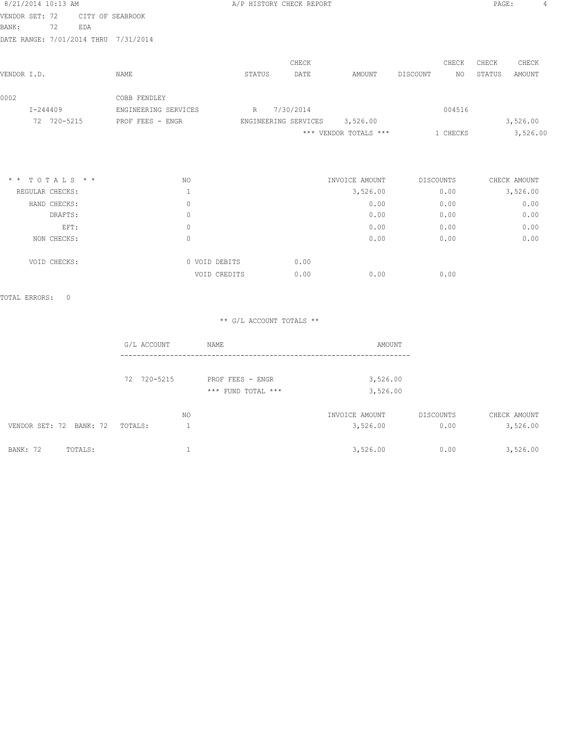8/21/2014 10:13 AM — A/P HISTORY CHECK REPORT

VENDOR SET: 72 CITY OF SEABROOK
BANK: 72 EDA
DATE RANGE: 7/01/2014 THRU 7/31/2014

| VENDOR I.D. | NAME | STATUS | CHECK DATE | AMOUNT | DISCOUNT | CHECK NO | CHECK STATUS | CHECK AMOUNT |
|---|---|---|---|---|---|---|---|---|
| 0002 | COBB FENDLEY | | | | | | | |
| I-244409 | ENGINEERING SERVICES | R | 7/30/2014 | | | 004516 | | |
| 72 720-5215 | PROF FEES - ENGR | ENGINEERING SERVICES | | 3,526.00 | | | | 3,526.00 |
| | | | | *** VENDOR TOTALS *** | | 1 CHECKS | | 3,526.00 |

| * * T O T A L S * * | NO | | | INVOICE AMOUNT | DISCOUNTS | CHECK AMOUNT |
|---|---|---|---|---|---|---|
| REGULAR CHECKS: | 1 | | | 3,526.00 | 0.00 | 3,526.00 |
| HAND CHECKS: | 0 | | | 0.00 | 0.00 | 0.00 |
| DRAFTS: | 0 | | | 0.00 | 0.00 | 0.00 |
| EFT: | 0 | | | 0.00 | 0.00 | 0.00 |
| NON CHECKS: | 0 | | | 0.00 | 0.00 | 0.00 |
| VOID CHECKS: | 0 | VOID DEBITS | 0.00 | | | |
| | | VOID CREDITS | 0.00 | 0.00 | 0.00 | |

TOTAL ERRORS: 0

** G/L ACCOUNT TOTALS **

| G/L ACCOUNT | NAME | AMOUNT |
|---|---|---|
| 72 720-5215 | PROF FEES - ENGR | 3,526.00 |
| | *** FUND TOTAL *** | 3,526.00 |

| | NO | INVOICE AMOUNT | DISCOUNTS | CHECK AMOUNT |
|---|---|---|---|---|
| VENDOR SET: 72 BANK: 72 TOTALS: | 1 | 3,526.00 | 0.00 | 3,526.00 |
| BANK: 72 TOTALS: | 1 | 3,526.00 | 0.00 | 3,526.00 |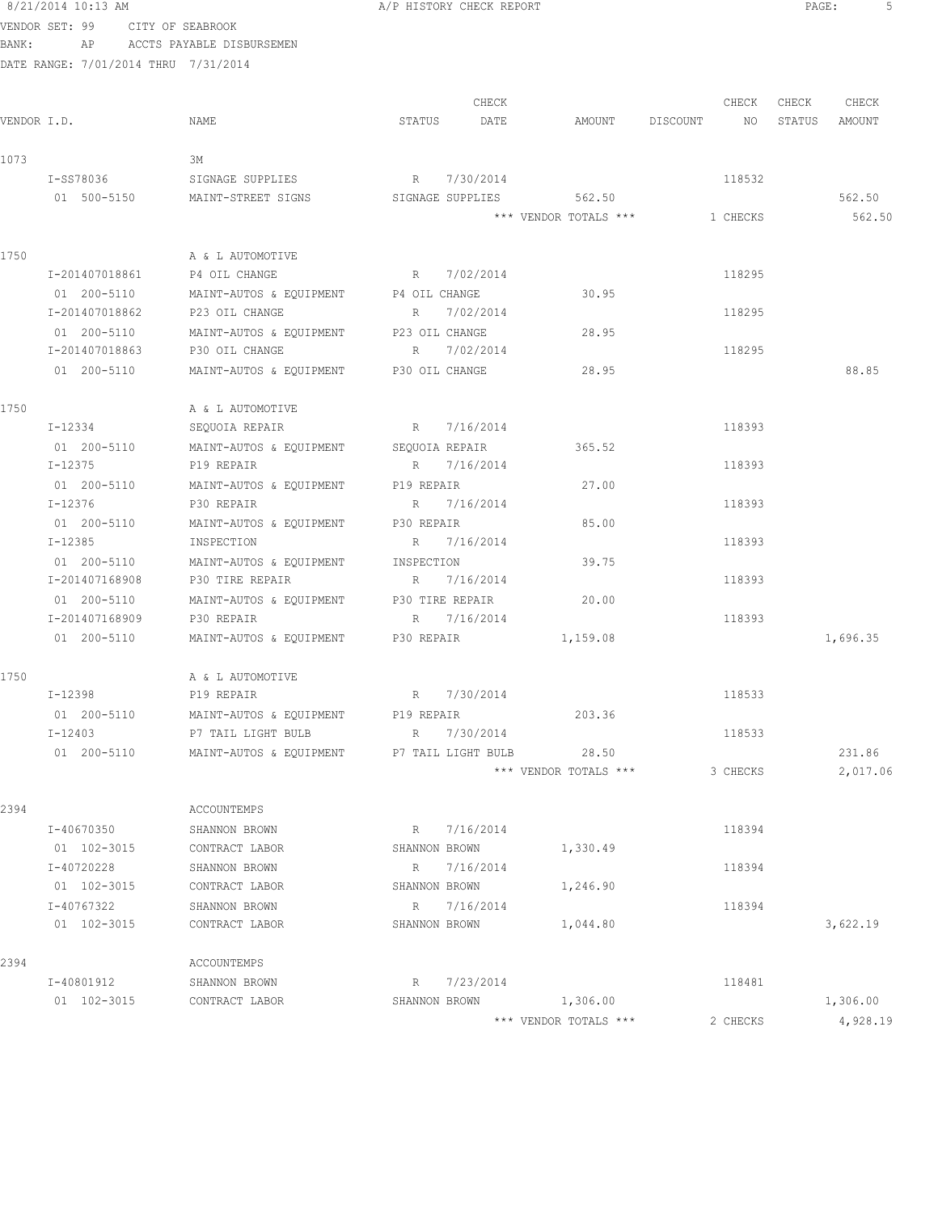8/21/2014 10:13 AM A/P HISTORY CHECK REPORT

VENDOR SET: 99 CITY OF SEABROOK
BANK: AP ACCTS PAYABLE DISBURSEMEN
DATE RANGE: 7/01/2014 THRU 7/31/2014

| VENDOR I.D. | NAME | STATUS | CHECK DATE | AMOUNT | DISCOUNT | CHECK NO | CHECK STATUS | CHECK AMOUNT |
|---|---|---|---|---|---|---|---|---|
| 1073 | 3M | | | | | | | |
| I-SS78036 | SIGNAGE SUPPLIES | R | 7/30/2014 | | | 118532 | | |
| 01 500-5150 | MAINT-STREET SIGNS | SIGNAGE SUPPLIES | | 562.50 | | | | 562.50 |
| | | | | *** VENDOR TOTALS *** | | 1 CHECKS | | 562.50 |
| 1750 | A & L AUTOMOTIVE | | | | | | | |
| I-201407018861 | P4 OIL CHANGE | R | 7/02/2014 | | | 118295 | | |
| 01 200-5110 | MAINT-AUTOS & EQUIPMENT | P4 OIL CHANGE | | 30.95 | | | | |
| I-201407018862 | P23 OIL CHANGE | R | 7/02/2014 | | | 118295 | | |
| 01 200-5110 | MAINT-AUTOS & EQUIPMENT | P23 OIL CHANGE | | 28.95 | | | | |
| I-201407018863 | P30 OIL CHANGE | R | 7/02/2014 | | | 118295 | | |
| 01 200-5110 | MAINT-AUTOS & EQUIPMENT | P30 OIL CHANGE | | 28.95 | | | | 88.85 |
| 1750 | A & L AUTOMOTIVE | | | | | | | |
| I-12334 | SEQUOIA REPAIR | R | 7/16/2014 | | | 118393 | | |
| 01 200-5110 | MAINT-AUTOS & EQUIPMENT | SEQUOIA REPAIR | | 365.52 | | | | |
| I-12375 | P19 REPAIR | R | 7/16/2014 | | | 118393 | | |
| 01 200-5110 | MAINT-AUTOS & EQUIPMENT | P19 REPAIR | | 27.00 | | | | |
| I-12376 | P30 REPAIR | R | 7/16/2014 | | | 118393 | | |
| 01 200-5110 | MAINT-AUTOS & EQUIPMENT | P30 REPAIR | | 85.00 | | | | |
| I-12385 | INSPECTION | R | 7/16/2014 | | | 118393 | | |
| 01 200-5110 | MAINT-AUTOS & EQUIPMENT | INSPECTION | | 39.75 | | | | |
| I-201407168908 | P30 TIRE REPAIR | R | 7/16/2014 | | | 118393 | | |
| 01 200-5110 | MAINT-AUTOS & EQUIPMENT | P30 TIRE REPAIR | | 20.00 | | | | |
| I-201407168909 | P30 REPAIR | R | 7/16/2014 | | | 118393 | | |
| 01 200-5110 | MAINT-AUTOS & EQUIPMENT | P30 REPAIR | | 1,159.08 | | | | 1,696.35 |
| 1750 | A & L AUTOMOTIVE | | | | | | | |
| I-12398 | P19 REPAIR | R | 7/30/2014 | | | 118533 | | |
| 01 200-5110 | MAINT-AUTOS & EQUIPMENT | P19 REPAIR | | 203.36 | | | | |
| I-12403 | P7 TAIL LIGHT BULB | R | 7/30/2014 | | | 118533 | | |
| 01 200-5110 | MAINT-AUTOS & EQUIPMENT | P7 TAIL LIGHT BULB | | 28.50 | | | | 231.86 |
| | | | | *** VENDOR TOTALS *** | | 3 CHECKS | | 2,017.06 |
| 2394 | ACCOUNTEMPS | | | | | | | |
| I-40670350 | SHANNON BROWN | R | 7/16/2014 | | | 118394 | | |
| 01 102-3015 | CONTRACT LABOR | SHANNON BROWN | | 1,330.49 | | | | |
| I-40720228 | SHANNON BROWN | R | 7/16/2014 | | | 118394 | | |
| 01 102-3015 | CONTRACT LABOR | SHANNON BROWN | | 1,246.90 | | | | |
| I-40767322 | SHANNON BROWN | R | 7/16/2014 | | | 118394 | | |
| 01 102-3015 | CONTRACT LABOR | SHANNON BROWN | | 1,044.80 | | | | 3,622.19 |
| 2394 | ACCOUNTEMPS | | | | | | | |
| I-40801912 | SHANNON BROWN | R | 7/23/2014 | | | 118481 | | |
| 01 102-3015 | CONTRACT LABOR | SHANNON BROWN | | 1,306.00 | | | | 1,306.00 |
| | | | | *** VENDOR TOTALS *** | | 2 CHECKS | | 4,928.19 |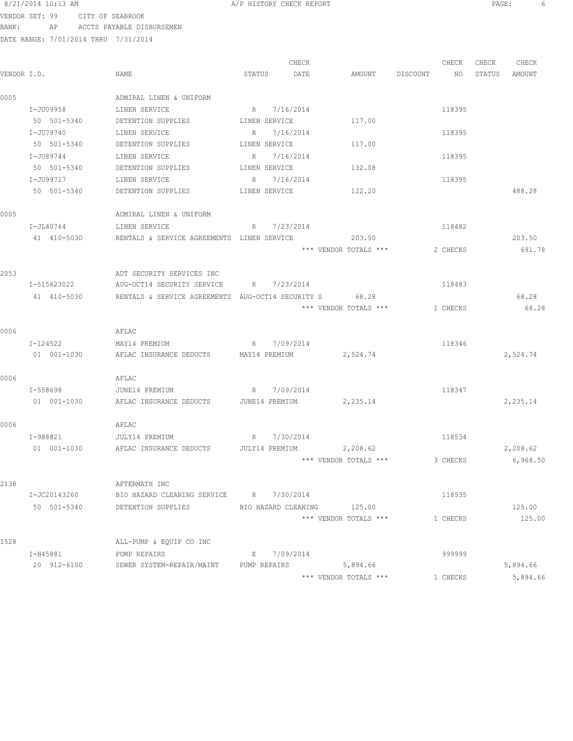8/21/2014 10:13 AM — A/P HISTORY CHECK REPORT

VENDOR SET: 99 CITY OF SEABROOK
BANK: AP ACCTS PAYABLE DISBURSEMEN
DATE RANGE: 7/01/2014 THRU 7/31/2014

| VENDOR I.D. | NAME | STATUS | CHECK DATE | AMOUNT | DISCOUNT | CHECK NO | CHECK STATUS | CHECK AMOUNT |
|---|---|---|---|---|---|---|---|---|
| 0005 | ADMIRAL LINEN & UNIFORM | | | | | | | |
| I-JU09958 | LINEN SERVICE | R | 7/16/2014 | | | 118395 | | |
| 50 501-5340 | DETENTION SUPPLIES | LINEN SERVICE | | 117.00 | | | | |
| I-JU79740 | LINEN SERVICE | R | 7/16/2014 | | | 118395 | | |
| 50 501-5340 | DETENTION SUPPLIES | LINEN SERVICE | | 117.00 | | | | |
| I-JU89744 | LINEN SERVICE | R | 7/16/2014 | | | 118395 | | |
| 50 501-5340 | DETENTION SUPPLIES | LINEN SERVICE | | 132.08 | | | | |
| I-JU99717 | LINEN SERVICE | R | 7/16/2014 | | | 118395 | | |
| 50 501-5340 | DETENTION SUPPLIES | LINEN SERVICE | | 122.20 | | | | 488.28 |
| 0005 | ADMIRAL LINEN & UNIFORM | | | | | | | |
| I-JL40764 | LINEN SERVICE | R | 7/23/2014 | | | 118482 | | |
| 41 410-5030 | RENTALS & SERVICE AGREEMENTS | LINEN SERVICE | | 203.50 | | | | 203.50 |
| | | | | *** VENDOR TOTALS *** | | 2 CHECKS | | 691.78 |
| 2053 | ADT SECURITY SERVICES INC | | | | | | | |
| I-515623022 | AUG-OCT14 SECURITY SERVICE | R | 7/23/2014 | | | 118483 | | |
| 41 410-5030 | RENTALS & SERVICE AGREEMENTS | AUG-OCT14 SECURITY S | | 68.28 | | | | 68.28 |
| | | | | *** VENDOR TOTALS *** | | 1 CHECKS | | 68.28 |
| 0006 | AFLAC | | | | | | | |
| I-124522 | MAY14 PREMIUM | R | 7/09/2014 | | | 118346 | | |
| 01 001-1030 | AFLAC INSURANCE DEDUCTS | MAY14 PREMIUM | | 2,524.74 | | | | 2,524.74 |
| 0006 | AFLAC | | | | | | | |
| I-558698 | JUNE14 PREMIUM | R | 7/09/2014 | | | 118347 | | |
| 01 001-1030 | AFLAC INSURANCE DEDUCTS | JUNE14 PREMIUM | | 2,235.14 | | | | 2,235.14 |
| 0006 | AFLAC | | | | | | | |
| I-988821 | JULY14 PREMIUM | R | 7/30/2014 | | | 118534 | | |
| 01 001-1030 | AFLAC INSURANCE DEDUCTS | JULY14 PREMIUM | | 2,208.62 | | | | 2,208.62 |
| | | | | *** VENDOR TOTALS *** | | 3 CHECKS | | 6,968.50 |
| 2138 | AFTERMATH INC | | | | | | | |
| I-JC20143260 | BIO HAZARD CLEANING SERVICE | R | 7/30/2014 | | | 118535 | | |
| 50 501-5340 | DETENTION SUPPLIES | BIO HAZARD CLEANING | | 125.00 | | | | 125.00 |
| | | | | *** VENDOR TOTALS *** | | 1 CHECKS | | 125.00 |
| 1528 | ALL-PUMP & EQUIP CO INC | | | | | | | |
| I-H45881 | PUMP REPAIRS | E | 7/09/2014 | | | 999999 | | |
| 20 912-6100 | SEWER SYSTEM-REPAIR/MAINT | PUMP REPAIRS | | 5,894.66 | | | | 5,894.66 |
| | | | | *** VENDOR TOTALS *** | | 1 CHECKS | | 5,894.66 |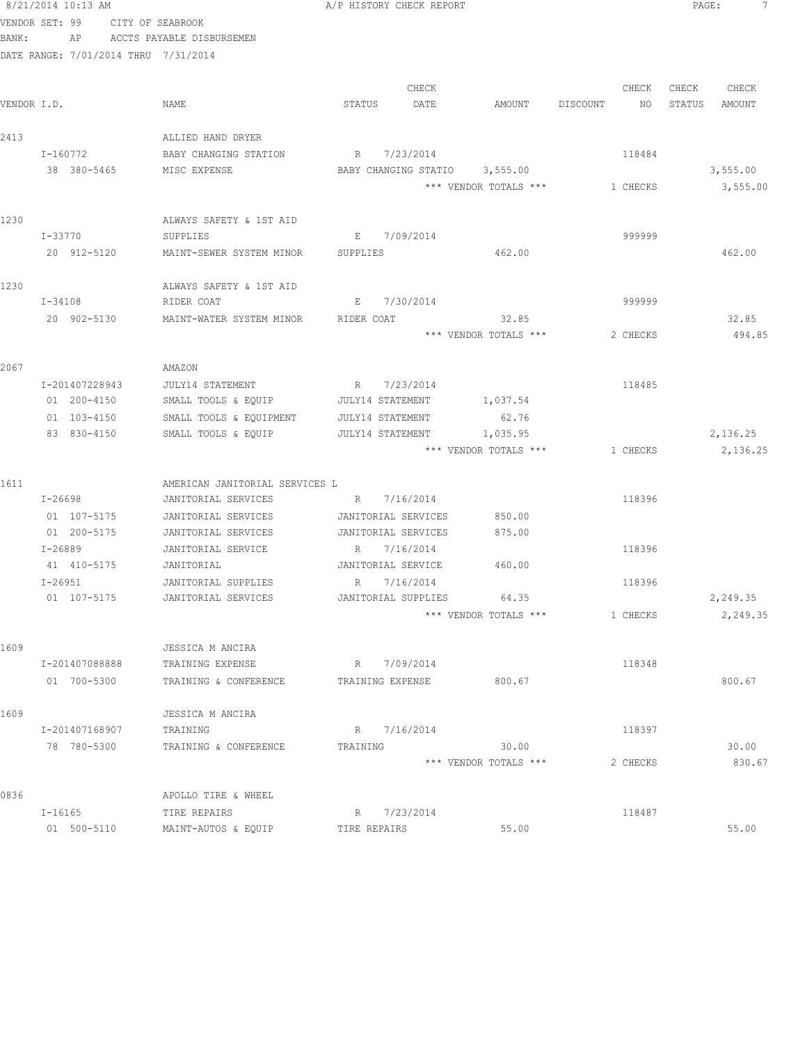8/21/2014 10:13 AM A/P HISTORY CHECK REPORT

VENDOR SET: 99 CITY OF SEABROOK
BANK: AP ACCTS PAYABLE DISBURSEMEN
DATE RANGE: 7/01/2014 THRU 7/31/2014

| VENDOR I.D. | NAME | STATUS | CHECK DATE | AMOUNT | DISCOUNT | CHECK NO | CHECK STATUS | CHECK AMOUNT |
|---|---|---|---|---|---|---|---|---|
| 2413 | ALLIED HAND DRYER | | | | | | | |
| I-160772 | BABY CHANGING STATION | R | 7/23/2014 | | | 118484 | | |
| 38 380-5465 | MISC EXPENSE | BABY CHANGING STATIO | | 3,555.00 | | | | 3,555.00 |
| | | | | *** VENDOR TOTALS *** | | 1 CHECKS | | 3,555.00 |
| 1230 | ALWAYS SAFETY & 1ST AID | | | | | | | |
| I-33770 | SUPPLIES | E | 7/09/2014 | | | 999999 | | |
| 20 912-5120 | MAINT-SEWER SYSTEM MINOR | SUPPLIES | | 462.00 | | | | 462.00 |
| 1230 | ALWAYS SAFETY & 1ST AID | | | | | | | |
| I-34108 | RIDER COAT | E | 7/30/2014 | | | 999999 | | |
| 20 902-5130 | MAINT-WATER SYSTEM MINOR | RIDER COAT | | 32.85 | | | | 32.85 |
| | | | | *** VENDOR TOTALS *** | | 2 CHECKS | | 494.85 |
| 2067 | AMAZON | | | | | | | |
| I-201407228943 | JULY14 STATEMENT | R | 7/23/2014 | | | 118485 | | |
| 01 200-4150 | SMALL TOOLS & EQUIP | JULY14 STATEMENT | | 1,037.54 | | | | |
| 01 103-4150 | SMALL TOOLS & EQUIPMENT | JULY14 STATEMENT | | 62.76 | | | | |
| 83 830-4150 | SMALL TOOLS & EQUIP | JULY14 STATEMENT | | 1,035.95 | | | | 2,136.25 |
| | | | | *** VENDOR TOTALS *** | | 1 CHECKS | | 2,136.25 |
| 1611 | AMERICAN JANITORIAL SERVICES L | | | | | | | |
| I-26698 | JANITORIAL SERVICES | R | 7/16/2014 | | | 118396 | | |
| 01 107-5175 | JANITORIAL SERVICES | JANITORIAL SERVICES | | 850.00 | | | | |
| 01 200-5175 | JANITORIAL SERVICES | JANITORIAL SERVICES | | 875.00 | | | | |
| I-26889 | JANITORIAL SERVICE | R | 7/16/2014 | | | 118396 | | |
| 41 410-5175 | JANITORIAL | JANITORIAL SERVICE | | 460.00 | | | | |
| I-26951 | JANITORIAL SUPPLIES | R | 7/16/2014 | | | 118396 | | |
| 01 107-5175 | JANITORIAL SERVICES | JANITORIAL SUPPLIES | | 64.35 | | | | 2,249.35 |
| | | | | *** VENDOR TOTALS *** | | 1 CHECKS | | 2,249.35 |
| 1609 | JESSICA M ANCIRA | | | | | | | |
| I-201407088888 | TRAINING EXPENSE | R | 7/09/2014 | | | 118348 | | |
| 01 700-5300 | TRAINING & CONFERENCE | TRAINING EXPENSE | | 800.67 | | | | 800.67 |
| 1609 | JESSICA M ANCIRA | | | | | | | |
| I-201407168907 | TRAINING | R | 7/16/2014 | | | 118397 | | |
| 78 780-5300 | TRAINING & CONFERENCE | TRAINING | | 30.00 | | | | 30.00 |
| | | | | *** VENDOR TOTALS *** | | 2 CHECKS | | 830.67 |
| 0836 | APOLLO TIRE & WHEEL | | | | | | | |
| I-16165 | TIRE REPAIRS | R | 7/23/2014 | | | 118487 | | |
| 01 500-5110 | MAINT-AUTOS & EQUIP | TIRE REPAIRS | | 55.00 | | | | 55.00 |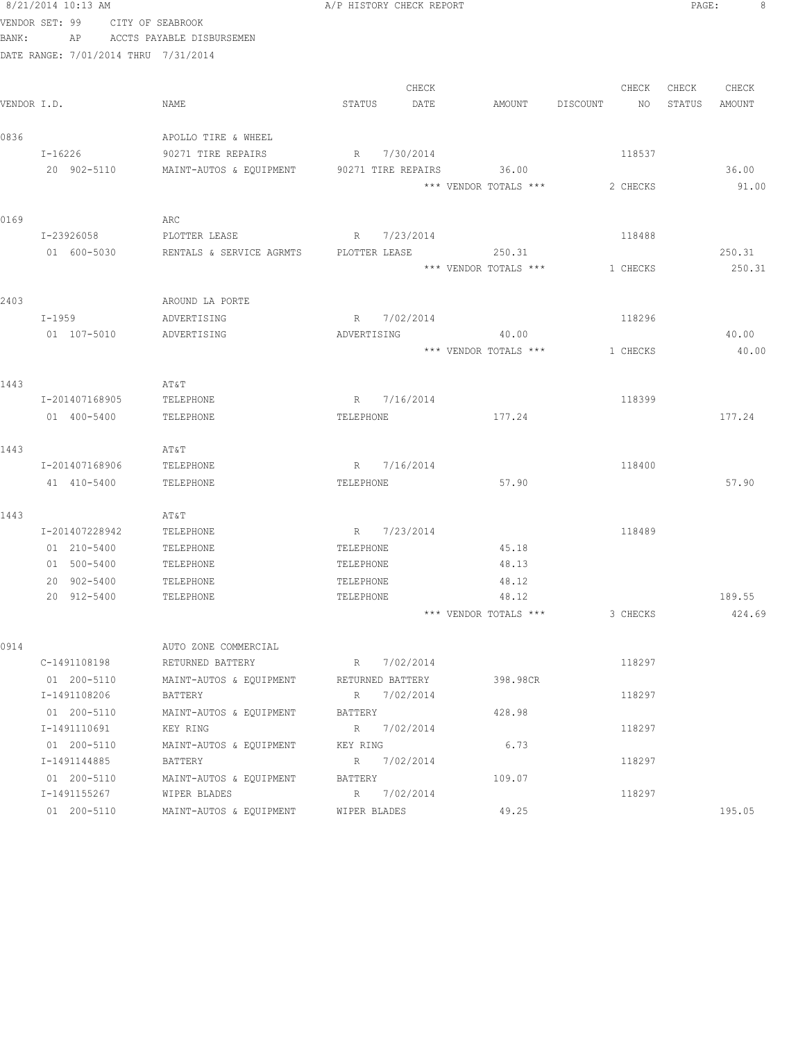8/21/2014 10:13 AM A/P HISTORY CHECK REPORT

VENDOR SET: 99 CITY OF SEABROOK

BANK: AP ACCTS PAYABLE DISBURSEMEN

DATE RANGE: 7/01/2014 THRU 7/31/2014

| VENDOR I.D. | NAME | STATUS | CHECK DATE | AMOUNT | DISCOUNT | CHECK NO | CHECK STATUS | CHECK AMOUNT |
|---|---|---|---|---|---|---|---|---|
| 0836 | APOLLO TIRE & WHEEL | | | | | | | |
| I-16226 | 90271 TIRE REPAIRS | R | 7/30/2014 | | | 118537 | | |
| 20 902-5110 | MAINT-AUTOS & EQUIPMENT | 90271 TIRE REPAIRS | | 36.00 | | | | 36.00 |
| | | | | *** VENDOR TOTALS *** | | 2 CHECKS | | 91.00 |
| 0169 | ARC | | | | | | | |
| I-23926058 | PLOTTER LEASE | R | 7/23/2014 | | | 118488 | | |
| 01 600-5030 | RENTALS & SERVICE AGRMTS | PLOTTER LEASE | | 250.31 | | | | 250.31 |
| | | | | *** VENDOR TOTALS *** | | 1 CHECKS | | 250.31 |
| 2403 | AROUND LA PORTE | | | | | | | |
| I-1959 | ADVERTISING | R | 7/02/2014 | | | 118296 | | |
| 01 107-5010 | ADVERTISING | ADVERTISING | | 40.00 | | | | 40.00 |
| | | | | *** VENDOR TOTALS *** | | 1 CHECKS | | 40.00 |
| 1443 | AT&T | | | | | | | |
| I-201407168905 | TELEPHONE | R | 7/16/2014 | | | 118399 | | |
| 01 400-5400 | TELEPHONE | TELEPHONE | | 177.24 | | | | 177.24 |
| 1443 | AT&T | | | | | | | |
| I-201407168906 | TELEPHONE | R | 7/16/2014 | | | 118400 | | |
| 41 410-5400 | TELEPHONE | TELEPHONE | | 57.90 | | | | 57.90 |
| 1443 | AT&T | | | | | | | |
| I-201407228942 | TELEPHONE | R | 7/23/2014 | | | 118489 | | |
| 01 210-5400 | TELEPHONE | TELEPHONE | | 45.18 | | | | |
| 01 500-5400 | TELEPHONE | TELEPHONE | | 48.13 | | | | |
| 20 902-5400 | TELEPHONE | TELEPHONE | | 48.12 | | | | |
| 20 912-5400 | TELEPHONE | TELEPHONE | | 48.12 | | | | 189.55 |
| | | | | *** VENDOR TOTALS *** | | 3 CHECKS | | 424.69 |
| 0914 | AUTO ZONE COMMERCIAL | | | | | | | |
| C-1491108198 | RETURNED BATTERY | R | 7/02/2014 | | | 118297 | | |
| 01 200-5110 | MAINT-AUTOS & EQUIPMENT | RETURNED BATTERY | | 398.98CR | | | | |
| I-1491108206 | BATTERY | R | 7/02/2014 | | | 118297 | | |
| 01 200-5110 | MAINT-AUTOS & EQUIPMENT | BATTERY | | 428.98 | | | | |
| I-1491110691 | KEY RING | R | 7/02/2014 | | | 118297 | | |
| 01 200-5110 | MAINT-AUTOS & EQUIPMENT | KEY RING | | 6.73 | | | | |
| I-1491144885 | BATTERY | R | 7/02/2014 | | | 118297 | | |
| 01 200-5110 | MAINT-AUTOS & EQUIPMENT | BATTERY | | 109.07 | | | | |
| I-1491155267 | WIPER BLADES | R | 7/02/2014 | | | 118297 | | |
| 01 200-5110 | MAINT-AUTOS & EQUIPMENT | WIPER BLADES | | 49.25 | | | | 195.05 |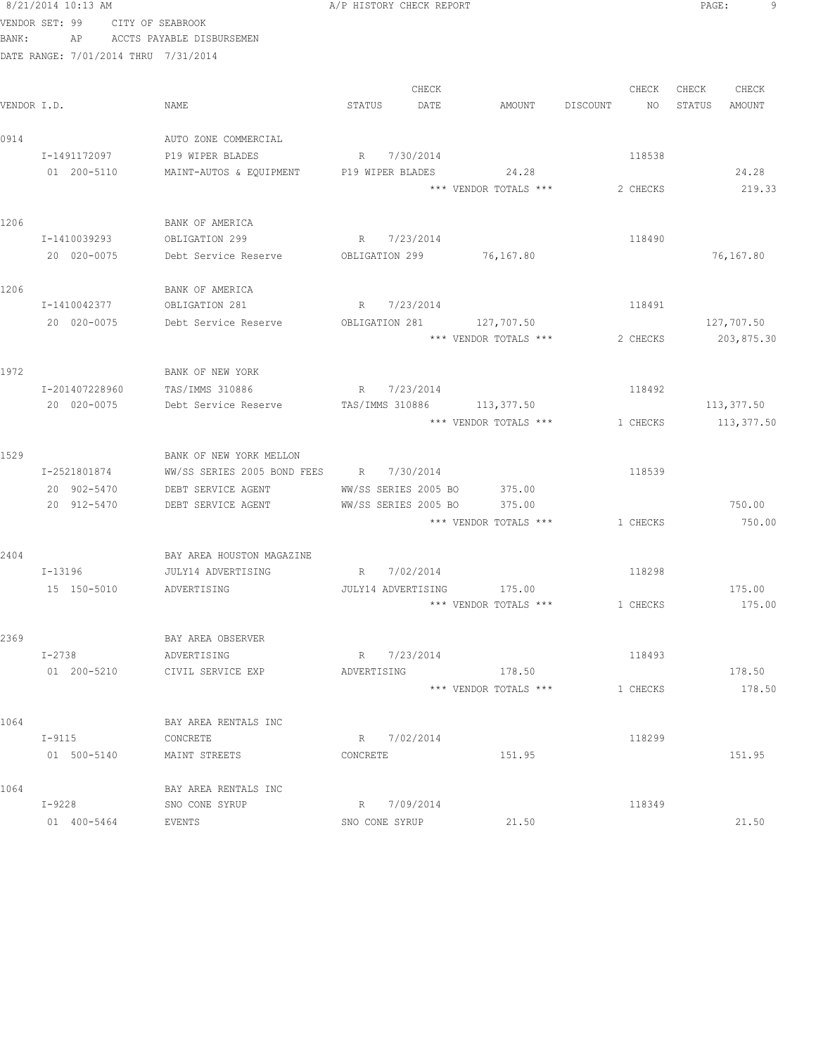8/21/2014 10:13 AM A/P HISTORY CHECK REPORT

VENDOR SET: 99 CITY OF SEABROOK

BANK: AP ACCTS PAYABLE DISBURSEMEN

DATE RANGE: 7/01/2014 THRU 7/31/2014

| VENDOR I.D. | NAME | STATUS | CHECK DATE | AMOUNT | DISCOUNT | CHECK NO | CHECK STATUS | CHECK AMOUNT |
|---|---|---|---|---|---|---|---|---|
| 0914 | AUTO ZONE COMMERCIAL | | | | | | | |
| I-1491172097 | P19 WIPER BLADES | R | 7/30/2014 | | | 118538 | | |
| 01 200-5110 | MAINT-AUTOS & EQUIPMENT | P19 WIPER BLADES | | 24.28 | | | | 24.28 |
| | | | | *** VENDOR TOTALS *** | | 2 CHECKS | | 219.33 |
| 1206 | BANK OF AMERICA | | | | | | | |
| I-1410039293 | OBLIGATION 299 | R | 7/23/2014 | | | 118490 | | |
| 20 020-0075 | Debt Service Reserve | OBLIGATION 299 | | 76,167.80 | | | | 76,167.80 |
| 1206 | BANK OF AMERICA | | | | | | | |
| I-1410042377 | OBLIGATION 281 | R | 7/23/2014 | | | 118491 | | |
| 20 020-0075 | Debt Service Reserve | OBLIGATION 281 | | 127,707.50 | | | | 127,707.50 |
| | | | | *** VENDOR TOTALS *** | | 2 CHECKS | | 203,875.30 |
| 1972 | BANK OF NEW YORK | | | | | | | |
| I-201407228960 | TAS/IMMS 310886 | R | 7/23/2014 | | | 118492 | | |
| 20 020-0075 | Debt Service Reserve | TAS/IMMS 310886 | | 113,377.50 | | | | 113,377.50 |
| | | | | *** VENDOR TOTALS *** | | 1 CHECKS | | 113,377.50 |
| 1529 | BANK OF NEW YORK MELLON | | | | | | | |
| I-2521801874 | WW/SS SERIES 2005 BOND FEES | R | 7/30/2014 | | | 118539 | | |
| 20 902-5470 | DEBT SERVICE AGENT | WW/SS SERIES 2005 BO | | 375.00 | | | | |
| 20 912-5470 | DEBT SERVICE AGENT | WW/SS SERIES 2005 BO | | 375.00 | | | | 750.00 |
| | | | | *** VENDOR TOTALS *** | | 1 CHECKS | | 750.00 |
| 2404 | BAY AREA HOUSTON MAGAZINE | | | | | | | |
| I-13196 | JULY14 ADVERTISING | R | 7/02/2014 | | | 118298 | | |
| 15 150-5010 | ADVERTISING | JULY14 ADVERTISING | | 175.00 | | | | 175.00 |
| | | | | *** VENDOR TOTALS *** | | 1 CHECKS | | 175.00 |
| 2369 | BAY AREA OBSERVER | | | | | | | |
| I-2738 | ADVERTISING | R | 7/23/2014 | | | 118493 | | |
| 01 200-5210 | CIVIL SERVICE EXP | ADVERTISING | | 178.50 | | | | 178.50 |
| | | | | *** VENDOR TOTALS *** | | 1 CHECKS | | 178.50 |
| 1064 | BAY AREA RENTALS INC | | | | | | | |
| I-9115 | CONCRETE | R | 7/02/2014 | | | 118299 | | |
| 01 500-5140 | MAINT STREETS | CONCRETE | | 151.95 | | | | 151.95 |
| 1064 | BAY AREA RENTALS INC | | | | | | | |
| I-9228 | SNO CONE SYRUP | R | 7/09/2014 | | | 118349 | | |
| 01 400-5464 | EVENTS | SNO CONE SYRUP | | 21.50 | | | | 21.50 |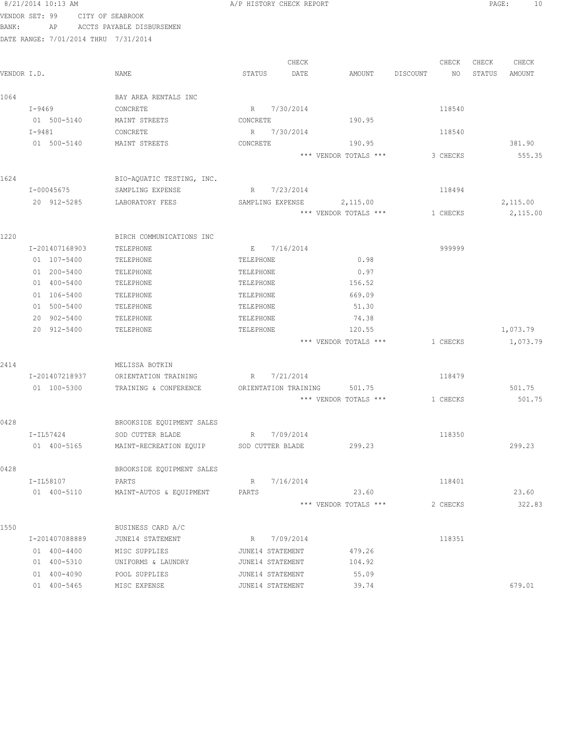8/21/2014 10:13 AM — A/P HISTORY CHECK REPORT

VENDOR SET: 99 CITY OF SEABROOK
BANK: AP ACCTS PAYABLE DISBURSEMEN
DATE RANGE: 7/01/2014 THRU 7/31/2014

| VENDOR I.D. | NAME | STATUS | CHECK DATE | AMOUNT | DISCOUNT | CHECK NO | CHECK STATUS | CHECK AMOUNT |
|---|---|---|---|---|---|---|---|---|
| 1064 | BAY AREA RENTALS INC | | | | | | | |
| I-9469 | CONCRETE | R | 7/30/2014 | | | 118540 | | |
| 01 500-5140 | MAINT STREETS | CONCRETE | | 190.95 | | | | |
| I-9481 | CONCRETE | R | 7/30/2014 | | | 118540 | | |
| 01 500-5140 | MAINT STREETS | CONCRETE | | 190.95 | | | | 381.90 |
| | | | | *** VENDOR TOTALS *** | | 3 CHECKS | | 555.35 |
| 1624 | BIO-AQUATIC TESTING, INC. | | | | | | | |
| I-00045675 | SAMPLING EXPENSE | R | 7/23/2014 | | | 118494 | | |
| 20 912-5285 | LABORATORY FEES | SAMPLING EXPENSE | | 2,115.00 | | | | 2,115.00 |
| | | | | *** VENDOR TOTALS *** | | 1 CHECKS | | 2,115.00 |
| 1220 | BIRCH COMMUNICATIONS INC | | | | | | | |
| I-201407168903 | TELEPHONE | E | 7/16/2014 | | | 999999 | | |
| 01 107-5400 | TELEPHONE | TELEPHONE | | 0.98 | | | | |
| 01 200-5400 | TELEPHONE | TELEPHONE | | 0.97 | | | | |
| 01 400-5400 | TELEPHONE | TELEPHONE | | 156.52 | | | | |
| 01 106-5400 | TELEPHONE | TELEPHONE | | 669.09 | | | | |
| 01 500-5400 | TELEPHONE | TELEPHONE | | 51.30 | | | | |
| 20 902-5400 | TELEPHONE | TELEPHONE | | 74.38 | | | | |
| 20 912-5400 | TELEPHONE | TELEPHONE | | 120.55 | | | | 1,073.79 |
| | | | | *** VENDOR TOTALS *** | | 1 CHECKS | | 1,073.79 |
| 2414 | MELISSA BOTKIN | | | | | | | |
| I-201407218937 | ORIENTATION TRAINING | R | 7/21/2014 | | | 118479 | | |
| 01 100-5300 | TRAINING & CONFERENCE | ORIENTATION TRAINING | | 501.75 | | | | 501.75 |
| | | | | *** VENDOR TOTALS *** | | 1 CHECKS | | 501.75 |
| 0428 | BROOKSIDE EQUIPMENT SALES | | | | | | | |
| I-IL57424 | SOD CUTTER BLADE | R | 7/09/2014 | | | 118350 | | |
| 01 400-5165 | MAINT-RECREATION EQUIP | SOD CUTTER BLADE | | 299.23 | | | | 299.23 |
| 0428 | BROOKSIDE EQUIPMENT SALES | | | | | | | |
| I-IL58107 | PARTS | R | 7/16/2014 | | | 118401 | | |
| 01 400-5110 | MAINT-AUTOS & EQUIPMENT | PARTS | | 23.60 | | | | 23.60 |
| | | | | *** VENDOR TOTALS *** | | 2 CHECKS | | 322.83 |
| 1550 | BUSINESS CARD A/C | | | | | | | |
| I-201407088889 | JUNE14 STATEMENT | R | 7/09/2014 | | | 118351 | | |
| 01 400-4400 | MISC SUPPLIES | JUNE14 STATEMENT | | 479.26 | | | | |
| 01 400-5310 | UNIFORMS & LAUNDRY | JUNE14 STATEMENT | | 104.92 | | | | |
| 01 400-4090 | POOL SUPPLIES | JUNE14 STATEMENT | | 55.09 | | | | |
| 01 400-5465 | MISC EXPENSE | JUNE14 STATEMENT | | 39.74 | | | | 679.01 |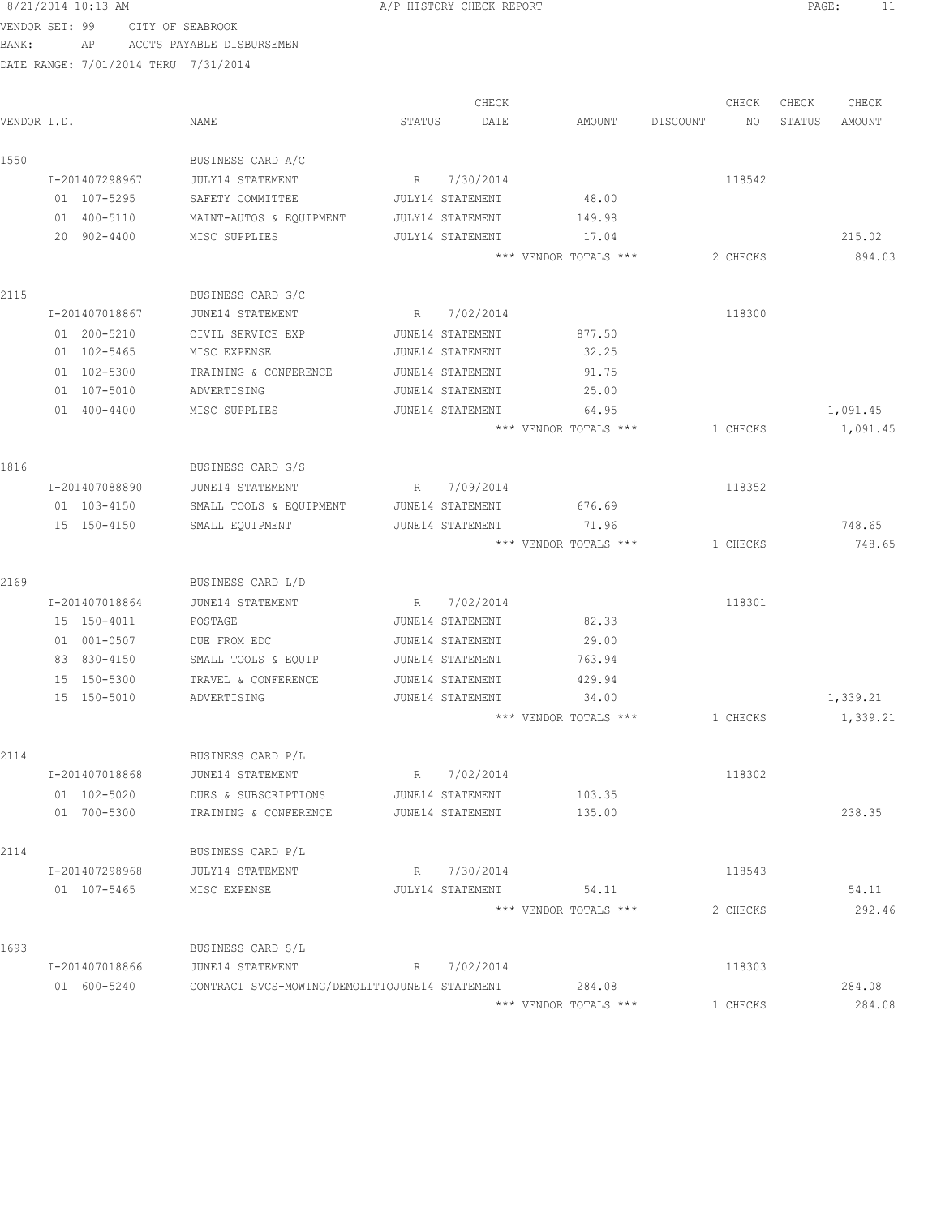8/21/2014 10:13 AM A/P HISTORY CHECK REPORT

VENDOR SET: 99 CITY OF SEABROOK
BANK: AP ACCTS PAYABLE DISBURSEMEN
DATE RANGE: 7/01/2014 THRU 7/31/2014

| VENDOR I.D. | NAME | STATUS | CHECK DATE | AMOUNT | DISCOUNT | CHECK NO | CHECK STATUS | CHECK AMOUNT |
|---|---|---|---|---|---|---|---|---|
| 1550 | BUSINESS CARD A/C | | | | | | | |
| I-201407298967 | JULY14 STATEMENT | R | 7/30/2014 | | | 118542 | | |
| 01 107-5295 | SAFETY COMMITTEE | JULY14 STATEMENT | | 48.00 | | | | |
| 01 400-5110 | MAINT-AUTOS & EQUIPMENT | JULY14 STATEMENT | | 149.98 | | | | |
| 20 902-4400 | MISC SUPPLIES | JULY14 STATEMENT | | 17.04 | | | | 215.02 |
| | | | | *** VENDOR TOTALS *** | | 2 CHECKS | | 894.03 |
| 2115 | BUSINESS CARD G/C | | | | | | | |
| I-201407018867 | JUNE14 STATEMENT | R | 7/02/2014 | | | 118300 | | |
| 01 200-5210 | CIVIL SERVICE EXP | JUNE14 STATEMENT | | 877.50 | | | | |
| 01 102-5465 | MISC EXPENSE | JUNE14 STATEMENT | | 32.25 | | | | |
| 01 102-5300 | TRAINING & CONFERENCE | JUNE14 STATEMENT | | 91.75 | | | | |
| 01 107-5010 | ADVERTISING | JUNE14 STATEMENT | | 25.00 | | | | |
| 01 400-4400 | MISC SUPPLIES | JUNE14 STATEMENT | | 64.95 | | | | 1,091.45 |
| | | | | *** VENDOR TOTALS *** | | 1 CHECKS | | 1,091.45 |
| 1816 | BUSINESS CARD G/S | | | | | | | |
| I-201407088890 | JUNE14 STATEMENT | R | 7/09/2014 | | | 118352 | | |
| 01 103-4150 | SMALL TOOLS & EQUIPMENT | JUNE14 STATEMENT | | 676.69 | | | | |
| 15 150-4150 | SMALL EQUIPMENT | JUNE14 STATEMENT | | 71.96 | | | | 748.65 |
| | | | | *** VENDOR TOTALS *** | | 1 CHECKS | | 748.65 |
| 2169 | BUSINESS CARD L/D | | | | | | | |
| I-201407018864 | JUNE14 STATEMENT | R | 7/02/2014 | | | 118301 | | |
| 15 150-4011 | POSTAGE | JUNE14 STATEMENT | | 82.33 | | | | |
| 01 001-0507 | DUE FROM EDC | JUNE14 STATEMENT | | 29.00 | | | | |
| 83 830-4150 | SMALL TOOLS & EQUIP | JUNE14 STATEMENT | | 763.94 | | | | |
| 15 150-5300 | TRAVEL & CONFERENCE | JUNE14 STATEMENT | | 429.94 | | | | |
| 15 150-5010 | ADVERTISING | JUNE14 STATEMENT | | 34.00 | | | | 1,339.21 |
| | | | | *** VENDOR TOTALS *** | | 1 CHECKS | | 1,339.21 |
| 2114 | BUSINESS CARD P/L | | | | | | | |
| I-201407018868 | JUNE14 STATEMENT | R | 7/02/2014 | | | 118302 | | |
| 01 102-5020 | DUES & SUBSCRIPTIONS | JUNE14 STATEMENT | | 103.35 | | | | |
| 01 700-5300 | TRAINING & CONFERENCE | JUNE14 STATEMENT | | 135.00 | | | | 238.35 |
| 2114 | BUSINESS CARD P/L | | | | | | | |
| I-201407298968 | JULY14 STATEMENT | R | 7/30/2014 | | | 118543 | | |
| 01 107-5465 | MISC EXPENSE | JULY14 STATEMENT | | 54.11 | | | | 54.11 |
| | | | | *** VENDOR TOTALS *** | | 2 CHECKS | | 292.46 |
| 1693 | BUSINESS CARD S/L | | | | | | | |
| I-201407018866 | JUNE14 STATEMENT | R | 7/02/2014 | | | 118303 | | |
| 01 600-5240 | CONTRACT SVCS-MOWING/DEMOLITIO | JUNE14 STATEMENT | | 284.08 | | | | 284.08 |
| | | | | *** VENDOR TOTALS *** | | 1 CHECKS | | 284.08 |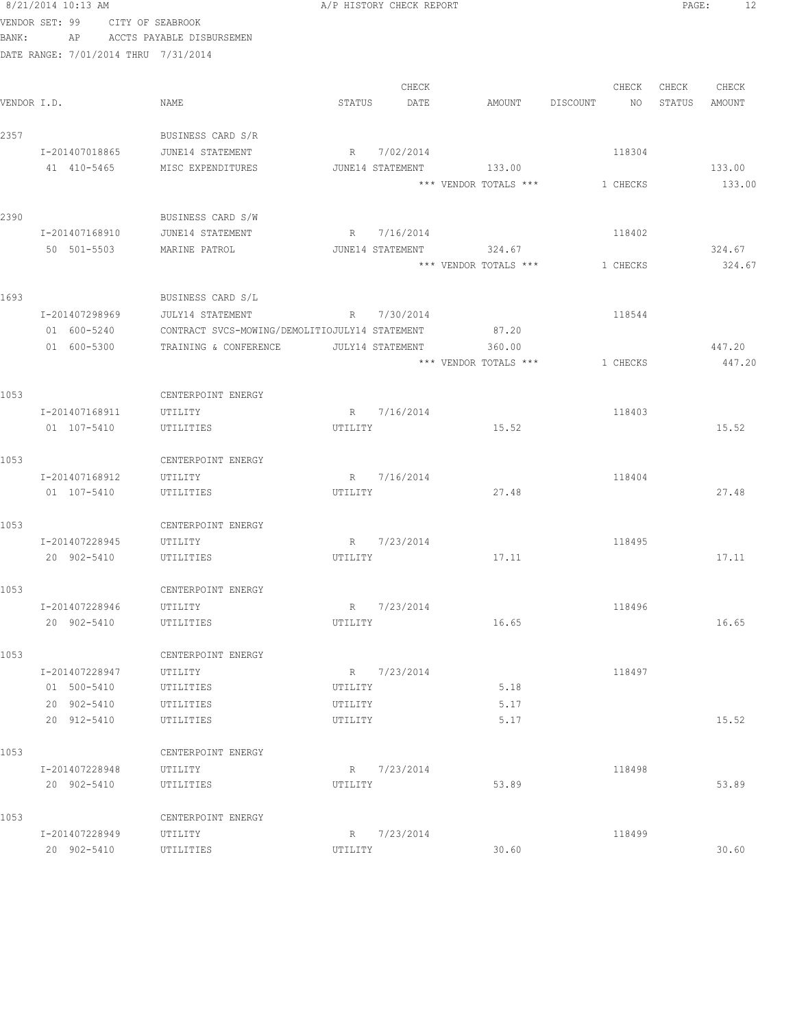8/21/2014 10:13 AM A/P HISTORY CHECK REPORT

VENDOR SET: 99 CITY OF SEABROOK
BANK: AP ACCTS PAYABLE DISBURSEMEN
DATE RANGE: 7/01/2014 THRU 7/31/2014

| VENDOR I.D. | NAME | STATUS | CHECK DATE | AMOUNT | DISCOUNT | CHECK NO | CHECK STATUS | CHECK AMOUNT |
|---|---|---|---|---|---|---|---|---|
| 2357 | BUSINESS CARD S/R | | | | | | | |
| I-201407018865 | JUNE14 STATEMENT | R | 7/02/2014 | | | 118304 | | |
| 41 410-5465 | MISC EXPENDITURES | JUNE14 STATEMENT | | 133.00 | | | | 133.00 |
| | | | | *** VENDOR TOTALS *** | | 1 CHECKS | | 133.00 |
| 2390 | BUSINESS CARD S/W | | | | | | | |
| I-201407168910 | JUNE14 STATEMENT | R | 7/16/2014 | | | 118402 | | |
| 50 501-5503 | MARINE PATROL | JUNE14 STATEMENT | | 324.67 | | | | 324.67 |
| | | | | *** VENDOR TOTALS *** | | 1 CHECKS | | 324.67 |
| 1693 | BUSINESS CARD S/L | | | | | | | |
| I-201407298969 | JULY14 STATEMENT | R | 7/30/2014 | | | 118544 | | |
| 01 600-5240 | CONTRACT SVCS-MOWING/DEMOLITIO | JULY14 STATEMENT | | 87.20 | | | | |
| 01 600-5300 | TRAINING & CONFERENCE | JULY14 STATEMENT | | 360.00 | | | | 447.20 |
| | | | | *** VENDOR TOTALS *** | | 1 CHECKS | | 447.20 |
| 1053 | CENTERPOINT ENERGY | | | | | | | |
| I-201407168911 | UTILITY | R | 7/16/2014 | | | 118403 | | |
| 01 107-5410 | UTILITIES | UTILITY | | 15.52 | | | | 15.52 |
| 1053 | CENTERPOINT ENERGY | | | | | | | |
| I-201407168912 | UTILITY | R | 7/16/2014 | | | 118404 | | |
| 01 107-5410 | UTILITIES | UTILITY | | 27.48 | | | | 27.48 |
| 1053 | CENTERPOINT ENERGY | | | | | | | |
| I-201407228945 | UTILITY | R | 7/23/2014 | | | 118495 | | |
| 20 902-5410 | UTILITIES | UTILITY | | 17.11 | | | | 17.11 |
| 1053 | CENTERPOINT ENERGY | | | | | | | |
| I-201407228946 | UTILITY | R | 7/23/2014 | | | 118496 | | |
| 20 902-5410 | UTILITIES | UTILITY | | 16.65 | | | | 16.65 |
| 1053 | CENTERPOINT ENERGY | | | | | | | |
| I-201407228947 | UTILITY | R | 7/23/2014 | | | 118497 | | |
| 01 500-5410 | UTILITIES | UTILITY | | 5.18 | | | | |
| 20 902-5410 | UTILITIES | UTILITY | | 5.17 | | | | |
| 20 912-5410 | UTILITIES | UTILITY | | 5.17 | | | | 15.52 |
| 1053 | CENTERPOINT ENERGY | | | | | | | |
| I-201407228948 | UTILITY | R | 7/23/2014 | | | 118498 | | |
| 20 902-5410 | UTILITIES | UTILITY | | 53.89 | | | | 53.89 |
| 1053 | CENTERPOINT ENERGY | | | | | | | |
| I-201407228949 | UTILITY | R | 7/23/2014 | | | 118499 | | |
| 20 902-5410 | UTILITIES | UTILITY | | 30.60 | | | | 30.60 |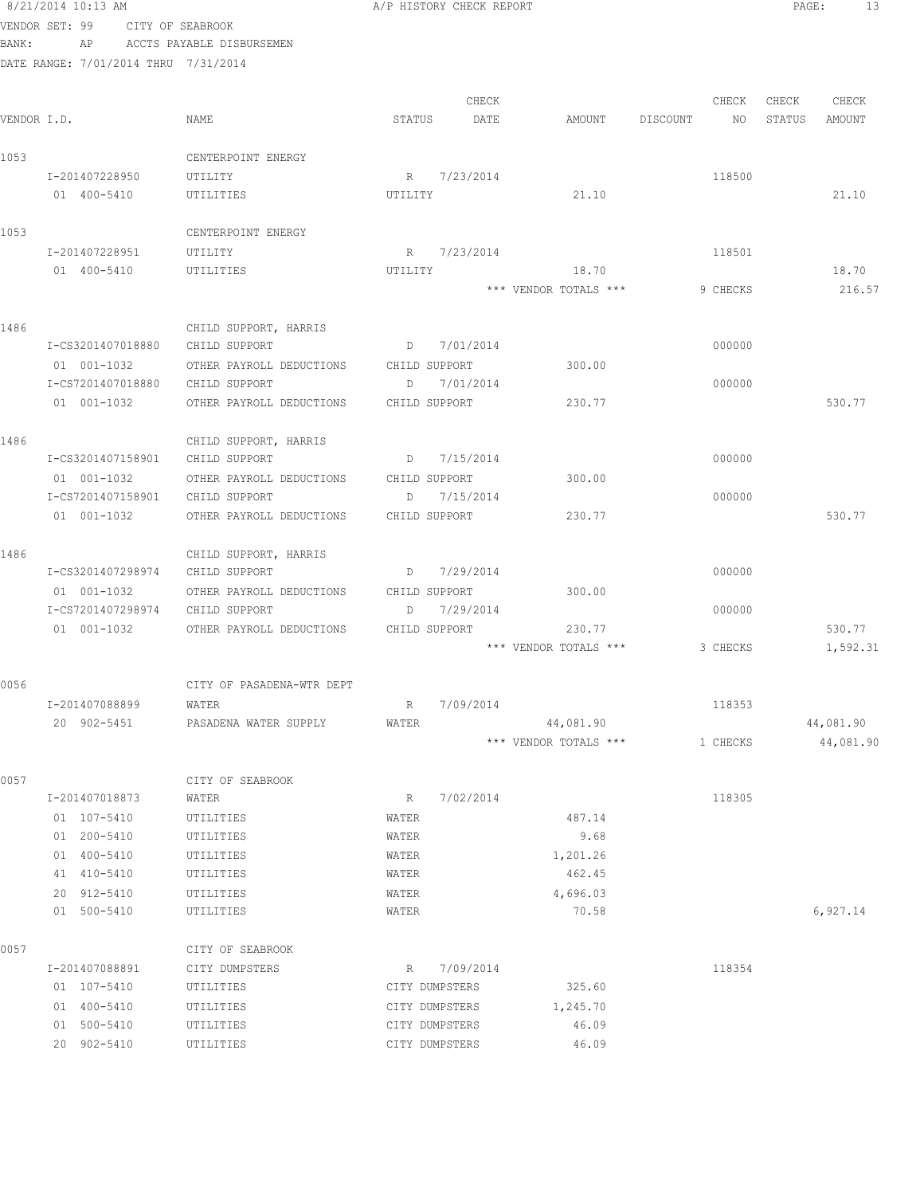8/21/2014 10:13 AM A/P HISTORY CHECK REPORT

VENDOR SET: 99 CITY OF SEABROOK

BANK: AP ACCTS PAYABLE DISBURSEMEN

DATE RANGE: 7/01/2014 THRU 7/31/2014

| VENDOR I.D. | NAME | STATUS | CHECK DATE | AMOUNT | DISCOUNT | CHECK NO | CHECK STATUS | CHECK AMOUNT |
|---|---|---|---|---|---|---|---|---|
| 1053 | CENTERPOINT ENERGY | | | | | | | |
| I-201407228950 | UTILITY | R | 7/23/2014 | | | 118500 | | |
| 01 400-5410 | UTILITIES | UTILITY | | 21.10 | | | | 21.10 |
| 1053 | CENTERPOINT ENERGY | | | | | | | |
| I-201407228951 | UTILITY | R | 7/23/2014 | | | 118501 | | |
| 01 400-5410 | UTILITIES | UTILITY | | 18.70 | | | | 18.70 |
| | | | | *** VENDOR TOTALS *** | | 9 CHECKS | | 216.57 |
| 1486 | CHILD SUPPORT, HARRIS | | | | | | | |
| I-CS3201407018880 | CHILD SUPPORT | D | 7/01/2014 | | | 000000 | | |
| 01 001-1032 | OTHER PAYROLL DEDUCTIONS | CHILD SUPPORT | | 300.00 | | | | |
| I-CS7201407018880 | CHILD SUPPORT | D | 7/01/2014 | | | 000000 | | |
| 01 001-1032 | OTHER PAYROLL DEDUCTIONS | CHILD SUPPORT | | 230.77 | | | | 530.77 |
| 1486 | CHILD SUPPORT, HARRIS | | | | | | | |
| I-CS3201407158901 | CHILD SUPPORT | D | 7/15/2014 | | | 000000 | | |
| 01 001-1032 | OTHER PAYROLL DEDUCTIONS | CHILD SUPPORT | | 300.00 | | | | |
| I-CS7201407158901 | CHILD SUPPORT | D | 7/15/2014 | | | 000000 | | |
| 01 001-1032 | OTHER PAYROLL DEDUCTIONS | CHILD SUPPORT | | 230.77 | | | | 530.77 |
| 1486 | CHILD SUPPORT, HARRIS | | | | | | | |
| I-CS3201407298974 | CHILD SUPPORT | D | 7/29/2014 | | | 000000 | | |
| 01 001-1032 | OTHER PAYROLL DEDUCTIONS | CHILD SUPPORT | | 300.00 | | | | |
| I-CS7201407298974 | CHILD SUPPORT | D | 7/29/2014 | | | 000000 | | |
| 01 001-1032 | OTHER PAYROLL DEDUCTIONS | CHILD SUPPORT | | 230.77 | | | | 530.77 |
| | | | | *** VENDOR TOTALS *** | | 3 CHECKS | | 1,592.31 |
| 0056 | CITY OF PASADENA-WTR DEPT | | | | | | | |
| I-201407088899 | WATER | R | 7/09/2014 | | | 118353 | | |
| 20 902-5451 | PASADENA WATER SUPPLY | WATER | | 44,081.90 | | | | 44,081.90 |
| | | | | *** VENDOR TOTALS *** | | 1 CHECKS | | 44,081.90 |
| 0057 | CITY OF SEABROOK | | | | | | | |
| I-201407018873 | WATER | R | 7/02/2014 | | | 118305 | | |
| 01 107-5410 | UTILITIES | WATER | | 487.14 | | | | |
| 01 200-5410 | UTILITIES | WATER | | 9.68 | | | | |
| 01 400-5410 | UTILITIES | WATER | | 1,201.26 | | | | |
| 41 410-5410 | UTILITIES | WATER | | 462.45 | | | | |
| 20 912-5410 | UTILITIES | WATER | | 4,696.03 | | | | |
| 01 500-5410 | UTILITIES | WATER | | 70.58 | | | | 6,927.14 |
| 0057 | CITY OF SEABROOK | | | | | | | |
| I-201407088891 | CITY DUMPSTERS | R | 7/09/2014 | | | 118354 | | |
| 01 107-5410 | UTILITIES | CITY DUMPSTERS | | 325.60 | | | | |
| 01 400-5410 | UTILITIES | CITY DUMPSTERS | | 1,245.70 | | | | |
| 01 500-5410 | UTILITIES | CITY DUMPSTERS | | 46.09 | | | | |
| 20 902-5410 | UTILITIES | CITY DUMPSTERS | | 46.09 | | | | |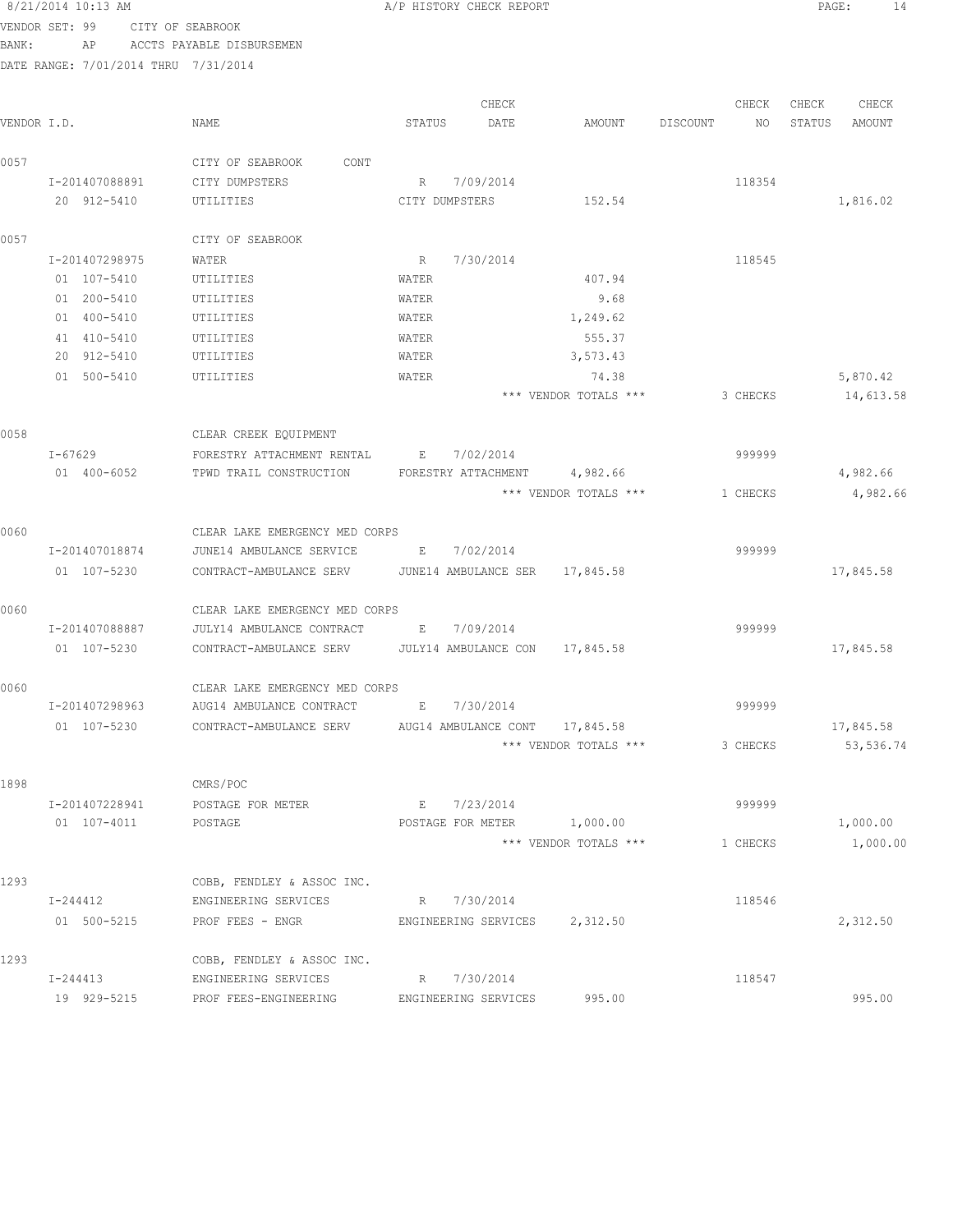8/21/2014 10:13 AM A/P HISTORY CHECK REPORT

VENDOR SET: 99 CITY OF SEABROOK
BANK: AP ACCTS PAYABLE DISBURSEMEN
DATE RANGE: 7/01/2014 THRU 7/31/2014

| VENDOR I.D. | NAME | STATUS | CHECK DATE | AMOUNT | DISCOUNT | CHECK NO | CHECK STATUS | CHECK AMOUNT |
|---|---|---|---|---|---|---|---|---|
| 0057 | CITY OF SEABROOK CONT | | | | | | | |
| I-201407088891 | CITY DUMPSTERS | R | 7/09/2014 | | | 118354 | | |
| 20 912-5410 | UTILITIES | CITY DUMPSTERS | | 152.54 | | | | 1,816.02 |
| 0057 | CITY OF SEABROOK | | | | | | | |
| I-201407298975 | WATER | R | 7/30/2014 | | | 118545 | | |
| 01 107-5410 | UTILITIES | WATER | | 407.94 | | | | |
| 01 200-5410 | UTILITIES | WATER | | 9.68 | | | | |
| 01 400-5410 | UTILITIES | WATER | | 1,249.62 | | | | |
| 41 410-5410 | UTILITIES | WATER | | 555.37 | | | | |
| 20 912-5410 | UTILITIES | WATER | | 3,573.43 | | | | |
| 01 500-5410 | UTILITIES | WATER | | 74.38 | | | | 5,870.42 |
| | | | | *** VENDOR TOTALS *** | | 3 CHECKS | | 14,613.58 |
| 0058 | CLEAR CREEK EQUIPMENT | | | | | | | |
| I-67629 | FORESTRY ATTACHMENT RENTAL | E | 7/02/2014 | | | 999999 | | |
| 01 400-6052 | TPWD TRAIL CONSTRUCTION | FORESTRY ATTACHMENT | | 4,982.66 | | | | 4,982.66 |
| | | | | *** VENDOR TOTALS *** | | 1 CHECKS | | 4,982.66 |
| 0060 | CLEAR LAKE EMERGENCY MED CORPS | | | | | | | |
| I-201407018874 | JUNE14 AMBULANCE SERVICE | E | 7/02/2014 | | | 999999 | | |
| 01 107-5230 | CONTRACT-AMBULANCE SERV | JUNE14 AMBULANCE SER | | 17,845.58 | | | | 17,845.58 |
| 0060 | CLEAR LAKE EMERGENCY MED CORPS | | | | | | | |
| I-201407088887 | JULY14 AMBULANCE CONTRACT | E | 7/09/2014 | | | 999999 | | |
| 01 107-5230 | CONTRACT-AMBULANCE SERV | JULY14 AMBULANCE CON | | 17,845.58 | | | | 17,845.58 |
| 0060 | CLEAR LAKE EMERGENCY MED CORPS | | | | | | | |
| I-201407298963 | AUG14 AMBULANCE CONTRACT | E | 7/30/2014 | | | 999999 | | |
| 01 107-5230 | CONTRACT-AMBULANCE SERV | AUG14 AMBULANCE CONT | | 17,845.58 | | | | 17,845.58 |
| | | | | *** VENDOR TOTALS *** | | 3 CHECKS | | 53,536.74 |
| 1898 | CMRS/POC | | | | | | | |
| I-201407228941 | POSTAGE FOR METER | E | 7/23/2014 | | | 999999 | | |
| 01 107-4011 | POSTAGE | POSTAGE FOR METER | | 1,000.00 | | | | 1,000.00 |
| | | | | *** VENDOR TOTALS *** | | 1 CHECKS | | 1,000.00 |
| 1293 | COBB, FENDLEY & ASSOC INC. | | | | | | | |
| I-244412 | ENGINEERING SERVICES | R | 7/30/2014 | | | 118546 | | |
| 01 500-5215 | PROF FEES - ENGR | ENGINEERING SERVICES | | 2,312.50 | | | | 2,312.50 |
| 1293 | COBB, FENDLEY & ASSOC INC. | | | | | | | |
| I-244413 | ENGINEERING SERVICES | R | 7/30/2014 | | | 118547 | | |
| 19 929-5215 | PROF FEES-ENGINEERING | ENGINEERING SERVICES | | 995.00 | | | | 995.00 |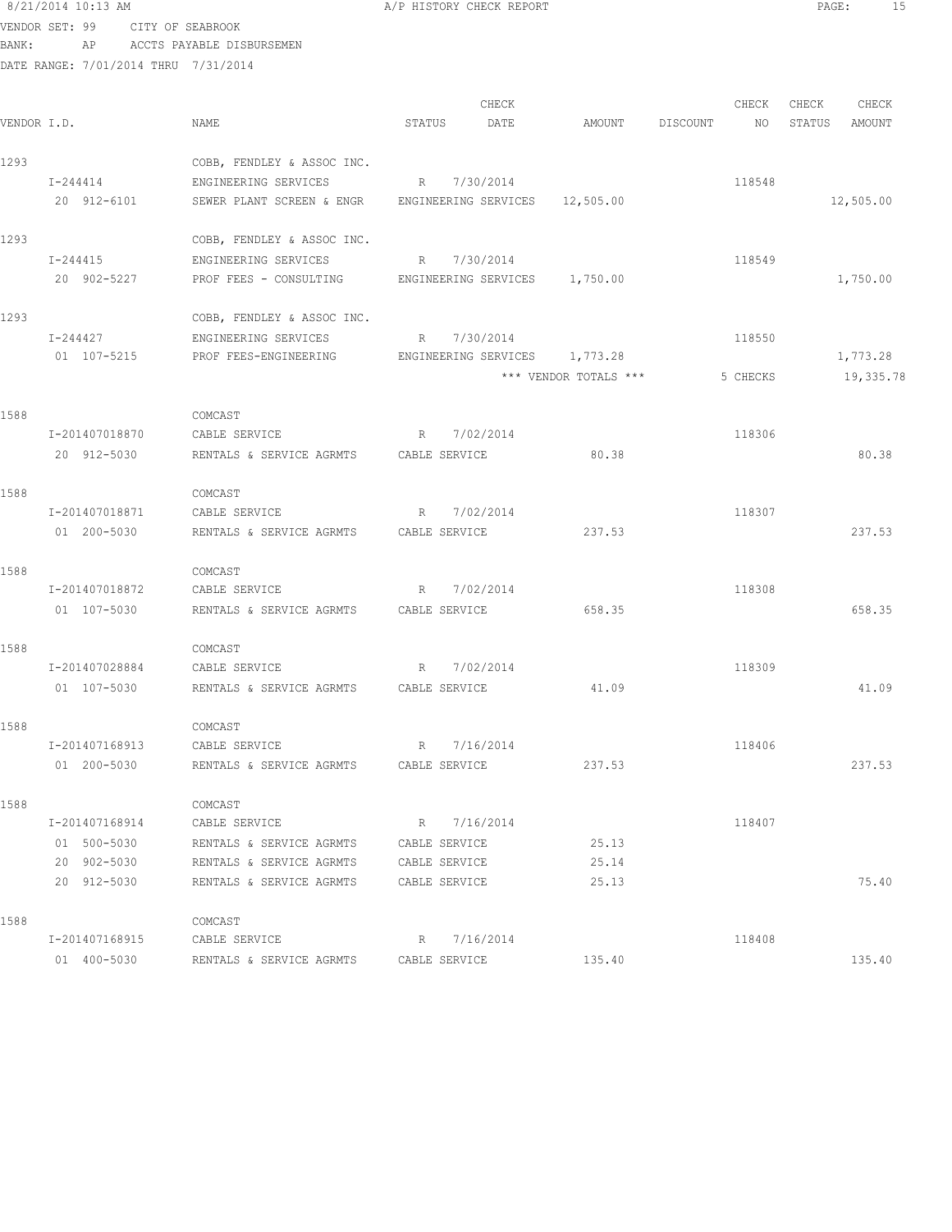8/21/2014 10:13 AM — A/P HISTORY CHECK REPORT

VENDOR SET: 99 CITY OF SEABROOK
BANK: AP ACCTS PAYABLE DISBURSEMEN
DATE RANGE: 7/01/2014 THRU 7/31/2014

| VENDOR I.D. | NAME | STATUS | CHECK DATE | AMOUNT | DISCOUNT | CHECK NO | CHECK STATUS | CHECK AMOUNT |
|---|---|---|---|---|---|---|---|---|
| 1293 | COBB, FENDLEY & ASSOC INC. | | | | | | | |
| I-244414 | ENGINEERING SERVICES | R | 7/30/2014 | | | 118548 | | |
| 20 912-6101 | SEWER PLANT SCREEN & ENGR | ENGINEERING SERVICES | | 12,505.00 | | | | 12,505.00 |
| 1293 | COBB, FENDLEY & ASSOC INC. | | | | | | | |
| I-244415 | ENGINEERING SERVICES | R | 7/30/2014 | | | 118549 | | |
| 20 902-5227 | PROF FEES - CONSULTING | ENGINEERING SERVICES | | 1,750.00 | | | | 1,750.00 |
| 1293 | COBB, FENDLEY & ASSOC INC. | | | | | | | |
| I-244427 | ENGINEERING SERVICES | R | 7/30/2014 | | | 118550 | | |
| 01 107-5215 | PROF FEES-ENGINEERING | ENGINEERING SERVICES | | 1,773.28 | | | | 1,773.28 |
| | | | | *** VENDOR TOTALS *** | | 5 CHECKS | | 19,335.78 |
| 1588 | COMCAST | | | | | | | |
| I-201407018870 | CABLE SERVICE | R | 7/02/2014 | | | 118306 | | |
| 20 912-5030 | RENTALS & SERVICE AGRMTS | CABLE SERVICE | | 80.38 | | | | 80.38 |
| 1588 | COMCAST | | | | | | | |
| I-201407018871 | CABLE SERVICE | R | 7/02/2014 | | | 118307 | | |
| 01 200-5030 | RENTALS & SERVICE AGRMTS | CABLE SERVICE | | 237.53 | | | | 237.53 |
| 1588 | COMCAST | | | | | | | |
| I-201407018872 | CABLE SERVICE | R | 7/02/2014 | | | 118308 | | |
| 01 107-5030 | RENTALS & SERVICE AGRMTS | CABLE SERVICE | | 658.35 | | | | 658.35 |
| 1588 | COMCAST | | | | | | | |
| I-201407028884 | CABLE SERVICE | R | 7/02/2014 | | | 118309 | | |
| 01 107-5030 | RENTALS & SERVICE AGRMTS | CABLE SERVICE | | 41.09 | | | | 41.09 |
| 1588 | COMCAST | | | | | | | |
| I-201407168913 | CABLE SERVICE | R | 7/16/2014 | | | 118406 | | |
| 01 200-5030 | RENTALS & SERVICE AGRMTS | CABLE SERVICE | | 237.53 | | | | 237.53 |
| 1588 | COMCAST | | | | | | | |
| I-201407168914 | CABLE SERVICE | R | 7/16/2014 | | | 118407 | | |
| 01 500-5030 | RENTALS & SERVICE AGRMTS | CABLE SERVICE | | 25.13 | | | | |
| 20 902-5030 | RENTALS & SERVICE AGRMTS | CABLE SERVICE | | 25.14 | | | | |
| 20 912-5030 | RENTALS & SERVICE AGRMTS | CABLE SERVICE | | 25.13 | | | | 75.40 |
| 1588 | COMCAST | | | | | | | |
| I-201407168915 | CABLE SERVICE | R | 7/16/2014 | | | 118408 | | |
| 01 400-5030 | RENTALS & SERVICE AGRMTS | CABLE SERVICE | | 135.40 | | | | 135.40 |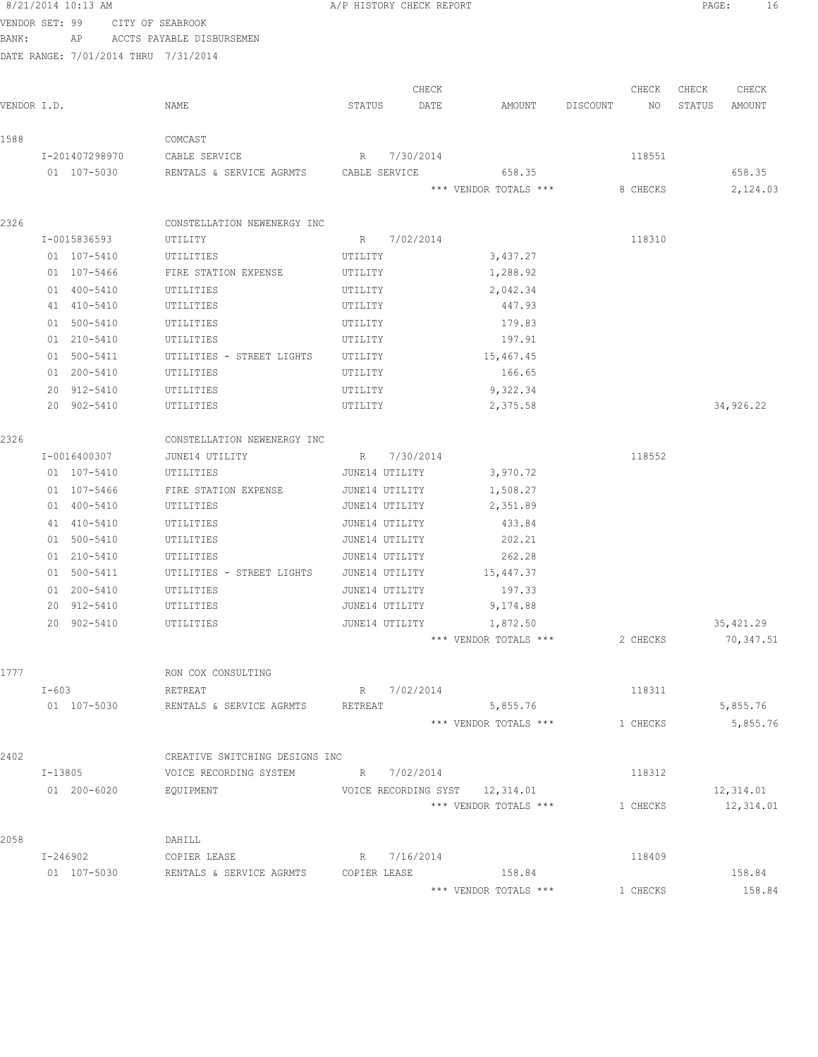8/21/2014 10:13 AM A/P HISTORY CHECK REPORT

VENDOR SET: 99 CITY OF SEABROOK
BANK: AP ACCTS PAYABLE DISBURSEMEN
DATE RANGE: 7/01/2014 THRU 7/31/2014

| VENDOR I.D. | NAME | STATUS | CHECK DATE | AMOUNT | DISCOUNT | CHECK NO | CHECK STATUS | CHECK AMOUNT |
|---|---|---|---|---|---|---|---|---|
| 1588 | COMCAST | | | | | | | |
| I-201407298970 | CABLE SERVICE | R | 7/30/2014 | | | 118551 | | |
| 01 107-5030 | RENTALS & SERVICE AGRMTS | CABLE SERVICE | | 658.35 | | | | 658.35 |
| | | | | *** VENDOR TOTALS *** | | 8 CHECKS | | 2,124.03 |
| 2326 | CONSTELLATION NEWENERGY INC | | | | | | | |
| I-0015836593 | UTILITY | R | 7/02/2014 | | | 118310 | | |
| 01 107-5410 | UTILITIES | UTILITY | | 3,437.27 | | | | |
| 01 107-5466 | FIRE STATION EXPENSE | UTILITY | | 1,288.92 | | | | |
| 01 400-5410 | UTILITIES | UTILITY | | 2,042.34 | | | | |
| 41 410-5410 | UTILITIES | UTILITY | | 447.93 | | | | |
| 01 500-5410 | UTILITIES | UTILITY | | 179.83 | | | | |
| 01 210-5410 | UTILITIES | UTILITY | | 197.91 | | | | |
| 01 500-5411 | UTILITIES - STREET LIGHTS | UTILITY | | 15,467.45 | | | | |
| 01 200-5410 | UTILITIES | UTILITY | | 166.65 | | | | |
| 20 912-5410 | UTILITIES | UTILITY | | 9,322.34 | | | | |
| 20 902-5410 | UTILITIES | UTILITY | | 2,375.58 | | | | 34,926.22 |
| 2326 | CONSTELLATION NEWENERGY INC | | | | | | | |
| I-0016400307 | JUNE14 UTILITY | R | 7/30/2014 | | | 118552 | | |
| 01 107-5410 | UTILITIES | JUNE14 UTILITY | | 3,970.72 | | | | |
| 01 107-5466 | FIRE STATION EXPENSE | JUNE14 UTILITY | | 1,508.27 | | | | |
| 01 400-5410 | UTILITIES | JUNE14 UTILITY | | 2,351.89 | | | | |
| 41 410-5410 | UTILITIES | JUNE14 UTILITY | | 433.84 | | | | |
| 01 500-5410 | UTILITIES | JUNE14 UTILITY | | 202.21 | | | | |
| 01 210-5410 | UTILITIES | JUNE14 UTILITY | | 262.28 | | | | |
| 01 500-5411 | UTILITIES - STREET LIGHTS | JUNE14 UTILITY | | 15,447.37 | | | | |
| 01 200-5410 | UTILITIES | JUNE14 UTILITY | | 197.33 | | | | |
| 20 912-5410 | UTILITIES | JUNE14 UTILITY | | 9,174.88 | | | | |
| 20 902-5410 | UTILITIES | JUNE14 UTILITY | | 1,872.50 | | | | 35,421.29 |
| | | | | *** VENDOR TOTALS *** | | 2 CHECKS | | 70,347.51 |
| 1777 | RON COX CONSULTING | | | | | | | |
| I-603 | RETREAT | R | 7/02/2014 | | | 118311 | | |
| 01 107-5030 | RENTALS & SERVICE AGRMTS | RETREAT | | 5,855.76 | | | | 5,855.76 |
| | | | | *** VENDOR TOTALS *** | | 1 CHECKS | | 5,855.76 |
| 2402 | CREATIVE SWITCHING DESIGNS INC | | | | | | | |
| I-13805 | VOICE RECORDING SYSTEM | R | 7/02/2014 | | | 118312 | | |
| 01 200-6020 | EQUIPMENT | VOICE RECORDING SYST | | 12,314.01 | | | | 12,314.01 |
| | | | | *** VENDOR TOTALS *** | | 1 CHECKS | | 12,314.01 |
| 2058 | DAHILL | | | | | | | |
| I-246902 | COPIER LEASE | R | 7/16/2014 | | | 118409 | | |
| 01 107-5030 | RENTALS & SERVICE AGRMTS | COPIER LEASE | | 158.84 | | | | 158.84 |
| | | | | *** VENDOR TOTALS *** | | 1 CHECKS | | 158.84 |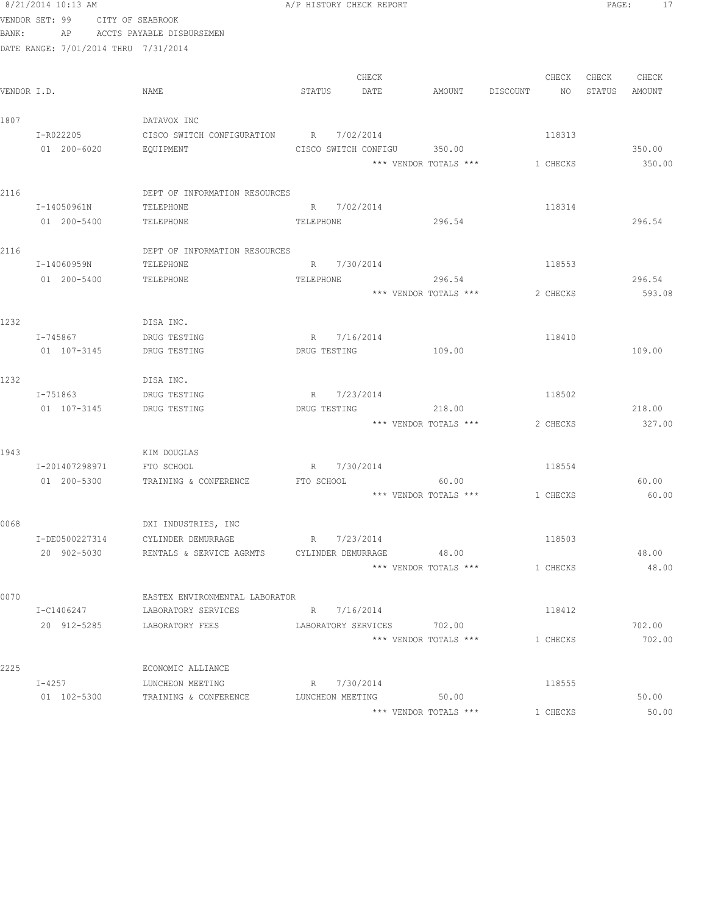8/21/2014 10:13 AM A/P HISTORY CHECK REPORT

VENDOR SET: 99 CITY OF SEABROOK
BANK: AP ACCTS PAYABLE DISBURSEMEN
DATE RANGE: 7/01/2014 THRU 7/31/2014

| VENDOR I.D. | NAME | STATUS | CHECK DATE | AMOUNT | DISCOUNT | CHECK NO | CHECK STATUS | CHECK AMOUNT |
|---|---|---|---|---|---|---|---|---|
| 1807 | DATAVOX INC | | | | | | | |
| I-R022205 | CISCO SWITCH CONFIGURATION | R | 7/02/2014 | | | 118313 | | |
| 01 200-6020 | EQUIPMENT | CISCO SWITCH CONFIGU | | 350.00 | | | | 350.00 |
| | | | | *** VENDOR TOTALS *** | | 1 CHECKS | | 350.00 |
| 2116 | DEPT OF INFORMATION RESOURCES | | | | | | | |
| I-14050961N | TELEPHONE | R | 7/02/2014 | | | 118314 | | |
| 01 200-5400 | TELEPHONE | TELEPHONE | | 296.54 | | | | 296.54 |
| 2116 | DEPT OF INFORMATION RESOURCES | | | | | | | |
| I-14060959N | TELEPHONE | R | 7/30/2014 | | | 118553 | | |
| 01 200-5400 | TELEPHONE | TELEPHONE | | 296.54 | | | | 296.54 |
| | | | | *** VENDOR TOTALS *** | | 2 CHECKS | | 593.08 |
| 1232 | DISA INC. | | | | | | | |
| I-745867 | DRUG TESTING | R | 7/16/2014 | | | 118410 | | |
| 01 107-3145 | DRUG TESTING | DRUG TESTING | | 109.00 | | | | 109.00 |
| 1232 | DISA INC. | | | | | | | |
| I-751863 | DRUG TESTING | R | 7/23/2014 | | | 118502 | | |
| 01 107-3145 | DRUG TESTING | DRUG TESTING | | 218.00 | | | | 218.00 |
| | | | | *** VENDOR TOTALS *** | | 2 CHECKS | | 327.00 |
| 1943 | KIM DOUGLAS | | | | | | | |
| I-201407298971 | FTO SCHOOL | R | 7/30/2014 | | | 118554 | | |
| 01 200-5300 | TRAINING & CONFERENCE | FTO SCHOOL | | 60.00 | | | | 60.00 |
| | | | | *** VENDOR TOTALS *** | | 1 CHECKS | | 60.00 |
| 0068 | DXI INDUSTRIES, INC | | | | | | | |
| I-DE0500227314 | CYLINDER DEMURRAGE | R | 7/23/2014 | | | 118503 | | |
| 20 902-5030 | RENTALS & SERVICE AGRMTS | CYLINDER DEMURRAGE | | 48.00 | | | | 48.00 |
| | | | | *** VENDOR TOTALS *** | | 1 CHECKS | | 48.00 |
| 0070 | EASTEX ENVIRONMENTAL LABORATOR | | | | | | | |
| I-C1406247 | LABORATORY SERVICES | R | 7/16/2014 | | | 118412 | | |
| 20 912-5285 | LABORATORY FEES | LABORATORY SERVICES | | 702.00 | | | | 702.00 |
| | | | | *** VENDOR TOTALS *** | | 1 CHECKS | | 702.00 |
| 2225 | ECONOMIC ALLIANCE | | | | | | | |
| I-4257 | LUNCHEON MEETING | R | 7/30/2014 | | | 118555 | | |
| 01 102-5300 | TRAINING & CONFERENCE | LUNCHEON MEETING | | 50.00 | | | | 50.00 |
| | | | | *** VENDOR TOTALS *** | | 1 CHECKS | | 50.00 |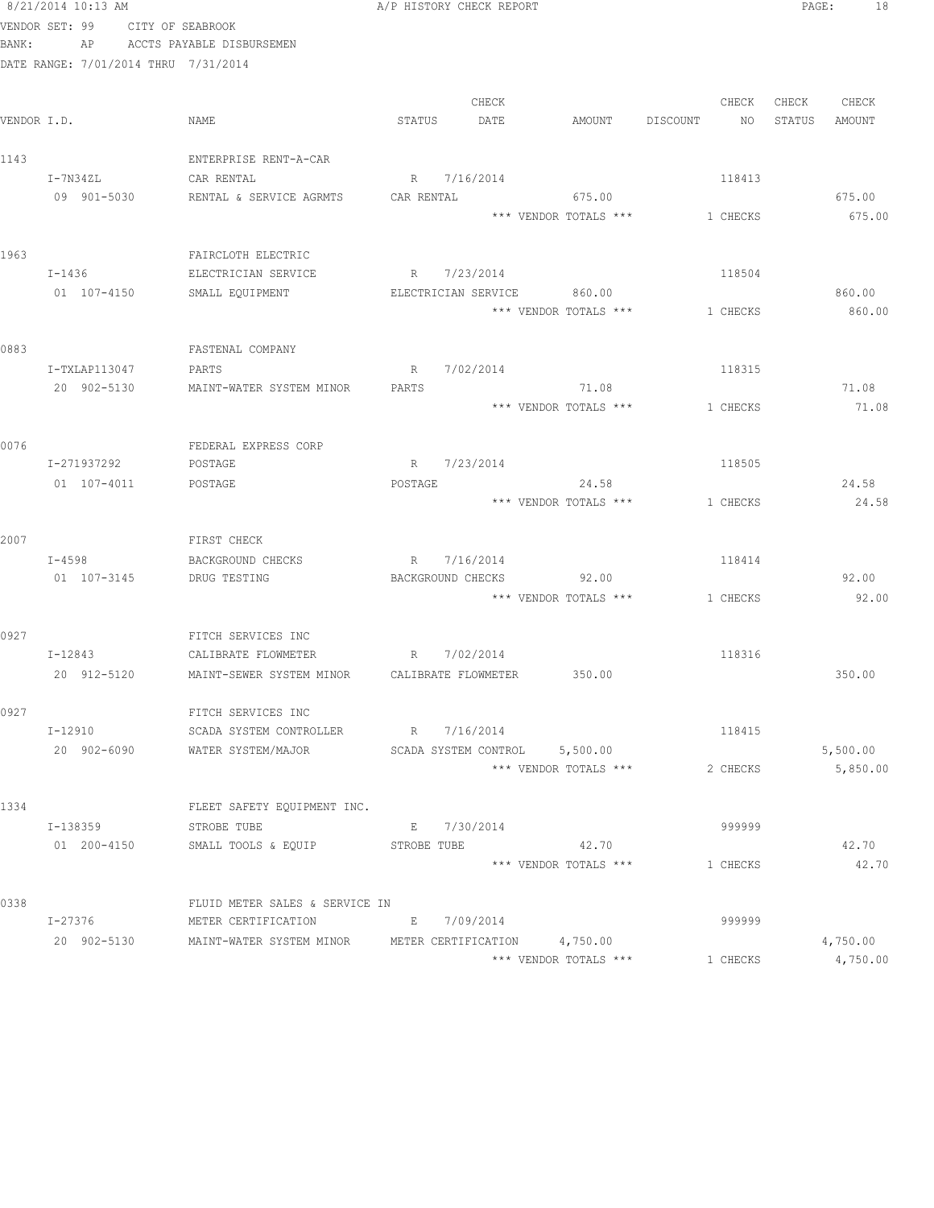8/21/2014 10:13 AM A/P HISTORY CHECK REPORT

VENDOR SET: 99 CITY OF SEABROOK
BANK: AP ACCTS PAYABLE DISBURSEMEN
DATE RANGE: 7/01/2014 THRU 7/31/2014

| VENDOR I.D. | NAME | STATUS | CHECK DATE | AMOUNT | DISCOUNT | CHECK NO | CHECK STATUS | CHECK AMOUNT |
|---|---|---|---|---|---|---|---|---|
| 1143 | ENTERPRISE RENT-A-CAR | | | | | | | |
| I-7N34ZL | CAR RENTAL | R | 7/16/2014 | | | 118413 | | |
| 09 901-5030 | RENTAL & SERVICE AGRMTS | CAR RENTAL | | 675.00 | | | | 675.00 |
| | | | | *** VENDOR TOTALS *** | | 1 CHECKS | | 675.00 |
| 1963 | FAIRCLOTH ELECTRIC | | | | | | | |
| I-1436 | ELECTRICIAN SERVICE | R | 7/23/2014 | | | 118504 | | |
| 01 107-4150 | SMALL EQUIPMENT | ELECTRICIAN SERVICE | | 860.00 | | | | 860.00 |
| | | | | *** VENDOR TOTALS *** | | 1 CHECKS | | 860.00 |
| 0883 | FASTENAL COMPANY | | | | | | | |
| I-TXLAP113047 | PARTS | R | 7/02/2014 | | | 118315 | | |
| 20 902-5130 | MAINT-WATER SYSTEM MINOR | PARTS | | 71.08 | | | | 71.08 |
| | | | | *** VENDOR TOTALS *** | | 1 CHECKS | | 71.08 |
| 0076 | FEDERAL EXPRESS CORP | | | | | | | |
| I-271937292 | POSTAGE | R | 7/23/2014 | | | 118505 | | |
| 01 107-4011 | POSTAGE | POSTAGE | | 24.58 | | | | 24.58 |
| | | | | *** VENDOR TOTALS *** | | 1 CHECKS | | 24.58 |
| 2007 | FIRST CHECK | | | | | | | |
| I-4598 | BACKGROUND CHECKS | R | 7/16/2014 | | | 118414 | | |
| 01 107-3145 | DRUG TESTING | BACKGROUND CHECKS | | 92.00 | | | | 92.00 |
| | | | | *** VENDOR TOTALS *** | | 1 CHECKS | | 92.00 |
| 0927 | FITCH SERVICES INC | | | | | | | |
| I-12843 | CALIBRATE FLOWMETER | R | 7/02/2014 | | | 118316 | | |
| 20 912-5120 | MAINT-SEWER SYSTEM MINOR | CALIBRATE FLOWMETER | | 350.00 | | | | 350.00 |
| 0927 | FITCH SERVICES INC | | | | | | | |
| I-12910 | SCADA SYSTEM CONTROLLER | R | 7/16/2014 | | | 118415 | | |
| 20 902-6090 | WATER SYSTEM/MAJOR | SCADA SYSTEM CONTROL | | 5,500.00 | | | | 5,500.00 |
| | | | | *** VENDOR TOTALS *** | | 2 CHECKS | | 5,850.00 |
| 1334 | FLEET SAFETY EQUIPMENT INC. | | | | | | | |
| I-138359 | STROBE TUBE | E | 7/30/2014 | | | 999999 | | |
| 01 200-4150 | SMALL TOOLS & EQUIP | STROBE TUBE | | 42.70 | | | | 42.70 |
| | | | | *** VENDOR TOTALS *** | | 1 CHECKS | | 42.70 |
| 0338 | FLUID METER SALES & SERVICE IN | | | | | | | |
| I-27376 | METER CERTIFICATION | E | 7/09/2014 | | | 999999 | | |
| 20 902-5130 | MAINT-WATER SYSTEM MINOR | METER CERTIFICATION | | 4,750.00 | | | | 4,750.00 |
| | | | | *** VENDOR TOTALS *** | | 1 CHECKS | | 4,750.00 |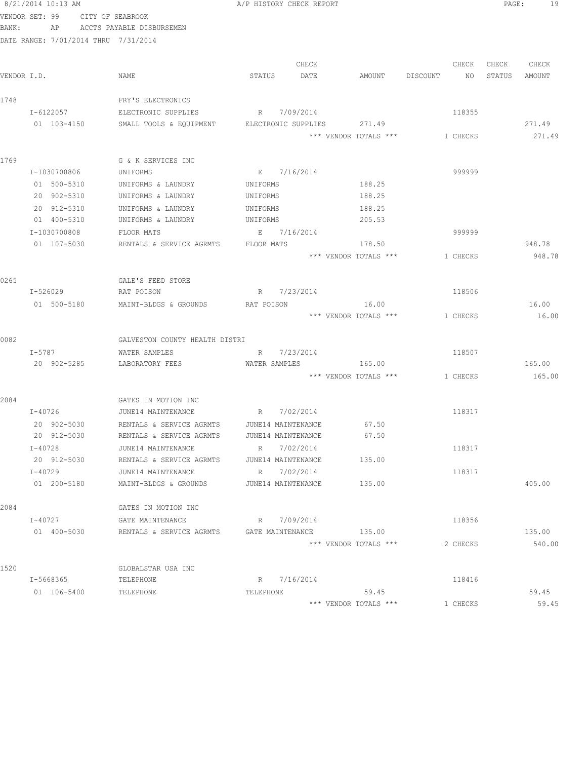8/21/2014 10:13 AM A/P HISTORY CHECK REPORT

VENDOR SET: 99 CITY OF SEABROOK
BANK: AP ACCTS PAYABLE DISBURSEMEN
DATE RANGE: 7/01/2014 THRU 7/31/2014

| VENDOR I.D. | NAME | STATUS | CHECK DATE | AMOUNT | DISCOUNT | CHECK NO | CHECK STATUS | CHECK AMOUNT |
|---|---|---|---|---|---|---|---|---|
| 1748 | FRY'S ELECTRONICS | | | | | | | |
| I-6122057 | ELECTRONIC SUPPLIES | R | 7/09/2014 | | | 118355 | | |
| 01 103-4150 | SMALL TOOLS & EQUIPMENT | ELECTRONIC SUPPLIES | | 271.49 | | | | 271.49 |
| | | | | *** VENDOR TOTALS *** | | 1 CHECKS | | 271.49 |
| 1769 | G & K SERVICES INC | | | | | | | |
| I-1030700806 | UNIFORMS | E | 7/16/2014 | | | 999999 | | |
| 01 500-5310 | UNIFORMS & LAUNDRY | UNIFORMS | | 188.25 | | | | |
| 20 902-5310 | UNIFORMS & LAUNDRY | UNIFORMS | | 188.25 | | | | |
| 20 912-5310 | UNIFORMS & LAUNDRY | UNIFORMS | | 188.25 | | | | |
| 01 400-5310 | UNIFORMS & LAUNDRY | UNIFORMS | | 205.53 | | | | |
| I-1030700808 | FLOOR MATS | E | 7/16/2014 | | | 999999 | | |
| 01 107-5030 | RENTALS & SERVICE AGRMTS | FLOOR MATS | | 178.50 | | | | 948.78 |
| | | | | *** VENDOR TOTALS *** | | 1 CHECKS | | 948.78 |
| 0265 | GALE'S FEED STORE | | | | | | | |
| I-526029 | RAT POISON | R | 7/23/2014 | | | 118506 | | |
| 01 500-5180 | MAINT-BLDGS & GROUNDS | RAT POISON | | 16.00 | | | | 16.00 |
| | | | | *** VENDOR TOTALS *** | | 1 CHECKS | | 16.00 |
| 0082 | GALVESTON COUNTY HEALTH DISTRI | | | | | | | |
| I-5787 | WATER SAMPLES | R | 7/23/2014 | | | 118507 | | |
| 20 902-5285 | LABORATORY FEES | WATER SAMPLES | | 165.00 | | | | 165.00 |
| | | | | *** VENDOR TOTALS *** | | 1 CHECKS | | 165.00 |
| 2084 | GATES IN MOTION INC | | | | | | | |
| I-40726 | JUNE14 MAINTENANCE | R | 7/02/2014 | | | 118317 | | |
| 20 902-5030 | RENTALS & SERVICE AGRMTS | JUNE14 MAINTENANCE | | 67.50 | | | | |
| 20 912-5030 | RENTALS & SERVICE AGRMTS | JUNE14 MAINTENANCE | | 67.50 | | | | |
| I-40728 | JUNE14 MAINTENANCE | R | 7/02/2014 | | | 118317 | | |
| 20 912-5030 | RENTALS & SERVICE AGRMTS | JUNE14 MAINTENANCE | | 135.00 | | | | |
| I-40729 | JUNE14 MAINTENANCE | R | 7/02/2014 | | | 118317 | | |
| 01 200-5180 | MAINT-BLDGS & GROUNDS | JUNE14 MAINTENANCE | | 135.00 | | | | 405.00 |
| 2084 | GATES IN MOTION INC | | | | | | | |
| I-40727 | GATE MAINTENANCE | R | 7/09/2014 | | | 118356 | | |
| 01 400-5030 | RENTALS & SERVICE AGRMTS | GATE MAINTENANCE | | 135.00 | | | | 135.00 |
| | | | | *** VENDOR TOTALS *** | | 2 CHECKS | | 540.00 |
| 1520 | GLOBALSTAR USA INC | | | | | | | |
| I-5668365 | TELEPHONE | R | 7/16/2014 | | | 118416 | | |
| 01 106-5400 | TELEPHONE | TELEPHONE | | 59.45 | | | | 59.45 |
| | | | | *** VENDOR TOTALS *** | | 1 CHECKS | | 59.45 |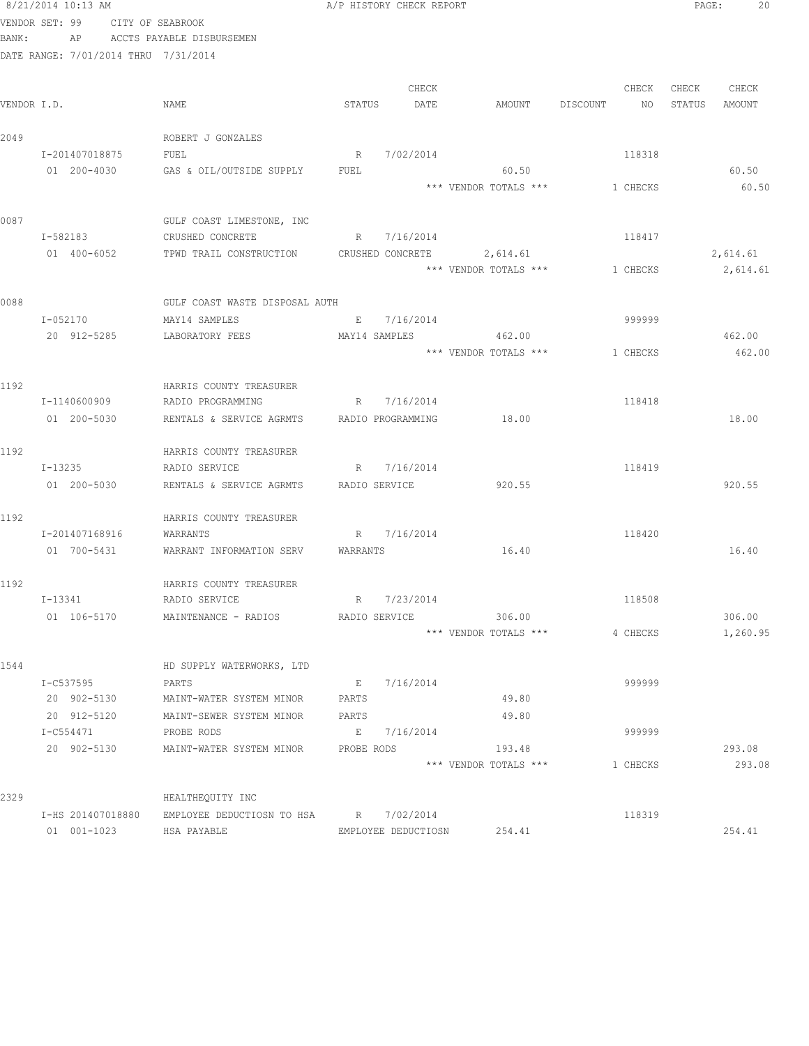8/21/2014 10:13 AM A/P HISTORY CHECK REPORT

VENDOR SET: 99 CITY OF SEABROOK
BANK: AP ACCTS PAYABLE DISBURSEMEN
DATE RANGE: 7/01/2014 THRU 7/31/2014

| VENDOR I.D. | NAME | STATUS | CHECK DATE | AMOUNT | DISCOUNT | CHECK NO | CHECK STATUS | CHECK AMOUNT |
|---|---|---|---|---|---|---|---|---|
| 2049 | ROBERT J GONZALES | | | | | | | |
| I-201407018875 | FUEL | R | 7/02/2014 | | | 118318 | | |
| 01 200-4030 | GAS & OIL/OUTSIDE SUPPLY | FUEL | | 60.50 | | | | 60.50 |
| | | | | *** VENDOR TOTALS *** | | 1 CHECKS | | 60.50 |
| 0087 | GULF COAST LIMESTONE, INC | | | | | | | |
| I-582183 | CRUSHED CONCRETE | R | 7/16/2014 | | | 118417 | | |
| 01 400-6052 | TPWD TRAIL CONSTRUCTION | CRUSHED CONCRETE | | 2,614.61 | | | | 2,614.61 |
| | | | | *** VENDOR TOTALS *** | | 1 CHECKS | | 2,614.61 |
| 0088 | GULF COAST WASTE DISPOSAL AUTH | | | | | | | |
| I-052170 | MAY14 SAMPLES | E | 7/16/2014 | | | 999999 | | |
| 20 912-5285 | LABORATORY FEES | MAY14 SAMPLES | | 462.00 | | | | 462.00 |
| | | | | *** VENDOR TOTALS *** | | 1 CHECKS | | 462.00 |
| 1192 | HARRIS COUNTY TREASURER | | | | | | | |
| I-1140600909 | RADIO PROGRAMMING | R | 7/16/2014 | | | 118418 | | |
| 01 200-5030 | RENTALS & SERVICE AGRMTS | RADIO PROGRAMMING | | 18.00 | | | | 18.00 |
| 1192 | HARRIS COUNTY TREASURER | | | | | | | |
| I-13235 | RADIO SERVICE | R | 7/16/2014 | | | 118419 | | |
| 01 200-5030 | RENTALS & SERVICE AGRMTS | RADIO SERVICE | | 920.55 | | | | 920.55 |
| 1192 | HARRIS COUNTY TREASURER | | | | | | | |
| I-201407168916 | WARRANTS | R | 7/16/2014 | | | 118420 | | |
| 01 700-5431 | WARRANT INFORMATION SERV | WARRANTS | | 16.40 | | | | 16.40 |
| 1192 | HARRIS COUNTY TREASURER | | | | | | | |
| I-13341 | RADIO SERVICE | R | 7/23/2014 | | | 118508 | | |
| 01 106-5170 | MAINTENANCE - RADIOS | RADIO SERVICE | | 306.00 | | | | 306.00 |
| | | | | *** VENDOR TOTALS *** | | 4 CHECKS | | 1,260.95 |
| 1544 | HD SUPPLY WATERWORKS, LTD | | | | | | | |
| I-C537595 | PARTS | E | 7/16/2014 | | | 999999 | | |
| 20 902-5130 | MAINT-WATER SYSTEM MINOR | PARTS | | 49.80 | | | | |
| 20 912-5120 | MAINT-SEWER SYSTEM MINOR | PARTS | | 49.80 | | | | |
| I-C554471 | PROBE RODS | E | 7/16/2014 | | | 999999 | | |
| 20 902-5130 | MAINT-WATER SYSTEM MINOR | PROBE RODS | | 193.48 | | | | 293.08 |
| | | | | *** VENDOR TOTALS *** | | 1 CHECKS | | 293.08 |
| 2329 | HEALTHEQUITY INC | | | | | | | |
| I-HS 201407018880 | EMPLOYEE DEDUCTIOSN TO HSA | R | 7/02/2014 | | | 118319 | | |
| 01 001-1023 | HSA PAYABLE | EMPLOYEE DEDUCTIOSN | | 254.41 | | | | 254.41 |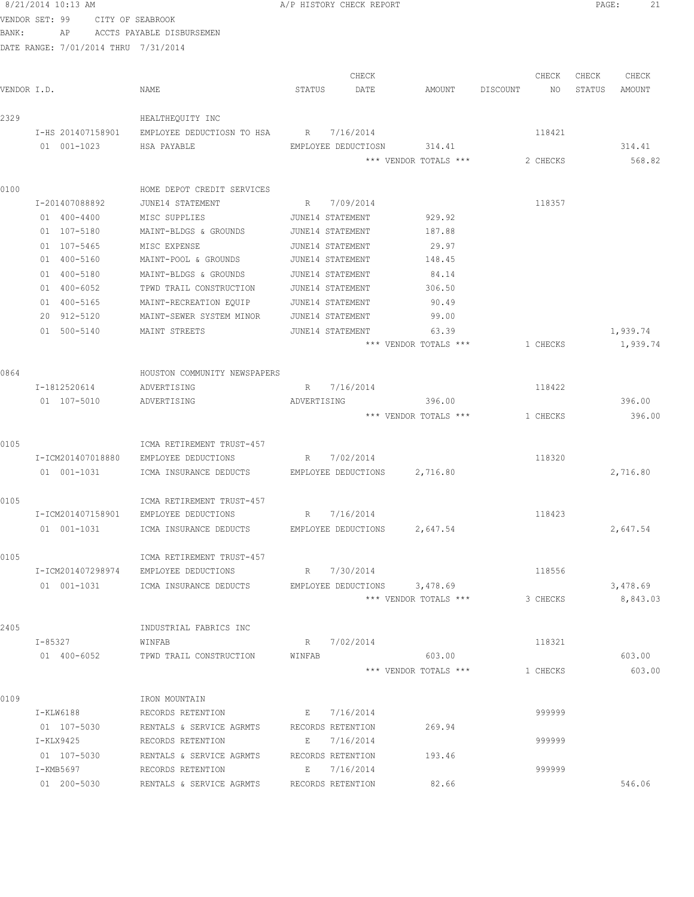8/21/2014 10:13 AM A/P HISTORY CHECK REPORT

VENDOR SET: 99 CITY OF SEABROOK
BANK: AP ACCTS PAYABLE DISBURSEMEN
DATE RANGE: 7/01/2014 THRU 7/31/2014

| VENDOR I.D. | NAME | STATUS | CHECK DATE | AMOUNT | DISCOUNT | CHECK NO | CHECK STATUS | CHECK AMOUNT |
|---|---|---|---|---|---|---|---|---|
| 2329 | HEALTHEQUITY INC | | | | | | | |
| I-HS 201407158901 | EMPLOYEE DEDUCTIOSN TO HSA | R | 7/16/2014 | | | 118421 | | |
| 01 001-1023 | HSA PAYABLE | EMPLOYEE DEDUCTIOSN | | 314.41 | | | | 314.41 |
| | | | | *** VENDOR TOTALS *** | | 2 CHECKS | | 568.82 |
| 0100 | HOME DEPOT CREDIT SERVICES | | | | | | | |
| I-201407088892 | JUNE14 STATEMENT | R | 7/09/2014 | | | 118357 | | |
| 01 400-4400 | MISC SUPPLIES | JUNE14 STATEMENT | | 929.92 | | | | |
| 01 107-5180 | MAINT-BLDGS & GROUNDS | JUNE14 STATEMENT | | 187.88 | | | | |
| 01 107-5465 | MISC EXPENSE | JUNE14 STATEMENT | | 29.97 | | | | |
| 01 400-5160 | MAINT-POOL & GROUNDS | JUNE14 STATEMENT | | 148.45 | | | | |
| 01 400-5180 | MAINT-BLDGS & GROUNDS | JUNE14 STATEMENT | | 84.14 | | | | |
| 01 400-6052 | TPWD TRAIL CONSTRUCTION | JUNE14 STATEMENT | | 306.50 | | | | |
| 01 400-5165 | MAINT-RECREATION EQUIP | JUNE14 STATEMENT | | 90.49 | | | | |
| 20 912-5120 | MAINT-SEWER SYSTEM MINOR | JUNE14 STATEMENT | | 99.00 | | | | |
| 01 500-5140 | MAINT STREETS | JUNE14 STATEMENT | | 63.39 | | | | 1,939.74 |
| | | | | *** VENDOR TOTALS *** | | 1 CHECKS | | 1,939.74 |
| 0864 | HOUSTON COMMUNITY NEWSPAPERS | | | | | | | |
| I-1812520614 | ADVERTISING | R | 7/16/2014 | | | 118422 | | |
| 01 107-5010 | ADVERTISING | ADVERTISING | | 396.00 | | | | 396.00 |
| | | | | *** VENDOR TOTALS *** | | 1 CHECKS | | 396.00 |
| 0105 | ICMA RETIREMENT TRUST-457 | | | | | | | |
| I-ICM201407018880 | EMPLOYEE DEDUCTIONS | R | 7/02/2014 | | | 118320 | | |
| 01 001-1031 | ICMA INSURANCE DEDUCTS | EMPLOYEE DEDUCTIONS | | 2,716.80 | | | | 2,716.80 |
| 0105 | ICMA RETIREMENT TRUST-457 | | | | | | | |
| I-ICM201407158901 | EMPLOYEE DEDUCTIONS | R | 7/16/2014 | | | 118423 | | |
| 01 001-1031 | ICMA INSURANCE DEDUCTS | EMPLOYEE DEDUCTIONS | | 2,647.54 | | | | 2,647.54 |
| 0105 | ICMA RETIREMENT TRUST-457 | | | | | | | |
| I-ICM201407298974 | EMPLOYEE DEDUCTIONS | R | 7/30/2014 | | | 118556 | | |
| 01 001-1031 | ICMA INSURANCE DEDUCTS | EMPLOYEE DEDUCTIONS | | 3,478.69 | | | | 3,478.69 |
| | | | | *** VENDOR TOTALS *** | | 3 CHECKS | | 8,843.03 |
| 2405 | INDUSTRIAL FABRICS INC | | | | | | | |
| I-85327 | WINFAB | R | 7/02/2014 | | | 118321 | | |
| 01 400-6052 | TPWD TRAIL CONSTRUCTION | WINFAB | | 603.00 | | | | 603.00 |
| | | | | *** VENDOR TOTALS *** | | 1 CHECKS | | 603.00 |
| 0109 | IRON MOUNTAIN | | | | | | | |
| I-KLW6188 | RECORDS RETENTION | E | 7/16/2014 | | | 999999 | | |
| 01 107-5030 | RENTALS & SERVICE AGRMTS | RECORDS RETENTION | | 269.94 | | | | |
| I-KLX9425 | RECORDS RETENTION | E | 7/16/2014 | | | 999999 | | |
| 01 107-5030 | RENTALS & SERVICE AGRMTS | RECORDS RETENTION | | 193.46 | | | | |
| I-KMB5697 | RECORDS RETENTION | E | 7/16/2014 | | | 999999 | | |
| 01 200-5030 | RENTALS & SERVICE AGRMTS | RECORDS RETENTION | | 82.66 | | | | 546.06 |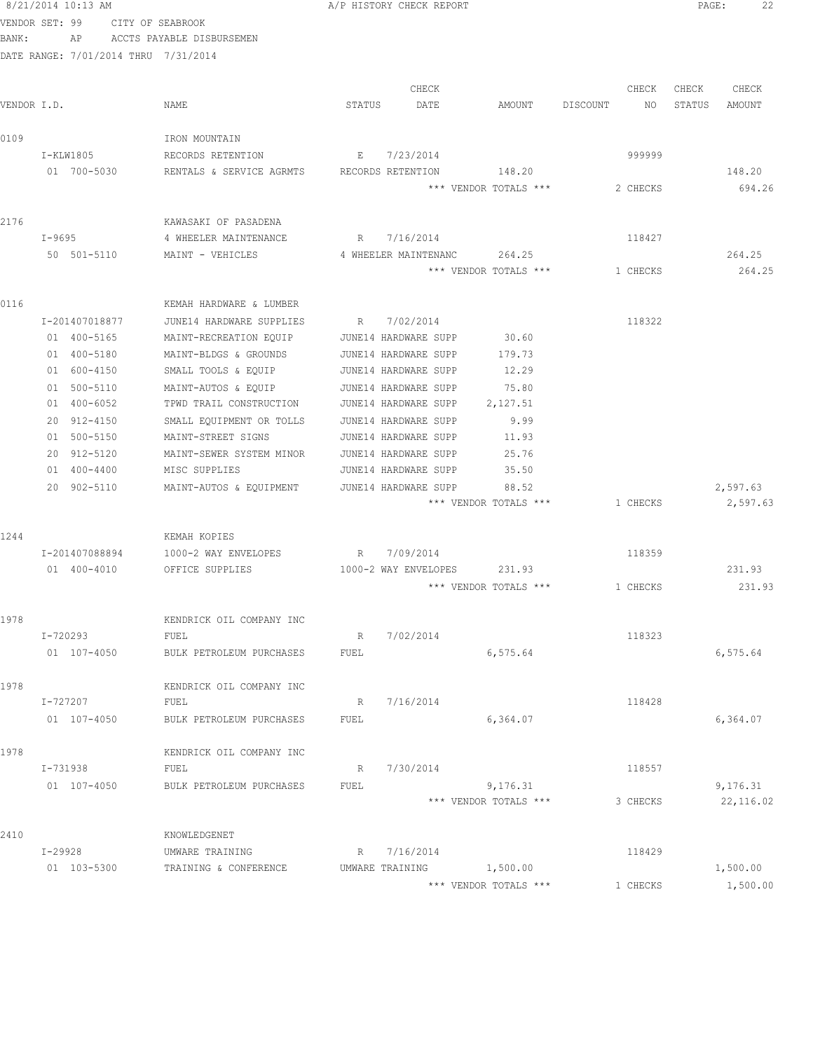8/21/2014 10:13 AM A/P HISTORY CHECK REPORT

VENDOR SET: 99 CITY OF SEABROOK
BANK: AP ACCTS PAYABLE DISBURSEMEN
DATE RANGE: 7/01/2014 THRU 7/31/2014

| VENDOR I.D. | NAME | STATUS | CHECK DATE | AMOUNT | DISCOUNT | CHECK NO | CHECK STATUS | CHECK AMOUNT |
|---|---|---|---|---|---|---|---|---|
| 0109 | IRON MOUNTAIN | | | | | | | |
| I-KLW1805 | RECORDS RETENTION | E | 7/23/2014 | | | 999999 | | |
| 01 700-5030 | RENTALS & SERVICE AGRMTS | RECORDS RETENTION | | 148.20 | | | | 148.20 |
| | | | | *** VENDOR TOTALS *** | | 2 CHECKS | | 694.26 |
| 2176 | KAWASAKI OF PASADENA | | | | | | | |
| I-9695 | 4 WHEELER MAINTENANCE | R | 7/16/2014 | | | 118427 | | |
| 50 501-5110 | MAINT - VEHICLES | 4 WHEELER MAINTENANC | | 264.25 | | | | 264.25 |
| | | | | *** VENDOR TOTALS *** | | 1 CHECKS | | 264.25 |
| 0116 | KEMAH HARDWARE & LUMBER | | | | | | | |
| I-201407018877 | JUNE14 HARDWARE SUPPLIES | R | 7/02/2014 | | | 118322 | | |
| 01 400-5165 | MAINT-RECREATION EQUIP | JUNE14 HARDWARE SUPP | | 30.60 | | | | |
| 01 400-5180 | MAINT-BLDGS & GROUNDS | JUNE14 HARDWARE SUPP | | 179.73 | | | | |
| 01 600-4150 | SMALL TOOLS & EQUIP | JUNE14 HARDWARE SUPP | | 12.29 | | | | |
| 01 500-5110 | MAINT-AUTOS & EQUIP | JUNE14 HARDWARE SUPP | | 75.80 | | | | |
| 01 400-6052 | TPWD TRAIL CONSTRUCTION | JUNE14 HARDWARE SUPP | | 2,127.51 | | | | |
| 20 912-4150 | SMALL EQUIPMENT OR TOLLS | JUNE14 HARDWARE SUPP | | 9.99 | | | | |
| 01 500-5150 | MAINT-STREET SIGNS | JUNE14 HARDWARE SUPP | | 11.93 | | | | |
| 20 912-5120 | MAINT-SEWER SYSTEM MINOR | JUNE14 HARDWARE SUPP | | 25.76 | | | | |
| 01 400-4400 | MISC SUPPLIES | JUNE14 HARDWARE SUPP | | 35.50 | | | | |
| 20 902-5110 | MAINT-AUTOS & EQUIPMENT | JUNE14 HARDWARE SUPP | | 88.52 | | | | 2,597.63 |
| | | | | *** VENDOR TOTALS *** | | 1 CHECKS | | 2,597.63 |
| 1244 | KEMAH KOPIES | | | | | | | |
| I-201407088894 | 1000-2 WAY ENVELOPES | R | 7/09/2014 | | | 118359 | | |
| 01 400-4010 | OFFICE SUPPLIES | 1000-2 WAY ENVELOPES | | 231.93 | | | | 231.93 |
| | | | | *** VENDOR TOTALS *** | | 1 CHECKS | | 231.93 |
| 1978 | KENDRICK OIL COMPANY INC | | | | | | | |
| I-720293 | FUEL | R | 7/02/2014 | | | 118323 | | |
| 01 107-4050 | BULK PETROLEUM PURCHASES | FUEL | | 6,575.64 | | | | 6,575.64 |
| 1978 | KENDRICK OIL COMPANY INC | | | | | | | |
| I-727207 | FUEL | R | 7/16/2014 | | | 118428 | | |
| 01 107-4050 | BULK PETROLEUM PURCHASES | FUEL | | 6,364.07 | | | | 6,364.07 |
| 1978 | KENDRICK OIL COMPANY INC | | | | | | | |
| I-731938 | FUEL | R | 7/30/2014 | | | 118557 | | |
| 01 107-4050 | BULK PETROLEUM PURCHASES | FUEL | | 9,176.31 | | | | 9,176.31 |
| | | | | *** VENDOR TOTALS *** | | 3 CHECKS | | 22,116.02 |
| 2410 | KNOWLEDGENET | | | | | | | |
| I-29928 | UMWARE TRAINING | R | 7/16/2014 | | | 118429 | | |
| 01 103-5300 | TRAINING & CONFERENCE | UMWARE TRAINING | | 1,500.00 | | | | 1,500.00 |
| | | | | *** VENDOR TOTALS *** | | 1 CHECKS | | 1,500.00 |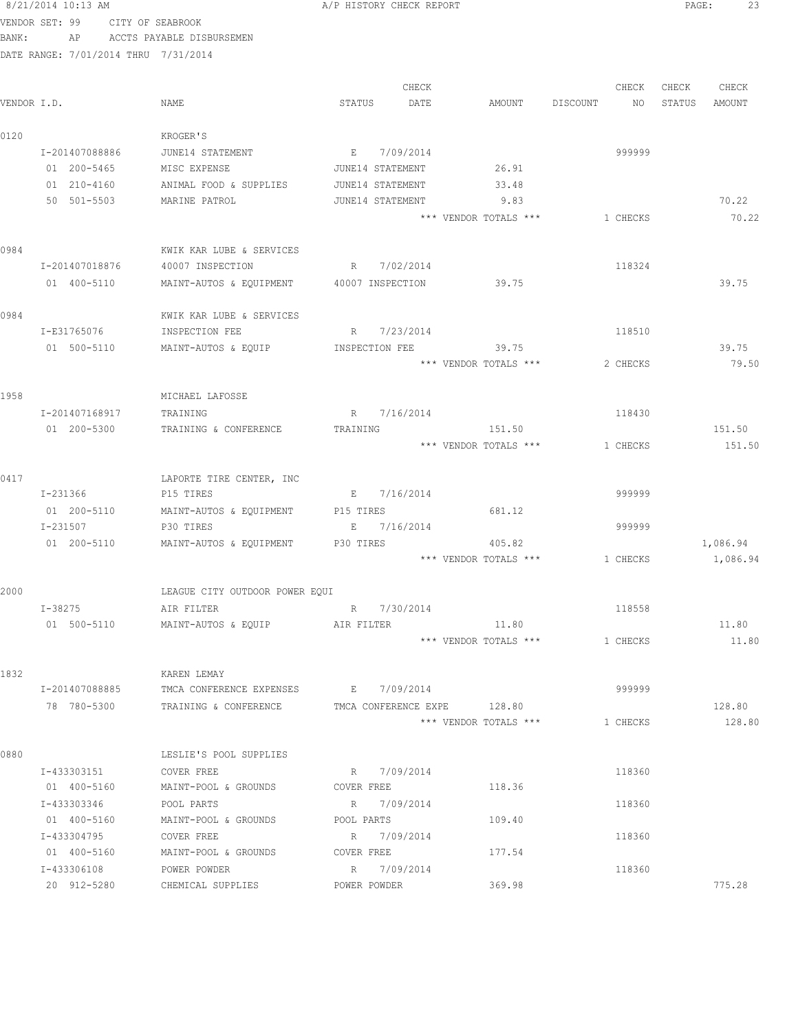8/21/2014 10:13 AM A/P HISTORY CHECK REPORT

VENDOR SET: 99 CITY OF SEABROOK
BANK: AP ACCTS PAYABLE DISBURSEMEN
DATE RANGE: 7/01/2014 THRU 7/31/2014

| VENDOR I.D. | NAME | STATUS | CHECK DATE | AMOUNT | DISCOUNT | CHECK NO | CHECK STATUS | CHECK AMOUNT |
|---|---|---|---|---|---|---|---|---|
| 0120 | KROGER'S | | | | | | | |
| I-201407088886 | JUNE14 STATEMENT | E | 7/09/2014 | | | 999999 | | |
| 01 200-5465 | MISC EXPENSE | JUNE14 STATEMENT | | 26.91 | | | | |
| 01 210-4160 | ANIMAL FOOD & SUPPLIES | JUNE14 STATEMENT | | 33.48 | | | | |
| 50 501-5503 | MARINE PATROL | JUNE14 STATEMENT | | 9.83 | | | | 70.22 |
| | | | | *** VENDOR TOTALS *** | | 1 CHECKS | | 70.22 |
| 0984 | KWIK KAR LUBE & SERVICES | | | | | | | |
| I-201407018876 | 40007 INSPECTION | R | 7/02/2014 | | | 118324 | | |
| 01 400-5110 | MAINT-AUTOS & EQUIPMENT | 40007 INSPECTION | | 39.75 | | | | 39.75 |
| 0984 | KWIK KAR LUBE & SERVICES | | | | | | | |
| I-E31765076 | INSPECTION FEE | R | 7/23/2014 | | | 118510 | | |
| 01 500-5110 | MAINT-AUTOS & EQUIP | INSPECTION FEE | | 39.75 | | | | 39.75 |
| | | | | *** VENDOR TOTALS *** | | 2 CHECKS | | 79.50 |
| 1958 | MICHAEL LAFOSSE | | | | | | | |
| I-201407168917 | TRAINING | R | 7/16/2014 | | | 118430 | | |
| 01 200-5300 | TRAINING & CONFERENCE | TRAINING | | 151.50 | | | | 151.50 |
| | | | | *** VENDOR TOTALS *** | | 1 CHECKS | | 151.50 |
| 0417 | LAPORTE TIRE CENTER, INC | | | | | | | |
| I-231366 | P15 TIRES | E | 7/16/2014 | | | 999999 | | |
| 01 200-5110 | MAINT-AUTOS & EQUIPMENT | P15 TIRES | | 681.12 | | | | |
| I-231507 | P30 TIRES | E | 7/16/2014 | | | 999999 | | |
| 01 200-5110 | MAINT-AUTOS & EQUIPMENT | P30 TIRES | | 405.82 | | | | 1,086.94 |
| | | | | *** VENDOR TOTALS *** | | 1 CHECKS | | 1,086.94 |
| 2000 | LEAGUE CITY OUTDOOR POWER EQUI | | | | | | | |
| I-38275 | AIR FILTER | R | 7/30/2014 | | | 118558 | | |
| 01 500-5110 | MAINT-AUTOS & EQUIP | AIR FILTER | | 11.80 | | | | 11.80 |
| | | | | *** VENDOR TOTALS *** | | 1 CHECKS | | 11.80 |
| 1832 | KAREN LEMAY | | | | | | | |
| I-201407088885 | TMCA CONFERENCE EXPENSES | E | 7/09/2014 | | | 999999 | | |
| 78 780-5300 | TRAINING & CONFERENCE | TMCA CONFERENCE EXPE | | 128.80 | | | | 128.80 |
| | | | | *** VENDOR TOTALS *** | | 1 CHECKS | | 128.80 |
| 0880 | LESLIE'S POOL SUPPLIES | | | | | | | |
| I-433303151 | COVER FREE | R | 7/09/2014 | | | 118360 | | |
| 01 400-5160 | MAINT-POOL & GROUNDS | COVER FREE | | 118.36 | | | | |
| I-433303346 | POOL PARTS | R | 7/09/2014 | | | 118360 | | |
| 01 400-5160 | MAINT-POOL & GROUNDS | POOL PARTS | | 109.40 | | | | |
| I-433304795 | COVER FREE | R | 7/09/2014 | | | 118360 | | |
| 01 400-5160 | MAINT-POOL & GROUNDS | COVER FREE | | 177.54 | | | | |
| I-433306108 | POWER POWDER | R | 7/09/2014 | | | 118360 | | |
| 20 912-5280 | CHEMICAL SUPPLIES | POWER POWDER | | 369.98 | | | | 775.28 |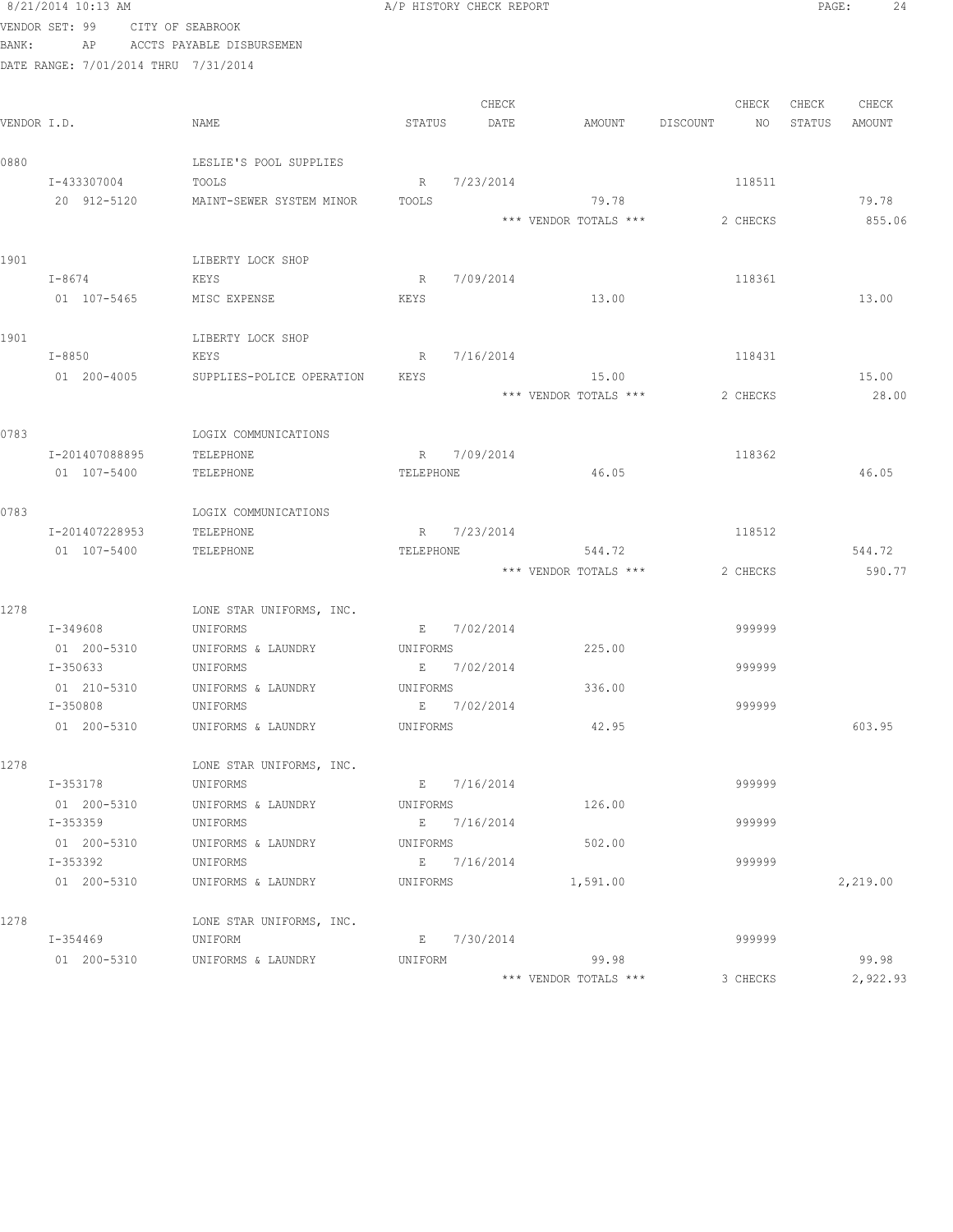8/21/2014 10:13 AM A/P HISTORY CHECK REPORT PAGE: 24

VENDOR SET: 99 CITY OF SEABROOK

BANK: AP ACCTS PAYABLE DISBURSEMEN

DATE RANGE: 7/01/2014 THRU 7/31/2014

| VENDOR I.D. | NAME | STATUS | CHECK DATE | AMOUNT | DISCOUNT | CHECK NO | CHECK STATUS | CHECK AMOUNT |
|---|---|---|---|---|---|---|---|---|
| 0880 | LESLIE'S POOL SUPPLIES | | | | | | | |
| I-433307004 | TOOLS | R | 7/23/2014 | | | 118511 | | |
| 20 912-5120 | MAINT-SEWER SYSTEM MINOR | TOOLS | | 79.78 | | | | 79.78 |
| | | | | *** VENDOR TOTALS *** | | 2 CHECKS | | 855.06 |
| 1901 | LIBERTY LOCK SHOP | | | | | | | |
| I-8674 | KEYS | R | 7/09/2014 | | | 118361 | | |
| 01 107-5465 | MISC EXPENSE | KEYS | | 13.00 | | | | 13.00 |
| 1901 | LIBERTY LOCK SHOP | | | | | | | |
| I-8850 | KEYS | R | 7/16/2014 | | | 118431 | | |
| 01 200-4005 | SUPPLIES-POLICE OPERATION | KEYS | | 15.00 | | | | 15.00 |
| | | | | *** VENDOR TOTALS *** | | 2 CHECKS | | 28.00 |
| 0783 | LOGIX COMMUNICATIONS | | | | | | | |
| I-201407088895 | TELEPHONE | R | 7/09/2014 | | | 118362 | | |
| 01 107-5400 | TELEPHONE | TELEPHONE | | 46.05 | | | | 46.05 |
| 0783 | LOGIX COMMUNICATIONS | | | | | | | |
| I-201407228953 | TELEPHONE | R | 7/23/2014 | | | 118512 | | |
| 01 107-5400 | TELEPHONE | TELEPHONE | | 544.72 | | | | 544.72 |
| | | | | *** VENDOR TOTALS *** | | 2 CHECKS | | 590.77 |
| 1278 | LONE STAR UNIFORMS, INC. | | | | | | | |
| I-349608 | UNIFORMS | E | 7/02/2014 | | | 999999 | | |
| 01 200-5310 | UNIFORMS & LAUNDRY | UNIFORMS | | 225.00 | | | | |
| I-350633 | UNIFORMS | E | 7/02/2014 | | | 999999 | | |
| 01 210-5310 | UNIFORMS & LAUNDRY | UNIFORMS | | 336.00 | | | | |
| I-350808 | UNIFORMS | E | 7/02/2014 | | | 999999 | | |
| 01 200-5310 | UNIFORMS & LAUNDRY | UNIFORMS | | 42.95 | | | | 603.95 |
| 1278 | LONE STAR UNIFORMS, INC. | | | | | | | |
| I-353178 | UNIFORMS | E | 7/16/2014 | | | 999999 | | |
| 01 200-5310 | UNIFORMS & LAUNDRY | UNIFORMS | | 126.00 | | | | |
| I-353359 | UNIFORMS | E | 7/16/2014 | | | 999999 | | |
| 01 200-5310 | UNIFORMS & LAUNDRY | UNIFORMS | | 502.00 | | | | |
| I-353392 | UNIFORMS | E | 7/16/2014 | | | 999999 | | |
| 01 200-5310 | UNIFORMS & LAUNDRY | UNIFORMS | | 1,591.00 | | | | 2,219.00 |
| 1278 | LONE STAR UNIFORMS, INC. | | | | | | | |
| I-354469 | UNIFORM | E | 7/30/2014 | | | 999999 | | |
| 01 200-5310 | UNIFORMS & LAUNDRY | UNIFORM | | 99.98 | | | | 99.98 |
| | | | | *** VENDOR TOTALS *** | | 3 CHECKS | | 2,922.93 |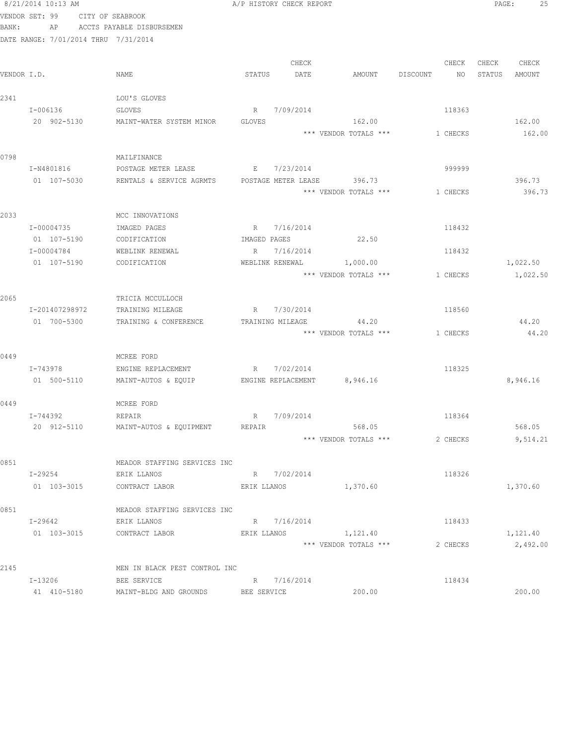8/21/2014 10:13 AM A/P HISTORY CHECK REPORT

VENDOR SET: 99 CITY OF SEABROOK
BANK: AP ACCTS PAYABLE DISBURSEMEN
DATE RANGE: 7/01/2014 THRU 7/31/2014

| VENDOR I.D. | NAME | STATUS | CHECK DATE | AMOUNT | DISCOUNT | CHECK NO | CHECK STATUS | CHECK AMOUNT |
|---|---|---|---|---|---|---|---|---|
| 2341 | LOU'S GLOVES | | | | | | | |
| I-006136 | GLOVES | R | 7/09/2014 | | | 118363 | | |
| 20 902-5130 | MAINT-WATER SYSTEM MINOR | GLOVES | | 162.00 | | | | 162.00 |
| | | | | *** VENDOR TOTALS *** | | 1 CHECKS | | 162.00 |
| 0798 | MAILFINANCE | | | | | | | |
| I-N4801816 | POSTAGE METER LEASE | E | 7/23/2014 | | | 999999 | | |
| 01 107-5030 | RENTALS & SERVICE AGRMTS | POSTAGE METER LEASE | | 396.73 | | | | 396.73 |
| | | | | *** VENDOR TOTALS *** | | 1 CHECKS | | 396.73 |
| 2033 | MCC INNOVATIONS | | | | | | | |
| I-00004735 | IMAGED PAGES | R | 7/16/2014 | | | 118432 | | |
| 01 107-5190 | CODIFICATION | IMAGED PAGES | | 22.50 | | | | |
| I-00004784 | WEBLINK RENEWAL | R | 7/16/2014 | | | 118432 | | |
| 01 107-5190 | CODIFICATION | WEBLINK RENEWAL | | 1,000.00 | | | | 1,022.50 |
| | | | | *** VENDOR TOTALS *** | | 1 CHECKS | | 1,022.50 |
| 2065 | TRICIA MCCULLOCH | | | | | | | |
| I-201407298972 | TRAINING MILEAGE | R | 7/30/2014 | | | 118560 | | |
| 01 700-5300 | TRAINING & CONFERENCE | TRAINING MILEAGE | | 44.20 | | | | 44.20 |
| | | | | *** VENDOR TOTALS *** | | 1 CHECKS | | 44.20 |
| 0449 | MCREE FORD | | | | | | | |
| I-743978 | ENGINE REPLACEMENT | R | 7/02/2014 | | | 118325 | | |
| 01 500-5110 | MAINT-AUTOS & EQUIP | ENGINE REPLACEMENT | | 8,946.16 | | | | 8,946.16 |
| 0449 | MCREE FORD | | | | | | | |
| I-744392 | REPAIR | R | 7/09/2014 | | | 118364 | | |
| 20 912-5110 | MAINT-AUTOS & EQUIPMENT | REPAIR | | 568.05 | | | | 568.05 |
| | | | | *** VENDOR TOTALS *** | | 2 CHECKS | | 9,514.21 |
| 0851 | MEADOR STAFFING SERVICES INC | | | | | | | |
| I-29254 | ERIK LLANOS | R | 7/02/2014 | | | 118326 | | |
| 01 103-3015 | CONTRACT LABOR | ERIK LLANOS | | 1,370.60 | | | | 1,370.60 |
| 0851 | MEADOR STAFFING SERVICES INC | | | | | | | |
| I-29642 | ERIK LLANOS | R | 7/16/2014 | | | 118433 | | |
| 01 103-3015 | CONTRACT LABOR | ERIK LLANOS | | 1,121.40 | | | | 1,121.40 |
| | | | | *** VENDOR TOTALS *** | | 2 CHECKS | | 2,492.00 |
| 2145 | MEN IN BLACK PEST CONTROL INC | | | | | | | |
| I-13206 | BEE SERVICE | R | 7/16/2014 | | | 118434 | | |
| 41 410-5180 | MAINT-BLDG AND GROUNDS | BEE SERVICE | | 200.00 | | | | 200.00 |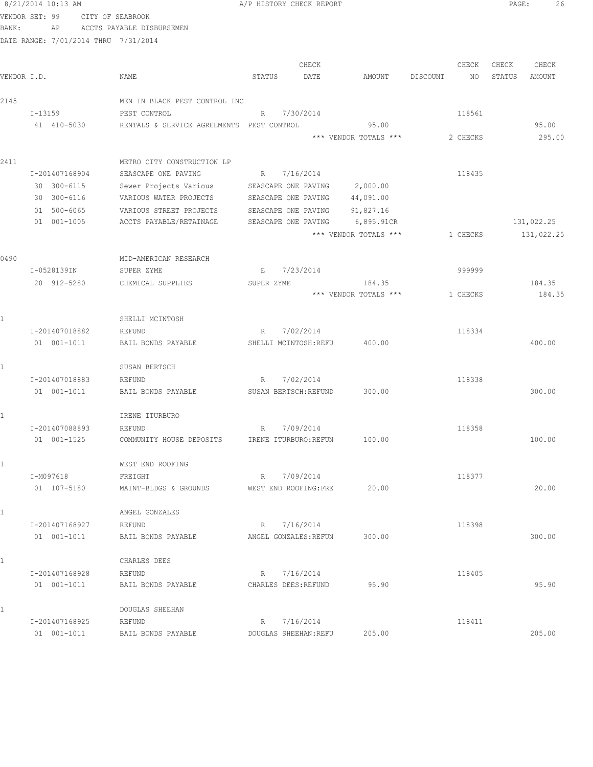8/21/2014 10:13 AM A/P HISTORY CHECK REPORT

VENDOR SET: 99 CITY OF SEABROOK
BANK: AP ACCTS PAYABLE DISBURSEMEN
DATE RANGE: 7/01/2014 THRU 7/31/2014

| VENDOR I.D. | NAME | STATUS | CHECK DATE | AMOUNT | DISCOUNT | CHECK NO | CHECK STATUS | CHECK AMOUNT |
|---|---|---|---|---|---|---|---|---|
| 2145 | MEN IN BLACK PEST CONTROL INC | | | | | | | |
| I-13159 | PEST CONTROL | R | 7/30/2014 | | | 118561 | | |
| 41 410-5030 | RENTALS & SERVICE AGREEMENTS | PEST CONTROL | | 95.00 | | | | 95.00 |
| | | | | *** VENDOR TOTALS *** | | 2 CHECKS | | 295.00 |
| 2411 | METRO CITY CONSTRUCTION LP | | | | | | | |
| I-201407168904 | SEASCAPE ONE PAVING | R | 7/16/2014 | | | 118435 | | |
| 30 300-6115 | Sewer Projects Various | SEASCAPE ONE PAVING | | 2,000.00 | | | | |
| 30 300-6116 | VARIOUS WATER PROJECTS | SEASCAPE ONE PAVING | | 44,091.00 | | | | |
| 01 500-6065 | VARIOUS STREET PROJECTS | SEASCAPE ONE PAVING | | 91,827.16 | | | | |
| 01 001-1005 | ACCTS PAYABLE/RETAINAGE | SEASCAPE ONE PAVING | | 6,895.91CR | | | | 131,022.25 |
| | | | | *** VENDOR TOTALS *** | | 1 CHECKS | | 131,022.25 |
| 0490 | MID-AMERICAN RESEARCH | | | | | | | |
| I-0528139IN | SUPER ZYME | E | 7/23/2014 | | | 999999 | | |
| 20 912-5280 | CHEMICAL SUPPLIES | SUPER ZYME | | 184.35 | | | | 184.35 |
| | | | | *** VENDOR TOTALS *** | | 1 CHECKS | | 184.35 |
| 1 | SHELLI MCINTOSH | | | | | | | |
| I-201407018882 | REFUND | R | 7/02/2014 | | | 118334 | | |
| 01 001-1011 | BAIL BONDS PAYABLE | SHELLI MCINTOSH:REFU | | 400.00 | | | | 400.00 |
| 1 | SUSAN BERTSCH | | | | | | | |
| I-201407018883 | REFUND | R | 7/02/2014 | | | 118338 | | |
| 01 001-1011 | BAIL BONDS PAYABLE | SUSAN BERTSCH:REFUND | | 300.00 | | | | 300.00 |
| 1 | IRENE ITURBURO | | | | | | | |
| I-201407088893 | REFUND | R | 7/09/2014 | | | 118358 | | |
| 01 001-1525 | COMMUNITY HOUSE DEPOSITS | IRENE ITURBURO:REFUN | | 100.00 | | | | 100.00 |
| 1 | WEST END ROOFING | | | | | | | |
| I-M097618 | FREIGHT | R | 7/09/2014 | | | 118377 | | |
| 01 107-5180 | MAINT-BLDGS & GROUNDS | WEST END ROOFING:FRE | | 20.00 | | | | 20.00 |
| 1 | ANGEL GONZALES | | | | | | | |
| I-201407168927 | REFUND | R | 7/16/2014 | | | 118398 | | |
| 01 001-1011 | BAIL BONDS PAYABLE | ANGEL GONZALES:REFUN | | 300.00 | | | | 300.00 |
| 1 | CHARLES DEES | | | | | | | |
| I-201407168928 | REFUND | R | 7/16/2014 | | | 118405 | | |
| 01 001-1011 | BAIL BONDS PAYABLE | CHARLES DEES:REFUND | | 95.90 | | | | 95.90 |
| 1 | DOUGLAS SHEEHAN | | | | | | | |
| I-201407168925 | REFUND | R | 7/16/2014 | | | 118411 | | |
| 01 001-1011 | BAIL BONDS PAYABLE | DOUGLAS SHEEHAN:REFU | | 205.00 | | | | 205.00 |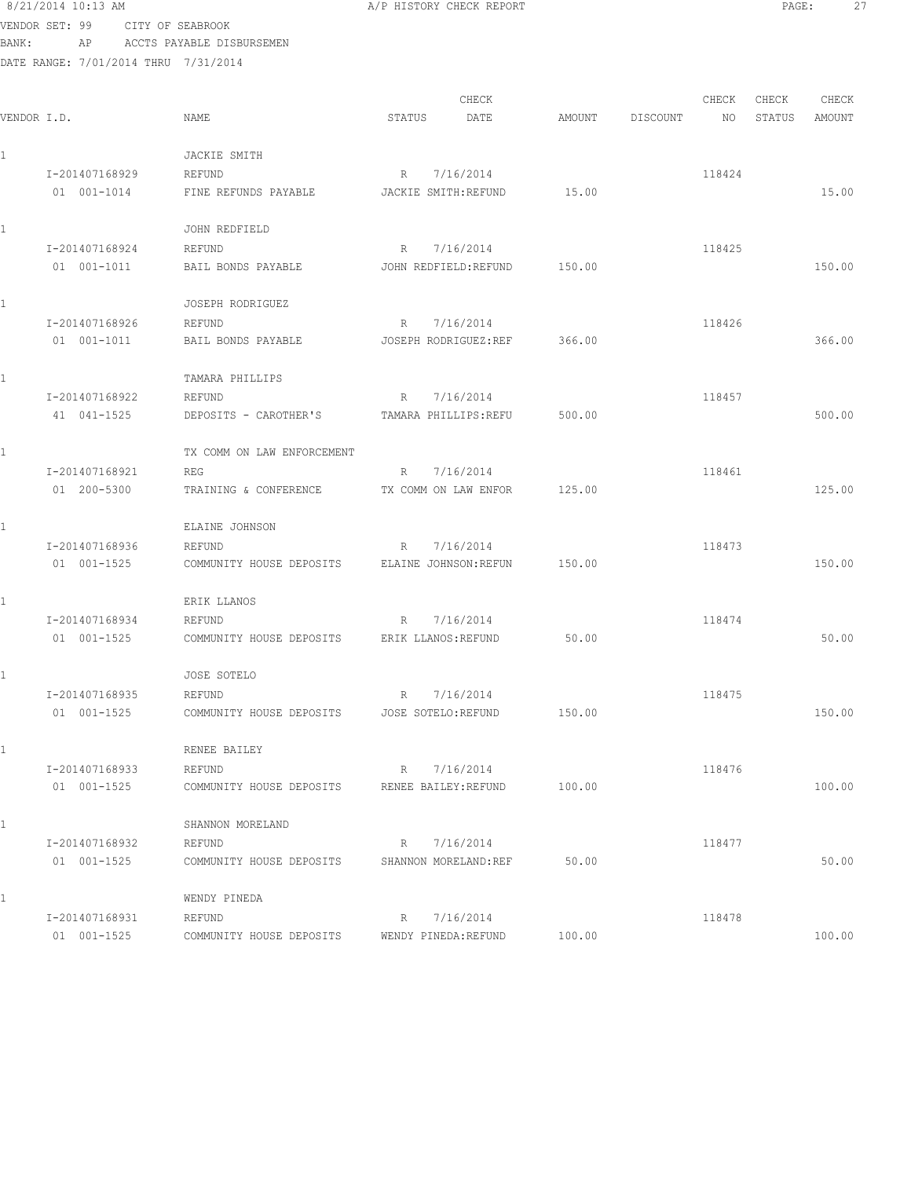8/21/2014 10:13 AM A/P HISTORY CHECK REPORT

VENDOR SET: 99 CITY OF SEABROOK
BANK: AP ACCTS PAYABLE DISBURSEMEN
DATE RANGE: 7/01/2014 THRU 7/31/2014

| VENDOR I.D. | NAME | STATUS | CHECK DATE | AMOUNT | DISCOUNT | CHECK NO | CHECK STATUS | CHECK AMOUNT |
|---|---|---|---|---|---|---|---|---|
| 1 | JACKIE SMITH | | | | | | | |
| I-201407168929 | REFUND | R | 7/16/2014 | | | 118424 | | |
| 01 001-1014 | FINE REFUNDS PAYABLE | JACKIE SMITH:REFUND | | 15.00 | | | | 15.00 |
| 1 | JOHN REDFIELD | | | | | | | |
| I-201407168924 | REFUND | R | 7/16/2014 | | | 118425 | | |
| 01 001-1011 | BAIL BONDS PAYABLE | JOHN REDFIELD:REFUND | | 150.00 | | | | 150.00 |
| 1 | JOSEPH RODRIGUEZ | | | | | | | |
| I-201407168926 | REFUND | R | 7/16/2014 | | | 118426 | | |
| 01 001-1011 | BAIL BONDS PAYABLE | JOSEPH RODRIGUEZ:REF | | 366.00 | | | | 366.00 |
| 1 | TAMARA PHILLIPS | | | | | | | |
| I-201407168922 | REFUND | R | 7/16/2014 | | | 118457 | | |
| 41 041-1525 | DEPOSITS - CAROTHER'S | TAMARA PHILLIPS:REFU | | 500.00 | | | | 500.00 |
| 1 | TX COMM ON LAW ENFORCEMENT | | | | | | | |
| I-201407168921 | REG | R | 7/16/2014 | | | 118461 | | |
| 01 200-5300 | TRAINING & CONFERENCE | TX COMM ON LAW ENFOR | | 125.00 | | | | 125.00 |
| 1 | ELAINE JOHNSON | | | | | | | |
| I-201407168936 | REFUND | R | 7/16/2014 | | | 118473 | | |
| 01 001-1525 | COMMUNITY HOUSE DEPOSITS | ELAINE JOHNSON:REFUN | | 150.00 | | | | 150.00 |
| 1 | ERIK LLANOS | | | | | | | |
| I-201407168934 | REFUND | R | 7/16/2014 | | | 118474 | | |
| 01 001-1525 | COMMUNITY HOUSE DEPOSITS | ERIK LLANOS:REFUND | | 50.00 | | | | 50.00 |
| 1 | JOSE SOTELO | | | | | | | |
| I-201407168935 | REFUND | R | 7/16/2014 | | | 118475 | | |
| 01 001-1525 | COMMUNITY HOUSE DEPOSITS | JOSE SOTELO:REFUND | | 150.00 | | | | 150.00 |
| 1 | RENEE BAILEY | | | | | | | |
| I-201407168933 | REFUND | R | 7/16/2014 | | | 118476 | | |
| 01 001-1525 | COMMUNITY HOUSE DEPOSITS | RENEE BAILEY:REFUND | | 100.00 | | | | 100.00 |
| 1 | SHANNON MORELAND | | | | | | | |
| I-201407168932 | REFUND | R | 7/16/2014 | | | 118477 | | |
| 01 001-1525 | COMMUNITY HOUSE DEPOSITS | SHANNON MORELAND:REF | | 50.00 | | | | 50.00 |
| 1 | WENDY PINEDA | | | | | | | |
| I-201407168931 | REFUND | R | 7/16/2014 | | | 118478 | | |
| 01 001-1525 | COMMUNITY HOUSE DEPOSITS | WENDY PINEDA:REFUND | | 100.00 | | | | 100.00 |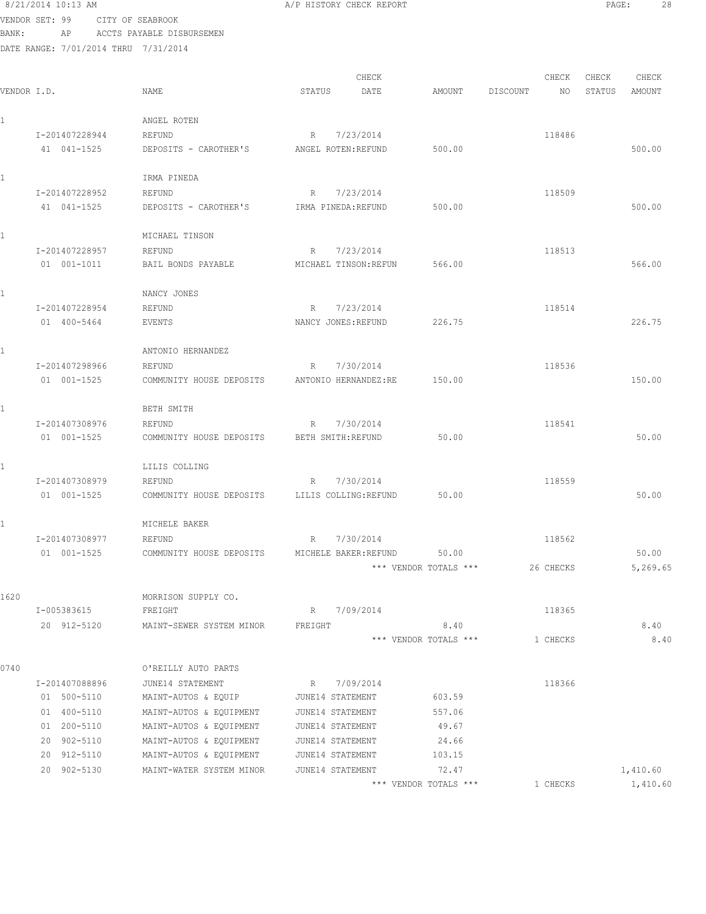8/21/2014 10:13 AM — A/P HISTORY CHECK REPORT

VENDOR SET: 99 CITY OF SEABROOK
BANK: AP ACCTS PAYABLE DISBURSEMEN
DATE RANGE: 7/01/2014 THRU 7/31/2014

| VENDOR I.D. | NAME | STATUS | CHECK DATE | AMOUNT | DISCOUNT | CHECK NO | CHECK STATUS | CHECK AMOUNT |
|---|---|---|---|---|---|---|---|---|
| 1 | ANGEL ROTEN | | | | | | | |
| I-201407228944 | REFUND | R | 7/23/2014 | | | 118486 | | |
| 41 041-1525 | DEPOSITS - CAROTHER'S | ANGEL ROTEN:REFUND | | 500.00 | | | | 500.00 |
| 1 | IRMA PINEDA | | | | | | | |
| I-201407228952 | REFUND | R | 7/23/2014 | | | 118509 | | |
| 41 041-1525 | DEPOSITS - CAROTHER'S | IRMA PINEDA:REFUND | | 500.00 | | | | 500.00 |
| 1 | MICHAEL TINSON | | | | | | | |
| I-201407228957 | REFUND | R | 7/23/2014 | | | 118513 | | |
| 01 001-1011 | BAIL BONDS PAYABLE | MICHAEL TINSON:REFUN | | 566.00 | | | | 566.00 |
| 1 | NANCY JONES | | | | | | | |
| I-201407228954 | REFUND | R | 7/23/2014 | | | 118514 | | |
| 01 400-5464 | EVENTS | NANCY JONES:REFUND | | 226.75 | | | | 226.75 |
| 1 | ANTONIO HERNANDEZ | | | | | | | |
| I-201407298966 | REFUND | R | 7/30/2014 | | | 118536 | | |
| 01 001-1525 | COMMUNITY HOUSE DEPOSITS | ANTONIO HERNANDEZ:RE | | 150.00 | | | | 150.00 |
| 1 | BETH SMITH | | | | | | | |
| I-201407308976 | REFUND | R | 7/30/2014 | | | 118541 | | |
| 01 001-1525 | COMMUNITY HOUSE DEPOSITS | BETH SMITH:REFUND | | 50.00 | | | | 50.00 |
| 1 | LILIS COLLING | | | | | | | |
| I-201407308979 | REFUND | R | 7/30/2014 | | | 118559 | | |
| 01 001-1525 | COMMUNITY HOUSE DEPOSITS | LILIS COLLING:REFUND | | 50.00 | | | | 50.00 |
| 1 | MICHELE BAKER | | | | | | | |
| I-201407308977 | REFUND | R | 7/30/2014 | | | 118562 | | |
| 01 001-1525 | COMMUNITY HOUSE DEPOSITS | MICHELE BAKER:REFUND | | 50.00 | | | | 50.00 |
| | | | | *** VENDOR TOTALS *** | | 26 CHECKS | | 5,269.65 |
| 1620 | MORRISON SUPPLY CO. | | | | | | | |
| I-005383615 | FREIGHT | R | 7/09/2014 | | | 118365 | | |
| 20 912-5120 | MAINT-SEWER SYSTEM MINOR | FREIGHT | | 8.40 | | | | 8.40 |
| | | | | *** VENDOR TOTALS *** | | 1 CHECKS | | 8.40 |
| 0740 | O'REILLY AUTO PARTS | | | | | | | |
| I-201407088896 | JUNE14 STATEMENT | R | 7/09/2014 | | | 118366 | | |
| 01 500-5110 | MAINT-AUTOS & EQUIP | JUNE14 STATEMENT | | 603.59 | | | | |
| 01 400-5110 | MAINT-AUTOS & EQUIPMENT | JUNE14 STATEMENT | | 557.06 | | | | |
| 01 200-5110 | MAINT-AUTOS & EQUIPMENT | JUNE14 STATEMENT | | 49.67 | | | | |
| 20 902-5110 | MAINT-AUTOS & EQUIPMENT | JUNE14 STATEMENT | | 24.66 | | | | |
| 20 912-5110 | MAINT-AUTOS & EQUIPMENT | JUNE14 STATEMENT | | 103.15 | | | | |
| 20 902-5130 | MAINT-WATER SYSTEM MINOR | JUNE14 STATEMENT | | 72.47 | | | | 1,410.60 |
| | | | | *** VENDOR TOTALS *** | | 1 CHECKS | | 1,410.60 |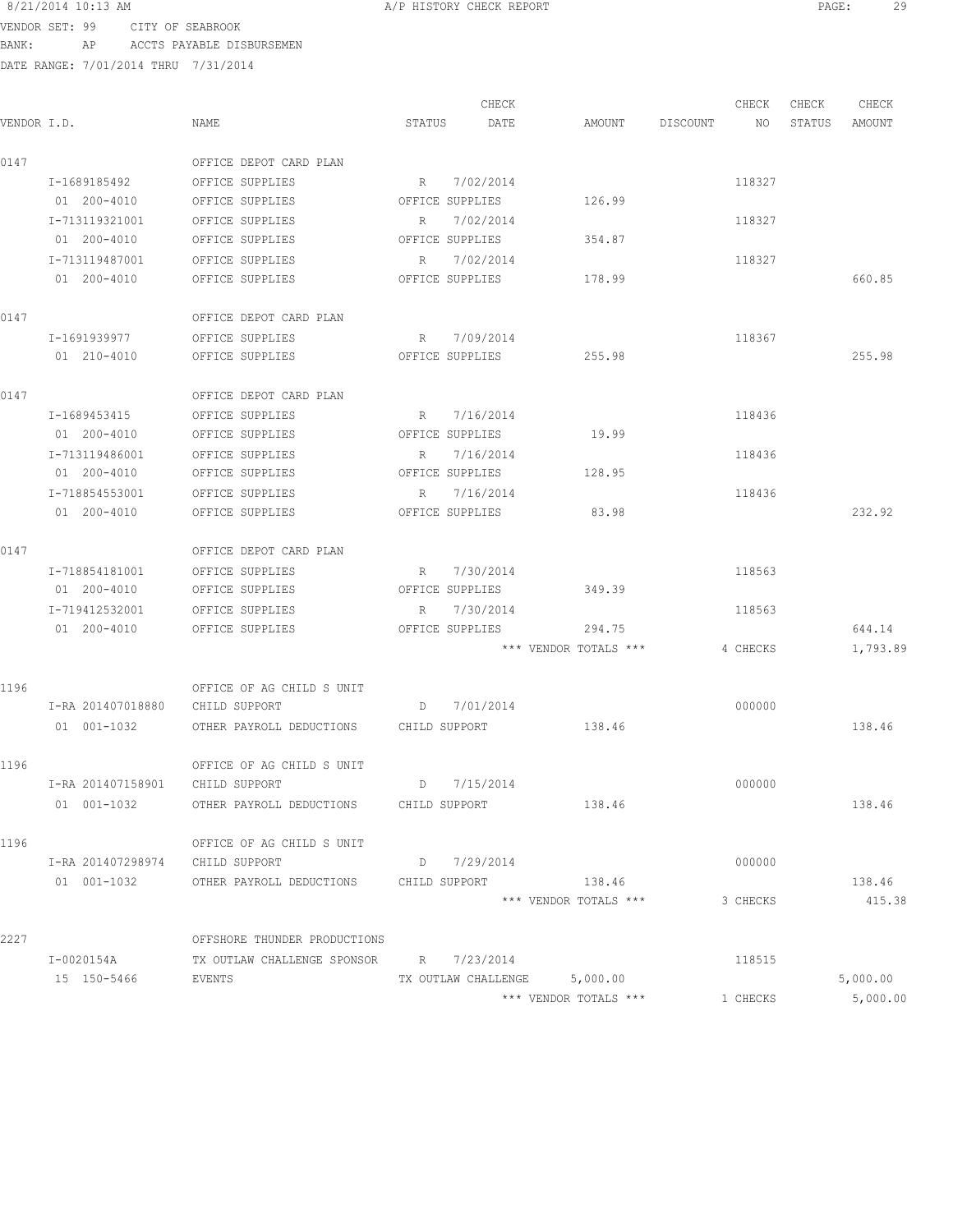8/21/2014 10:13 AM A/P HISTORY CHECK REPORT

VENDOR SET: 99 CITY OF SEABROOK
BANK: AP ACCTS PAYABLE DISBURSEMEN
DATE RANGE: 7/01/2014 THRU 7/31/2014

| VENDOR I.D. | NAME | STATUS | CHECK DATE | AMOUNT | DISCOUNT | CHECK NO | CHECK STATUS | CHECK AMOUNT |
|---|---|---|---|---|---|---|---|---|
| 0147 | OFFICE DEPOT CARD PLAN | | | | | | | |
| I-1689185492 | OFFICE SUPPLIES | R | 7/02/2014 | | | 118327 | | |
| 01 200-4010 | OFFICE SUPPLIES | OFFICE SUPPLIES | | 126.99 | | | | |
| I-713119321001 | OFFICE SUPPLIES | R | 7/02/2014 | | | 118327 | | |
| 01 200-4010 | OFFICE SUPPLIES | OFFICE SUPPLIES | | 354.87 | | | | |
| I-713119487001 | OFFICE SUPPLIES | R | 7/02/2014 | | | 118327 | | |
| 01 200-4010 | OFFICE SUPPLIES | OFFICE SUPPLIES | | 178.99 | | | | 660.85 |
| 0147 | OFFICE DEPOT CARD PLAN | | | | | | | |
| I-1691939977 | OFFICE SUPPLIES | R | 7/09/2014 | | | 118367 | | |
| 01 210-4010 | OFFICE SUPPLIES | OFFICE SUPPLIES | | 255.98 | | | | 255.98 |
| 0147 | OFFICE DEPOT CARD PLAN | | | | | | | |
| I-1689453415 | OFFICE SUPPLIES | R | 7/16/2014 | | | 118436 | | |
| 01 200-4010 | OFFICE SUPPLIES | OFFICE SUPPLIES | | 19.99 | | | | |
| I-713119486001 | OFFICE SUPPLIES | R | 7/16/2014 | | | 118436 | | |
| 01 200-4010 | OFFICE SUPPLIES | OFFICE SUPPLIES | | 128.95 | | | | |
| I-718854553001 | OFFICE SUPPLIES | R | 7/16/2014 | | | 118436 | | |
| 01 200-4010 | OFFICE SUPPLIES | OFFICE SUPPLIES | | 83.98 | | | | 232.92 |
| 0147 | OFFICE DEPOT CARD PLAN | | | | | | | |
| I-718854181001 | OFFICE SUPPLIES | R | 7/30/2014 | | | 118563 | | |
| 01 200-4010 | OFFICE SUPPLIES | OFFICE SUPPLIES | | 349.39 | | | | |
| I-719412532001 | OFFICE SUPPLIES | R | 7/30/2014 | | | 118563 | | |
| 01 200-4010 | OFFICE SUPPLIES | OFFICE SUPPLIES | | 294.75 | | | | 644.14 |
| | | | | *** VENDOR TOTALS *** | | 4 CHECKS | | 1,793.89 |
| 1196 | OFFICE OF AG CHILD S UNIT | | | | | | | |
| I-RA 201407018880 | CHILD SUPPORT | D | 7/01/2014 | | | 000000 | | |
| 01 001-1032 | OTHER PAYROLL DEDUCTIONS | CHILD SUPPORT | | 138.46 | | | | 138.46 |
| 1196 | OFFICE OF AG CHILD S UNIT | | | | | | | |
| I-RA 201407158901 | CHILD SUPPORT | D | 7/15/2014 | | | 000000 | | |
| 01 001-1032 | OTHER PAYROLL DEDUCTIONS | CHILD SUPPORT | | 138.46 | | | | 138.46 |
| 1196 | OFFICE OF AG CHILD S UNIT | | | | | | | |
| I-RA 201407298974 | CHILD SUPPORT | D | 7/29/2014 | | | 000000 | | |
| 01 001-1032 | OTHER PAYROLL DEDUCTIONS | CHILD SUPPORT | | 138.46 | | | | 138.46 |
| | | | | *** VENDOR TOTALS *** | | 3 CHECKS | | 415.38 |
| 2227 | OFFSHORE THUNDER PRODUCTIONS | | | | | | | |
| I-0020154A | TX OUTLAW CHALLENGE SPONSOR | R | 7/23/2014 | | | 118515 | | |
| 15 150-5466 | EVENTS | TX OUTLAW CHALLENGE | | 5,000.00 | | | | 5,000.00 |
| | | | | *** VENDOR TOTALS *** | | 1 CHECKS | | 5,000.00 |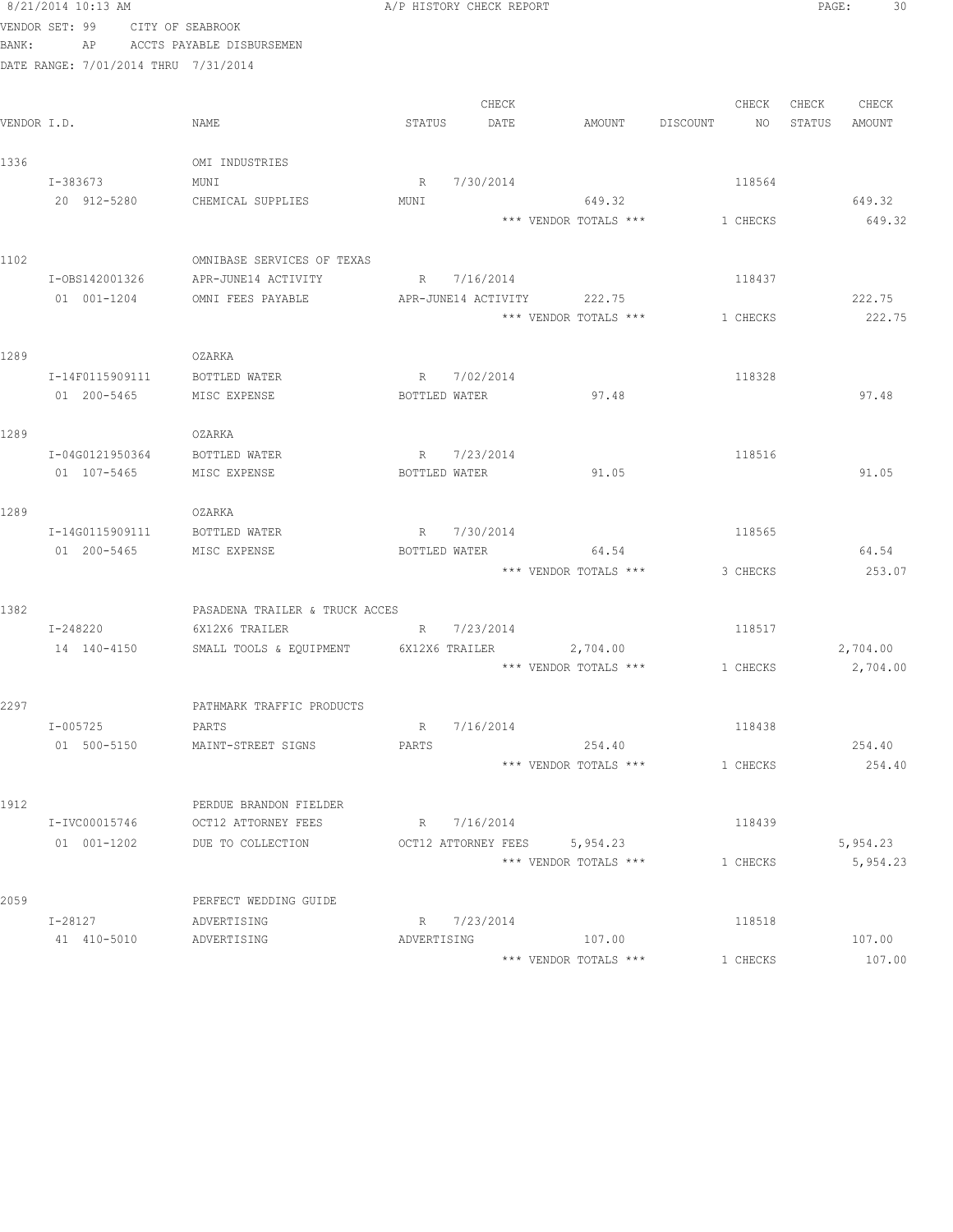8/21/2014 10:13 AM A/P HISTORY CHECK REPORT

VENDOR SET: 99 CITY OF SEABROOK
BANK: AP ACCTS PAYABLE DISBURSEMEN
DATE RANGE: 7/01/2014 THRU 7/31/2014

| VENDOR I.D. | NAME | STATUS | CHECK DATE | AMOUNT | DISCOUNT | CHECK NO | CHECK STATUS | CHECK AMOUNT |
|---|---|---|---|---|---|---|---|---|
| 1336 | OMI INDUSTRIES | | | | | | | |
| I-383673 | MUNI | R | 7/30/2014 | | | 118564 | | |
| 20 912-5280 | CHEMICAL SUPPLIES | MUNI | | 649.32 | | | | 649.32 |
| | | | | *** VENDOR TOTALS *** | | 1 CHECKS | | 649.32 |
| 1102 | OMNIBASE SERVICES OF TEXAS | | | | | | | |
| I-OBS142001326 | APR-JUNE14 ACTIVITY | R | 7/16/2014 | | | 118437 | | |
| 01 001-1204 | OMNI FEES PAYABLE | APR-JUNE14 ACTIVITY | | 222.75 | | | | 222.75 |
| | | | | *** VENDOR TOTALS *** | | 1 CHECKS | | 222.75 |
| 1289 | OZARKA | | | | | | | |
| I-14F0115909111 | BOTTLED WATER | R | 7/02/2014 | | | 118328 | | |
| 01 200-5465 | MISC EXPENSE | BOTTLED WATER | | 97.48 | | | | 97.48 |
| 1289 | OZARKA | | | | | | | |
| I-04G0121950364 | BOTTLED WATER | R | 7/23/2014 | | | 118516 | | |
| 01 107-5465 | MISC EXPENSE | BOTTLED WATER | | 91.05 | | | | 91.05 |
| 1289 | OZARKA | | | | | | | |
| I-14G0115909111 | BOTTLED WATER | R | 7/30/2014 | | | 118565 | | |
| 01 200-5465 | MISC EXPENSE | BOTTLED WATER | | 64.54 | | | | 64.54 |
| | | | | *** VENDOR TOTALS *** | | 3 CHECKS | | 253.07 |
| 1382 | PASADENA TRAILER & TRUCK ACCES | | | | | | | |
| I-248220 | 6X12X6 TRAILER | R | 7/23/2014 | | | 118517 | | |
| 14 140-4150 | SMALL TOOLS & EQUIPMENT | 6X12X6 TRAILER | | 2,704.00 | | | | 2,704.00 |
| | | | | *** VENDOR TOTALS *** | | 1 CHECKS | | 2,704.00 |
| 2297 | PATHMARK TRAFFIC PRODUCTS | | | | | | | |
| I-005725 | PARTS | R | 7/16/2014 | | | 118438 | | |
| 01 500-5150 | MAINT-STREET SIGNS | PARTS | | 254.40 | | | | 254.40 |
| | | | | *** VENDOR TOTALS *** | | 1 CHECKS | | 254.40 |
| 1912 | PERDUE BRANDON FIELDER | | | | | | | |
| I-IVC00015746 | OCT12 ATTORNEY FEES | R | 7/16/2014 | | | 118439 | | |
| 01 001-1202 | DUE TO COLLECTION | OCT12 ATTORNEY FEES | | 5,954.23 | | | | 5,954.23 |
| | | | | *** VENDOR TOTALS *** | | 1 CHECKS | | 5,954.23 |
| 2059 | PERFECT WEDDING GUIDE | | | | | | | |
| I-28127 | ADVERTISING | R | 7/23/2014 | | | 118518 | | |
| 41 410-5010 | ADVERTISING | ADVERTISING | | 107.00 | | | | 107.00 |
| | | | | *** VENDOR TOTALS *** | | 1 CHECKS | | 107.00 |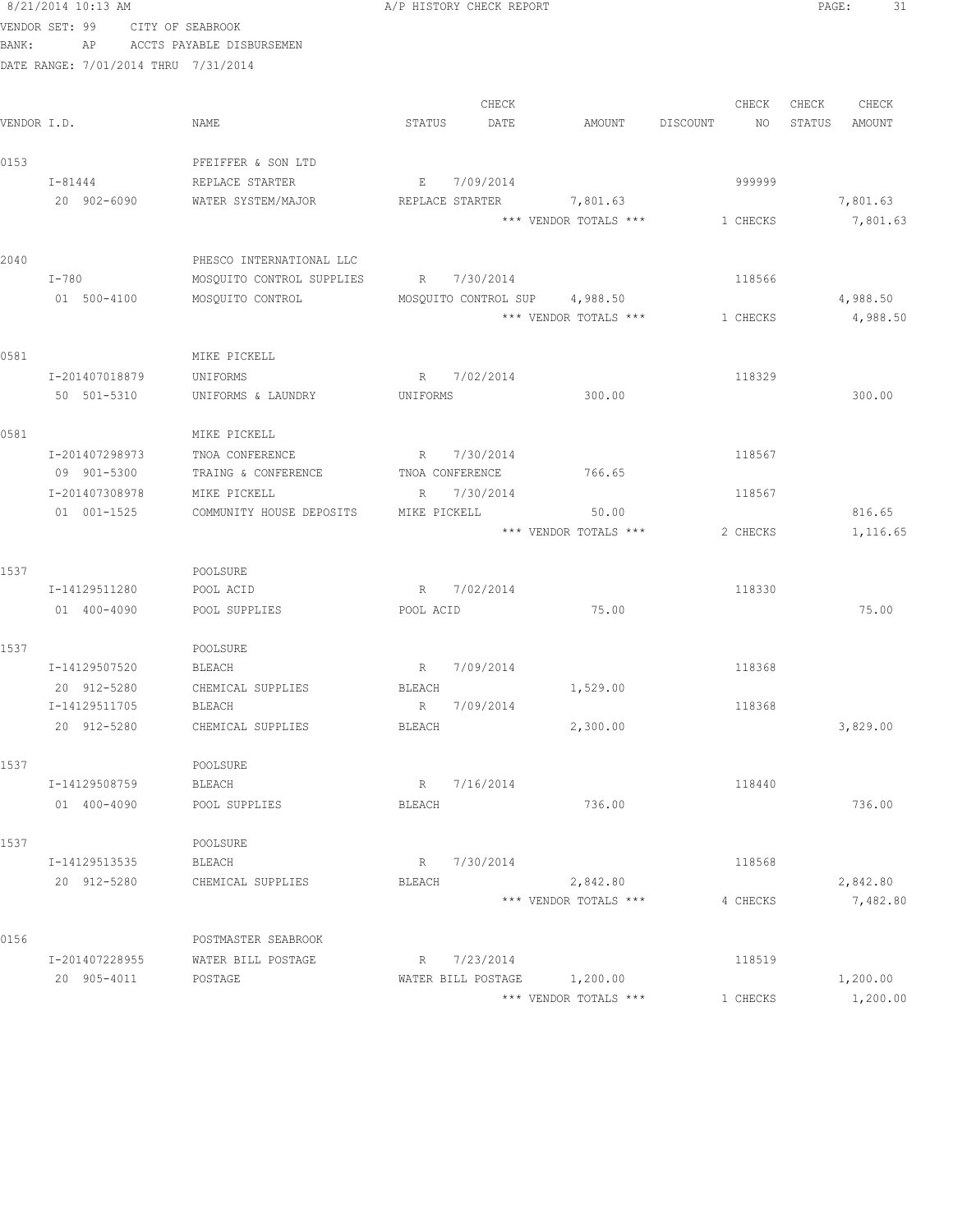8/21/2014 10:13 AM  A/P HISTORY CHECK REPORT

VENDOR SET: 99 CITY OF SEABROOK
BANK: AP ACCTS PAYABLE DISBURSEMEN
DATE RANGE: 7/01/2014 THRU 7/31/2014

| VENDOR I.D. | NAME | STATUS | CHECK DATE | AMOUNT | DISCOUNT | CHECK NO | CHECK STATUS | CHECK AMOUNT |
|---|---|---|---|---|---|---|---|---|
| 0153 | PFEIFFER & SON LTD | | | | | | | |
| I-81444 | REPLACE STARTER | E | 7/09/2014 | | | 999999 | | |
| 20 902-6090 | WATER SYSTEM/MAJOR | REPLACE STARTER | | 7,801.63 | | | | 7,801.63 |
| | | | | *** VENDOR TOTALS *** | | 1 CHECKS | | 7,801.63 |
| 2040 | PHESCO INTERNATIONAL LLC | | | | | | | |
| I-780 | MOSQUITO CONTROL SUPPLIES | R | 7/30/2014 | | | 118566 | | |
| 01 500-4100 | MOSQUITO CONTROL | MOSQUITO CONTROL SUP | | 4,988.50 | | | | 4,988.50 |
| | | | | *** VENDOR TOTALS *** | | 1 CHECKS | | 4,988.50 |
| 0581 | MIKE PICKELL | | | | | | | |
| I-201407018879 | UNIFORMS | R | 7/02/2014 | | | 118329 | | |
| 50 501-5310 | UNIFORMS & LAUNDRY | UNIFORMS | | 300.00 | | | | 300.00 |
| 0581 | MIKE PICKELL | | | | | | | |
| I-201407298973 | TNOA CONFERENCE | R | 7/30/2014 | | | 118567 | | |
| 09 901-5300 | TRAING & CONFERENCE | TNOA CONFERENCE | | 766.65 | | | | |
| I-201407308978 | MIKE PICKELL | R | 7/30/2014 | | | 118567 | | |
| 01 001-1525 | COMMUNITY HOUSE DEPOSITS | MIKE PICKELL | | 50.00 | | | | 816.65 |
| | | | | *** VENDOR TOTALS *** | | 2 CHECKS | | 1,116.65 |
| 1537 | POOLSURE | | | | | | | |
| I-14129511280 | POOL ACID | R | 7/02/2014 | | | 118330 | | |
| 01 400-4090 | POOL SUPPLIES | POOL ACID | | 75.00 | | | | 75.00 |
| 1537 | POOLSURE | | | | | | | |
| I-14129507520 | BLEACH | R | 7/09/2014 | | | 118368 | | |
| 20 912-5280 | CHEMICAL SUPPLIES | BLEACH | | 1,529.00 | | | | |
| I-14129511705 | BLEACH | R | 7/09/2014 | | | 118368 | | |
| 20 912-5280 | CHEMICAL SUPPLIES | BLEACH | | 2,300.00 | | | | 3,829.00 |
| 1537 | POOLSURE | | | | | | | |
| I-14129508759 | BLEACH | R | 7/16/2014 | | | 118440 | | |
| 01 400-4090 | POOL SUPPLIES | BLEACH | | 736.00 | | | | 736.00 |
| 1537 | POOLSURE | | | | | | | |
| I-14129513535 | BLEACH | R | 7/30/2014 | | | 118568 | | |
| 20 912-5280 | CHEMICAL SUPPLIES | BLEACH | | 2,842.80 | | | | 2,842.80 |
| | | | | *** VENDOR TOTALS *** | | 4 CHECKS | | 7,482.80 |
| 0156 | POSTMASTER SEABROOK | | | | | | | |
| I-201407228955 | WATER BILL POSTAGE | R | 7/23/2014 | | | 118519 | | |
| 20 905-4011 | POSTAGE | WATER BILL POSTAGE | | 1,200.00 | | | | 1,200.00 |
| | | | | *** VENDOR TOTALS *** | | 1 CHECKS | | 1,200.00 |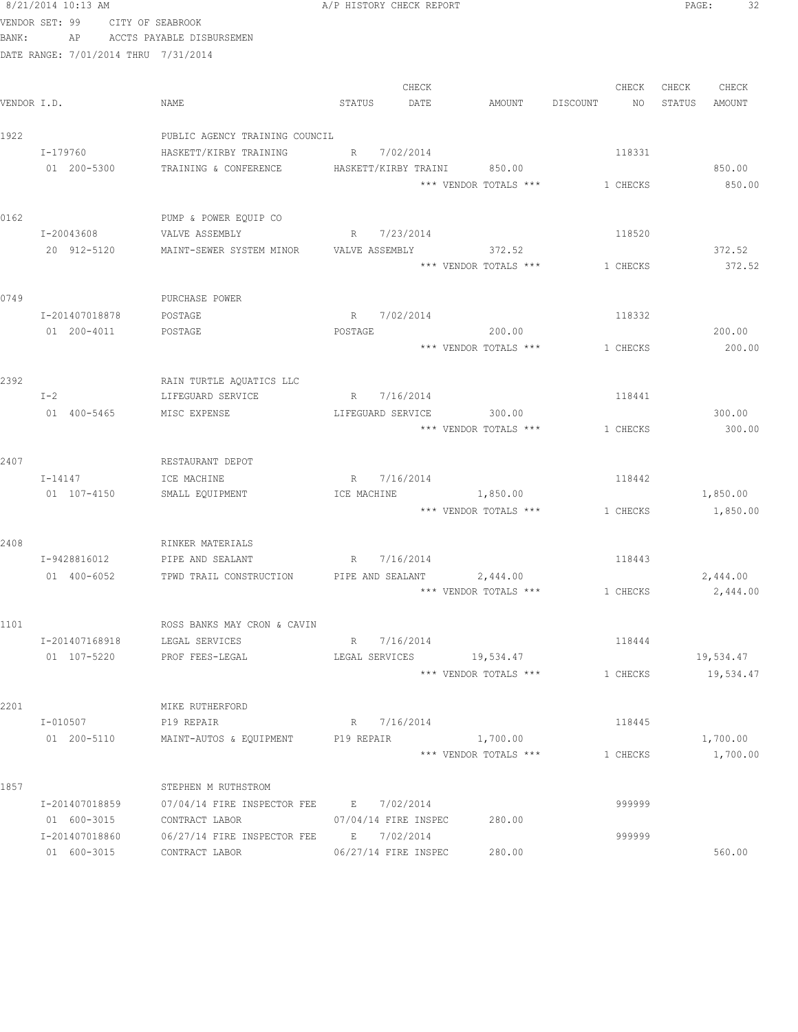8/21/2014 10:13 AM A/P HISTORY CHECK REPORT

VENDOR SET: 99 CITY OF SEABROOK
BANK: AP ACCTS PAYABLE DISBURSEMEN
DATE RANGE: 7/01/2014 THRU 7/31/2014

| VENDOR I.D. | NAME | STATUS | CHECK DATE | AMOUNT | DISCOUNT | CHECK NO | CHECK STATUS | CHECK AMOUNT |
|---|---|---|---|---|---|---|---|---|
| 1922 | PUBLIC AGENCY TRAINING COUNCIL | | | | | | | |
| I-179760 | HASKETT/KIRBY TRAINING | R | 7/02/2014 | | | 118331 | | |
| 01 200-5300 | TRAINING & CONFERENCE | HASKETT/KIRBY TRAINI | | 850.00 | | | | 850.00 |
| | | | | *** VENDOR TOTALS *** | | 1 CHECKS | | 850.00 |
| 0162 | PUMP & POWER EQUIP CO | | | | | | | |
| I-20043608 | VALVE ASSEMBLY | R | 7/23/2014 | | | 118520 | | |
| 20 912-5120 | MAINT-SEWER SYSTEM MINOR | VALVE ASSEMBLY | | 372.52 | | | | 372.52 |
| | | | | *** VENDOR TOTALS *** | | 1 CHECKS | | 372.52 |
| 0749 | PURCHASE POWER | | | | | | | |
| I-201407018878 | POSTAGE | R | 7/02/2014 | | | 118332 | | |
| 01 200-4011 | POSTAGE | POSTAGE | | 200.00 | | | | 200.00 |
| | | | | *** VENDOR TOTALS *** | | 1 CHECKS | | 200.00 |
| 2392 | RAIN TURTLE AQUATICS LLC | | | | | | | |
| I-2 | LIFEGUARD SERVICE | R | 7/16/2014 | | | 118441 | | |
| 01 400-5465 | MISC EXPENSE | LIFEGUARD SERVICE | | 300.00 | | | | 300.00 |
| | | | | *** VENDOR TOTALS *** | | 1 CHECKS | | 300.00 |
| 2407 | RESTAURANT DEPOT | | | | | | | |
| I-14147 | ICE MACHINE | R | 7/16/2014 | | | 118442 | | |
| 01 107-4150 | SMALL EQUIPMENT | ICE MACHINE | | 1,850.00 | | | | 1,850.00 |
| | | | | *** VENDOR TOTALS *** | | 1 CHECKS | | 1,850.00 |
| 2408 | RINKER MATERIALS | | | | | | | |
| I-9428816012 | PIPE AND SEALANT | R | 7/16/2014 | | | 118443 | | |
| 01 400-6052 | TPWD TRAIL CONSTRUCTION | PIPE AND SEALANT | | 2,444.00 | | | | 2,444.00 |
| | | | | *** VENDOR TOTALS *** | | 1 CHECKS | | 2,444.00 |
| 1101 | ROSS BANKS MAY CRON & CAVIN | | | | | | | |
| I-201407168918 | LEGAL SERVICES | R | 7/16/2014 | | | 118444 | | |
| 01 107-5220 | PROF FEES-LEGAL | LEGAL SERVICES | | 19,534.47 | | | | 19,534.47 |
| | | | | *** VENDOR TOTALS *** | | 1 CHECKS | | 19,534.47 |
| 2201 | MIKE RUTHERFORD | | | | | | | |
| I-010507 | P19 REPAIR | R | 7/16/2014 | | | 118445 | | |
| 01 200-5110 | MAINT-AUTOS & EQUIPMENT | P19 REPAIR | | 1,700.00 | | | | 1,700.00 |
| | | | | *** VENDOR TOTALS *** | | 1 CHECKS | | 1,700.00 |
| 1857 | STEPHEN M RUTHSTROM | | | | | | | |
| I-201407018859 | 07/04/14 FIRE INSPECTOR FEE | E | 7/02/2014 | | | 999999 | | |
| 01 600-3015 | CONTRACT LABOR | 07/04/14 FIRE INSPEC | | 280.00 | | | | |
| I-201407018860 | 06/27/14 FIRE INSPECTOR FEE | E | 7/02/2014 | | | 999999 | | |
| 01 600-3015 | CONTRACT LABOR | 06/27/14 FIRE INSPEC | | 280.00 | | | | 560.00 |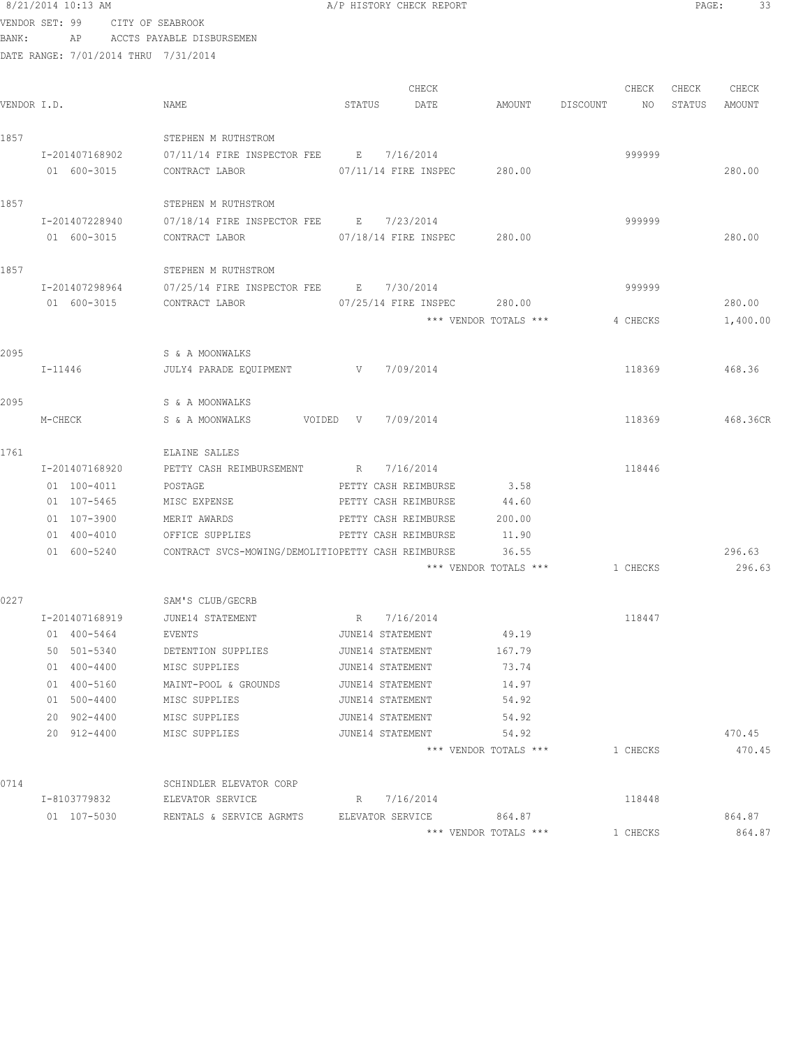8/21/2014 10:13 AM A/P HISTORY CHECK REPORT

VENDOR SET: 99 CITY OF SEABROOK
BANK: AP ACCTS PAYABLE DISBURSEMEN
DATE RANGE: 7/01/2014 THRU 7/31/2014

| VENDOR I.D. | NAME | STATUS | CHECK DATE | AMOUNT | DISCOUNT | CHECK NO | CHECK STATUS | CHECK AMOUNT |
|---|---|---|---|---|---|---|---|---|
| 1857 | STEPHEN M RUTHSTROM | | | | | | | |
| I-201407168902 | 07/11/14 FIRE INSPECTOR FEE | E | 7/16/2014 | | | 999999 | | |
| 01 600-3015 | CONTRACT LABOR | | 07/11/14 FIRE INSPEC | 280.00 | | | | 280.00 |
| 1857 | STEPHEN M RUTHSTROM | | | | | | | |
| I-201407228940 | 07/18/14 FIRE INSPECTOR FEE | E | 7/23/2014 | | | 999999 | | |
| 01 600-3015 | CONTRACT LABOR | | 07/18/14 FIRE INSPEC | 280.00 | | | | 280.00 |
| 1857 | STEPHEN M RUTHSTROM | | | | | | | |
| I-201407298964 | 07/25/14 FIRE INSPECTOR FEE | E | 7/30/2014 | | | 999999 | | |
| 01 600-3015 | CONTRACT LABOR | | 07/25/14 FIRE INSPEC | 280.00 | | | | 280.00 |
| | | | | *** VENDOR TOTALS *** | | 4 CHECKS | | 1,400.00 |
| 2095 | S & A MOONWALKS | | | | | | | |
| I-11446 | JULY4 PARADE EQUIPMENT | V | 7/09/2014 | | | 118369 | | 468.36 |
| 2095 | S & A MOONWALKS | | | | | | | |
| M-CHECK | S & A MOONWALKS VOIDED | V | 7/09/2014 | | | 118369 | | 468.36CR |
| 1761 | ELAINE SALLES | | | | | | | |
| I-201407168920 | PETTY CASH REIMBURSEMENT | R | 7/16/2014 | | | 118446 | | |
| 01 100-4011 | POSTAGE | | PETTY CASH REIMBURSE | 3.58 | | | | |
| 01 107-5465 | MISC EXPENSE | | PETTY CASH REIMBURSE | 44.60 | | | | |
| 01 107-3900 | MERIT AWARDS | | PETTY CASH REIMBURSE | 200.00 | | | | |
| 01 400-4010 | OFFICE SUPPLIES | | PETTY CASH REIMBURSE | 11.90 | | | | |
| 01 600-5240 | CONTRACT SVCS-MOWING/DEMOLITIO | | PETTY CASH REIMBURSE | 36.55 | | | | 296.63 |
| | | | | *** VENDOR TOTALS *** | | 1 CHECKS | | 296.63 |
| 0227 | SAM'S CLUB/GECRB | | | | | | | |
| I-201407168919 | JUNE14 STATEMENT | R | 7/16/2014 | | | 118447 | | |
| 01 400-5464 | EVENTS | | JUNE14 STATEMENT | 49.19 | | | | |
| 50 501-5340 | DETENTION SUPPLIES | | JUNE14 STATEMENT | 167.79 | | | | |
| 01 400-4400 | MISC SUPPLIES | | JUNE14 STATEMENT | 73.74 | | | | |
| 01 400-5160 | MAINT-POOL & GROUNDS | | JUNE14 STATEMENT | 14.97 | | | | |
| 01 500-4400 | MISC SUPPLIES | | JUNE14 STATEMENT | 54.92 | | | | |
| 20 902-4400 | MISC SUPPLIES | | JUNE14 STATEMENT | 54.92 | | | | |
| 20 912-4400 | MISC SUPPLIES | | JUNE14 STATEMENT | 54.92 | | | | 470.45 |
| | | | | *** VENDOR TOTALS *** | | 1 CHECKS | | 470.45 |
| 0714 | SCHINDLER ELEVATOR CORP | | | | | | | |
| I-8103779832 | ELEVATOR SERVICE | R | 7/16/2014 | | | 118448 | | |
| 01 107-5030 | RENTALS & SERVICE AGRMTS | | ELEVATOR SERVICE | 864.87 | | | | 864.87 |
| | | | | *** VENDOR TOTALS *** | | 1 CHECKS | | 864.87 |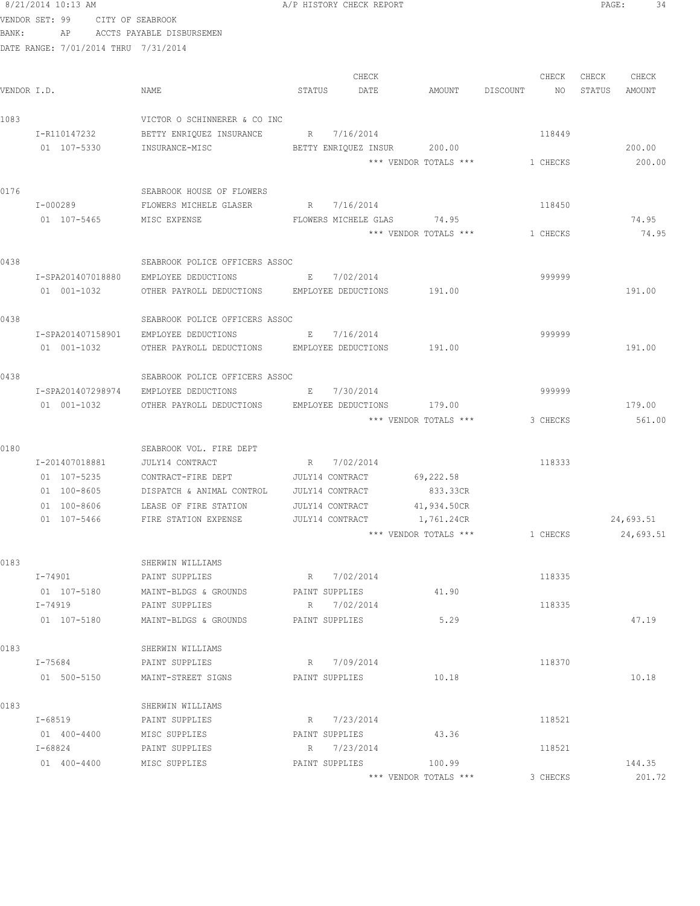8/21/2014 10:13 AM A/P HISTORY CHECK REPORT

VENDOR SET: 99 CITY OF SEABROOK
BANK: AP ACCTS PAYABLE DISBURSEMEN
DATE RANGE: 7/01/2014 THRU 7/31/2014

| VENDOR I.D. | NAME | STATUS | CHECK DATE | AMOUNT | DISCOUNT | CHECK NO | CHECK STATUS | CHECK AMOUNT |
|---|---|---|---|---|---|---|---|---|
| 1083 | VICTOR O SCHINNERER & CO INC | | | | | | | |
| I-R110147232 | BETTY ENRIQUEZ INSURANCE | R | 7/16/2014 | | | 118449 | | |
| 01 107-5330 | INSURANCE-MISC | BETTY ENRIQUEZ INSUR | | 200.00 | | | | 200.00 |
| | | | | *** VENDOR TOTALS *** | | 1 CHECKS | | 200.00 |
| 0176 | SEABROOK HOUSE OF FLOWERS | | | | | | | |
| I-000289 | FLOWERS MICHELE GLASER | R | 7/16/2014 | | | 118450 | | |
| 01 107-5465 | MISC EXPENSE | FLOWERS MICHELE GLAS | | 74.95 | | | | 74.95 |
| | | | | *** VENDOR TOTALS *** | | 1 CHECKS | | 74.95 |
| 0438 | SEABROOK POLICE OFFICERS ASSOC | | | | | | | |
| I-SPA201407018880 | EMPLOYEE DEDUCTIONS | E | 7/02/2014 | | | 999999 | | |
| 01 001-1032 | OTHER PAYROLL DEDUCTIONS | EMPLOYEE DEDUCTIONS | | 191.00 | | | | 191.00 |
| 0438 | SEABROOK POLICE OFFICERS ASSOC | | | | | | | |
| I-SPA201407158901 | EMPLOYEE DEDUCTIONS | E | 7/16/2014 | | | 999999 | | |
| 01 001-1032 | OTHER PAYROLL DEDUCTIONS | EMPLOYEE DEDUCTIONS | | 191.00 | | | | 191.00 |
| 0438 | SEABROOK POLICE OFFICERS ASSOC | | | | | | | |
| I-SPA201407298974 | EMPLOYEE DEDUCTIONS | E | 7/30/2014 | | | 999999 | | |
| 01 001-1032 | OTHER PAYROLL DEDUCTIONS | EMPLOYEE DEDUCTIONS | | 179.00 | | | | 179.00 |
| | | | | *** VENDOR TOTALS *** | | 3 CHECKS | | 561.00 |
| 0180 | SEABROOK VOL. FIRE DEPT | | | | | | | |
| I-201407018881 | JULY14 CONTRACT | R | 7/02/2014 | | | 118333 | | |
| 01 107-5235 | CONTRACT-FIRE DEPT | JULY14 CONTRACT | | 69,222.58 | | | | |
| 01 100-8605 | DISPATCH & ANIMAL CONTROL | JULY14 CONTRACT | | 833.33CR | | | | |
| 01 100-8606 | LEASE OF FIRE STATION | JULY14 CONTRACT | | 41,934.50CR | | | | |
| 01 107-5466 | FIRE STATION EXPENSE | JULY14 CONTRACT | | 1,761.24CR | | | | 24,693.51 |
| | | | | *** VENDOR TOTALS *** | | 1 CHECKS | | 24,693.51 |
| 0183 | SHERWIN WILLIAMS | | | | | | | |
| I-74901 | PAINT SUPPLIES | R | 7/02/2014 | | | 118335 | | |
| 01 107-5180 | MAINT-BLDGS & GROUNDS | PAINT SUPPLIES | | 41.90 | | | | |
| I-74919 | PAINT SUPPLIES | R | 7/02/2014 | | | 118335 | | |
| 01 107-5180 | MAINT-BLDGS & GROUNDS | PAINT SUPPLIES | | 5.29 | | | | 47.19 |
| 0183 | SHERWIN WILLIAMS | | | | | | | |
| I-75684 | PAINT SUPPLIES | R | 7/09/2014 | | | 118370 | | |
| 01 500-5150 | MAINT-STREET SIGNS | PAINT SUPPLIES | | 10.18 | | | | 10.18 |
| 0183 | SHERWIN WILLIAMS | | | | | | | |
| I-68519 | PAINT SUPPLIES | R | 7/23/2014 | | | 118521 | | |
| 01 400-4400 | MISC SUPPLIES | PAINT SUPPLIES | | 43.36 | | | | |
| I-68824 | PAINT SUPPLIES | R | 7/23/2014 | | | 118521 | | |
| 01 400-4400 | MISC SUPPLIES | PAINT SUPPLIES | | 100.99 | | | | 144.35 |
| | | | | *** VENDOR TOTALS *** | | 3 CHECKS | | 201.72 |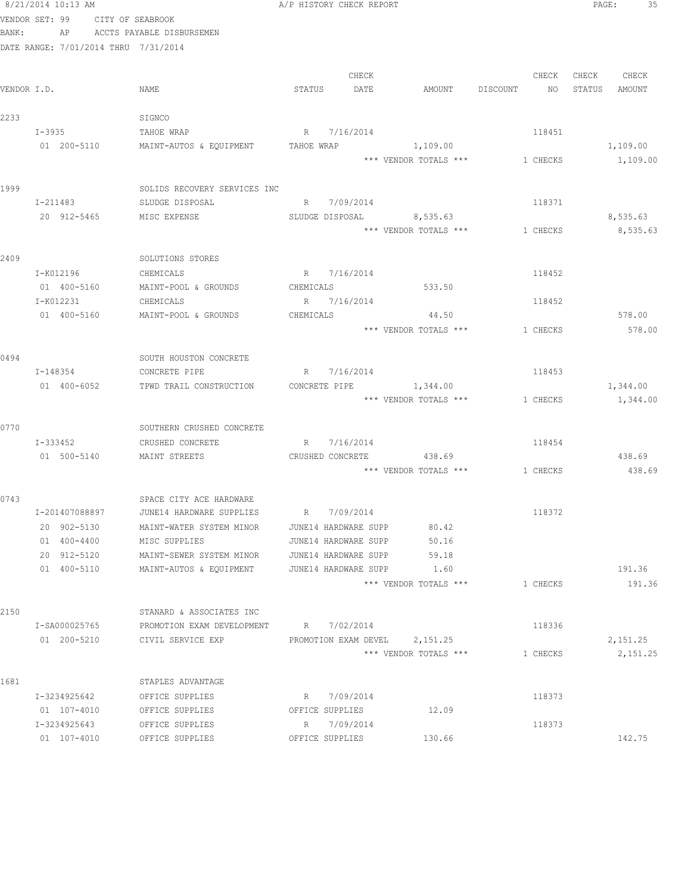8/21/2014 10:13 AM A/P HISTORY CHECK REPORT

VENDOR SET: 99 CITY OF SEABROOK
BANK: AP ACCTS PAYABLE DISBURSEMEN
DATE RANGE: 7/01/2014 THRU 7/31/2014

| VENDOR I.D. | NAME | STATUS | CHECK DATE | AMOUNT | DISCOUNT | CHECK NO | CHECK STATUS | CHECK AMOUNT |
|---|---|---|---|---|---|---|---|---|
| 2233 | SIGNCO | | | | | | | |
| I-3935 | TAHOE WRAP | R | 7/16/2014 | | | 118451 | | |
| 01 200-5110 | MAINT-AUTOS & EQUIPMENT | TAHOE WRAP | | 1,109.00 | | | | 1,109.00 |
| | | | | *** VENDOR TOTALS *** | | 1 CHECKS | | 1,109.00 |
| 1999 | SOLIDS RECOVERY SERVICES INC | | | | | | | |
| I-211483 | SLUDGE DISPOSAL | R | 7/09/2014 | | | 118371 | | |
| 20 912-5465 | MISC EXPENSE | SLUDGE DISPOSAL | | 8,535.63 | | | | 8,535.63 |
| | | | | *** VENDOR TOTALS *** | | 1 CHECKS | | 8,535.63 |
| 2409 | SOLUTIONS STORES | | | | | | | |
| I-K012196 | CHEMICALS | R | 7/16/2014 | | | 118452 | | |
| 01 400-5160 | MAINT-POOL & GROUNDS | CHEMICALS | | 533.50 | | | | |
| I-K012231 | CHEMICALS | R | 7/16/2014 | | | 118452 | | |
| 01 400-5160 | MAINT-POOL & GROUNDS | CHEMICALS | | 44.50 | | | | 578.00 |
| | | | | *** VENDOR TOTALS *** | | 1 CHECKS | | 578.00 |
| 0494 | SOUTH HOUSTON CONCRETE | | | | | | | |
| I-148354 | CONCRETE PIPE | R | 7/16/2014 | | | 118453 | | |
| 01 400-6052 | TPWD TRAIL CONSTRUCTION | CONCRETE PIPE | | 1,344.00 | | | | 1,344.00 |
| | | | | *** VENDOR TOTALS *** | | 1 CHECKS | | 1,344.00 |
| 0770 | SOUTHERN CRUSHED CONCRETE | | | | | | | |
| I-333452 | CRUSHED CONCRETE | R | 7/16/2014 | | | 118454 | | |
| 01 500-5140 | MAINT STREETS | CRUSHED CONCRETE | | 438.69 | | | | 438.69 |
| | | | | *** VENDOR TOTALS *** | | 1 CHECKS | | 438.69 |
| 0743 | SPACE CITY ACE HARDWARE | | | | | | | |
| I-201407088897 | JUNE14 HARDWARE SUPPLIES | R | 7/09/2014 | | | 118372 | | |
| 20 902-5130 | MAINT-WATER SYSTEM MINOR | JUNE14 HARDWARE SUPP | | 80.42 | | | | |
| 01 400-4400 | MISC SUPPLIES | JUNE14 HARDWARE SUPP | | 50.16 | | | | |
| 20 912-5120 | MAINT-SEWER SYSTEM MINOR | JUNE14 HARDWARE SUPP | | 59.18 | | | | |
| 01 400-5110 | MAINT-AUTOS & EQUIPMENT | JUNE14 HARDWARE SUPP | | 1.60 | | | | 191.36 |
| | | | | *** VENDOR TOTALS *** | | 1 CHECKS | | 191.36 |
| 2150 | STANARD & ASSOCIATES INC | | | | | | | |
| I-SA000025765 | PROMOTION EXAM DEVELOPMENT | R | 7/02/2014 | | | 118336 | | |
| 01 200-5210 | CIVIL SERVICE EXP | PROMOTION EXAM DEVEL | | 2,151.25 | | | | 2,151.25 |
| | | | | *** VENDOR TOTALS *** | | 1 CHECKS | | 2,151.25 |
| 1681 | STAPLES ADVANTAGE | | | | | | | |
| I-3234925642 | OFFICE SUPPLIES | R | 7/09/2014 | | | 118373 | | |
| 01 107-4010 | OFFICE SUPPLIES | OFFICE SUPPLIES | | 12.09 | | | | |
| I-3234925643 | OFFICE SUPPLIES | R | 7/09/2014 | | | 118373 | | |
| 01 107-4010 | OFFICE SUPPLIES | OFFICE SUPPLIES | | 130.66 | | | | 142.75 |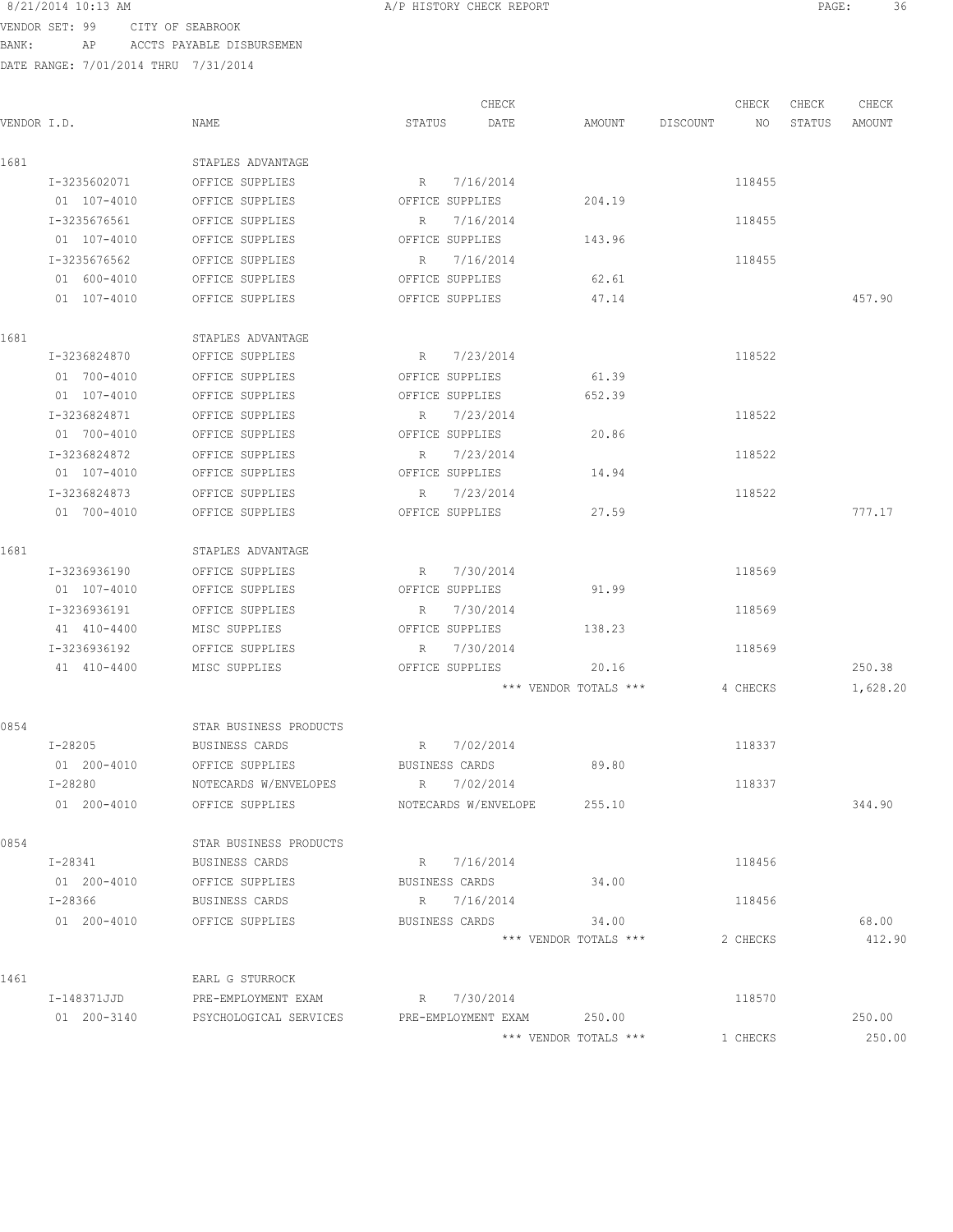8/21/2014 10:13 AM A/P HISTORY CHECK REPORT

VENDOR SET: 99 CITY OF SEABROOK
BANK: AP ACCTS PAYABLE DISBURSEMEN
DATE RANGE: 7/01/2014 THRU 7/31/2014

| VENDOR I.D. | NAME | STATUS | CHECK DATE | AMOUNT | DISCOUNT | CHECK NO | CHECK STATUS | CHECK AMOUNT |
|---|---|---|---|---|---|---|---|---|
| 1681 | STAPLES ADVANTAGE | | | | | | | |
| I-3235602071 | OFFICE SUPPLIES | R | 7/16/2014 | | | 118455 | | |
| 01 107-4010 | OFFICE SUPPLIES | OFFICE SUPPLIES | | 204.19 | | | | |
| I-3235676561 | OFFICE SUPPLIES | R | 7/16/2014 | | | 118455 | | |
| 01 107-4010 | OFFICE SUPPLIES | OFFICE SUPPLIES | | 143.96 | | | | |
| I-3235676562 | OFFICE SUPPLIES | R | 7/16/2014 | | | 118455 | | |
| 01 600-4010 | OFFICE SUPPLIES | OFFICE SUPPLIES | | 62.61 | | | | |
| 01 107-4010 | OFFICE SUPPLIES | OFFICE SUPPLIES | | 47.14 | | | | 457.90 |
| 1681 | STAPLES ADVANTAGE | | | | | | | |
| I-3236824870 | OFFICE SUPPLIES | R | 7/23/2014 | | | 118522 | | |
| 01 700-4010 | OFFICE SUPPLIES | OFFICE SUPPLIES | | 61.39 | | | | |
| 01 107-4010 | OFFICE SUPPLIES | OFFICE SUPPLIES | | 652.39 | | | | |
| I-3236824871 | OFFICE SUPPLIES | R | 7/23/2014 | | | 118522 | | |
| 01 700-4010 | OFFICE SUPPLIES | OFFICE SUPPLIES | | 20.86 | | | | |
| I-3236824872 | OFFICE SUPPLIES | R | 7/23/2014 | | | 118522 | | |
| 01 107-4010 | OFFICE SUPPLIES | OFFICE SUPPLIES | | 14.94 | | | | |
| I-3236824873 | OFFICE SUPPLIES | R | 7/23/2014 | | | 118522 | | |
| 01 700-4010 | OFFICE SUPPLIES | OFFICE SUPPLIES | | 27.59 | | | | 777.17 |
| 1681 | STAPLES ADVANTAGE | | | | | | | |
| I-3236936190 | OFFICE SUPPLIES | R | 7/30/2014 | | | 118569 | | |
| 01 107-4010 | OFFICE SUPPLIES | OFFICE SUPPLIES | | 91.99 | | | | |
| I-3236936191 | OFFICE SUPPLIES | R | 7/30/2014 | | | 118569 | | |
| 41 410-4400 | MISC SUPPLIES | OFFICE SUPPLIES | | 138.23 | | | | |
| I-3236936192 | OFFICE SUPPLIES | R | 7/30/2014 | | | 118569 | | |
| 41 410-4400 | MISC SUPPLIES | OFFICE SUPPLIES | | 20.16 | | | | 250.38 |
| | | | | *** VENDOR TOTALS *** | | 4 CHECKS | | 1,628.20 |
| 0854 | STAR BUSINESS PRODUCTS | | | | | | | |
| I-28205 | BUSINESS CARDS | R | 7/02/2014 | | | 118337 | | |
| 01 200-4010 | OFFICE SUPPLIES | BUSINESS CARDS | | 89.80 | | | | |
| I-28280 | NOTECARDS W/ENVELOPES | R | 7/02/2014 | | | 118337 | | |
| 01 200-4010 | OFFICE SUPPLIES | NOTECARDS W/ENVELOPE | | 255.10 | | | | 344.90 |
| 0854 | STAR BUSINESS PRODUCTS | | | | | | | |
| I-28341 | BUSINESS CARDS | R | 7/16/2014 | | | 118456 | | |
| 01 200-4010 | OFFICE SUPPLIES | BUSINESS CARDS | | 34.00 | | | | |
| I-28366 | BUSINESS CARDS | R | 7/16/2014 | | | 118456 | | |
| 01 200-4010 | OFFICE SUPPLIES | BUSINESS CARDS | | 34.00 | | | | 68.00 |
| | | | | *** VENDOR TOTALS *** | | 2 CHECKS | | 412.90 |
| 1461 | EARL G STURROCK | | | | | | | |
| I-148371JJD | PRE-EMPLOYMENT EXAM | R | 7/30/2014 | | | 118570 | | |
| 01 200-3140 | PSYCHOLOGICAL SERVICES | PRE-EMPLOYMENT EXAM | | 250.00 | | | | 250.00 |
| | | | | *** VENDOR TOTALS *** | | 1 CHECKS | | 250.00 |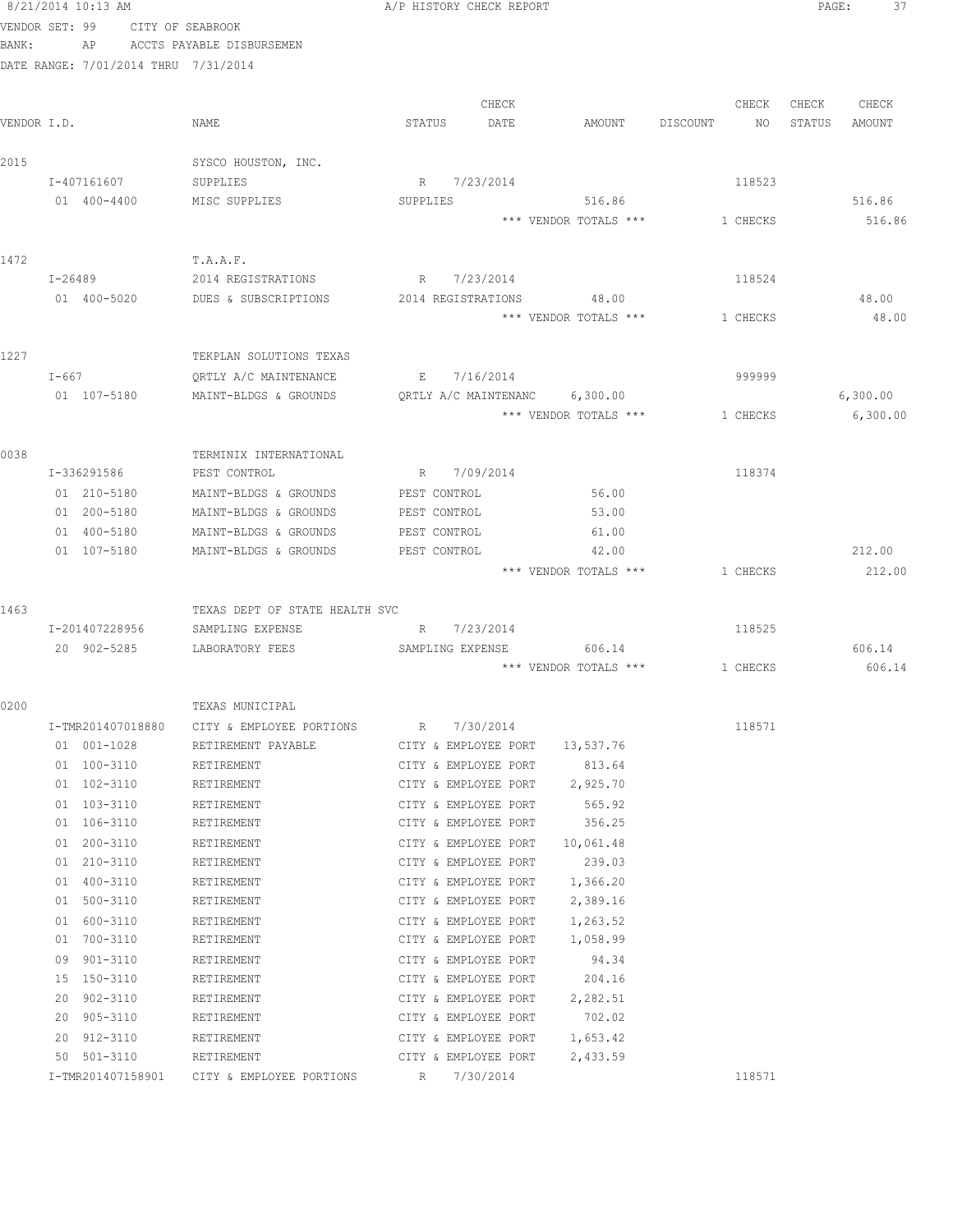8/21/2014 10:13 AM A/P HISTORY CHECK REPORT

VENDOR SET: 99 CITY OF SEABROOK
BANK: AP ACCTS PAYABLE DISBURSEMEN
DATE RANGE: 7/01/2014 THRU 7/31/2014

| VENDOR I.D. | NAME | STATUS | CHECK DATE | AMOUNT | DISCOUNT | CHECK NO | CHECK STATUS | CHECK AMOUNT |
|---|---|---|---|---|---|---|---|---|
| 2015 | SYSCO HOUSTON, INC. | | | | | | | |
| I-407161607 | SUPPLIES | R | 7/23/2014 | | | 118523 | | |
| 01 400-4400 | MISC SUPPLIES | SUPPLIES | | 516.86 | | | | 516.86 |
| | | | | *** VENDOR TOTALS *** | | 1 CHECKS | | 516.86 |
| 1472 | T.A.A.F. | | | | | | | |
| I-26489 | 2014 REGISTRATIONS | R | 7/23/2014 | | | 118524 | | |
| 01 400-5020 | DUES & SUBSCRIPTIONS | 2014 REGISTRATIONS | | 48.00 | | | | 48.00 |
| | | | | *** VENDOR TOTALS *** | | 1 CHECKS | | 48.00 |
| 1227 | TEKPLAN SOLUTIONS TEXAS | | | | | | | |
| I-667 | QRTLY A/C MAINTENANCE | E | 7/16/2014 | | | 999999 | | |
| 01 107-5180 | MAINT-BLDGS & GROUNDS | QRTLY A/C MAINTENANC | | 6,300.00 | | | | 6,300.00 |
| | | | | *** VENDOR TOTALS *** | | 1 CHECKS | | 6,300.00 |
| 0038 | TERMINIX INTERNATIONAL | | | | | | | |
| I-336291586 | PEST CONTROL | R | 7/09/2014 | | | 118374 | | |
| 01 210-5180 | MAINT-BLDGS & GROUNDS | PEST CONTROL | | 56.00 | | | | |
| 01 200-5180 | MAINT-BLDGS & GROUNDS | PEST CONTROL | | 53.00 | | | | |
| 01 400-5180 | MAINT-BLDGS & GROUNDS | PEST CONTROL | | 61.00 | | | | |
| 01 107-5180 | MAINT-BLDGS & GROUNDS | PEST CONTROL | | 42.00 | | | | 212.00 |
| | | | | *** VENDOR TOTALS *** | | 1 CHECKS | | 212.00 |
| 1463 | TEXAS DEPT OF STATE HEALTH SVC | | | | | | | |
| I-201407228956 | SAMPLING EXPENSE | R | 7/23/2014 | | | 118525 | | |
| 20 902-5285 | LABORATORY FEES | SAMPLING EXPENSE | | 606.14 | | | | 606.14 |
| | | | | *** VENDOR TOTALS *** | | 1 CHECKS | | 606.14 |
| 0200 | TEXAS MUNICIPAL | | | | | | | |
| I-TMR201407018880 | CITY & EMPLOYEE PORTIONS | R | 7/30/2014 | | | 118571 | | |
| 01 001-1028 | RETIREMENT PAYABLE | CITY & EMPLOYEE PORT | | 13,537.76 | | | | |
| 01 100-3110 | RETIREMENT | CITY & EMPLOYEE PORT | | 813.64 | | | | |
| 01 102-3110 | RETIREMENT | CITY & EMPLOYEE PORT | | 2,925.70 | | | | |
| 01 103-3110 | RETIREMENT | CITY & EMPLOYEE PORT | | 565.92 | | | | |
| 01 106-3110 | RETIREMENT | CITY & EMPLOYEE PORT | | 356.25 | | | | |
| 01 200-3110 | RETIREMENT | CITY & EMPLOYEE PORT | | 10,061.48 | | | | |
| 01 210-3110 | RETIREMENT | CITY & EMPLOYEE PORT | | 239.03 | | | | |
| 01 400-3110 | RETIREMENT | CITY & EMPLOYEE PORT | | 1,366.20 | | | | |
| 01 500-3110 | RETIREMENT | CITY & EMPLOYEE PORT | | 2,389.16 | | | | |
| 01 600-3110 | RETIREMENT | CITY & EMPLOYEE PORT | | 1,263.52 | | | | |
| 01 700-3110 | RETIREMENT | CITY & EMPLOYEE PORT | | 1,058.99 | | | | |
| 09 901-3110 | RETIREMENT | CITY & EMPLOYEE PORT | | 94.34 | | | | |
| 15 150-3110 | RETIREMENT | CITY & EMPLOYEE PORT | | 204.16 | | | | |
| 20 902-3110 | RETIREMENT | CITY & EMPLOYEE PORT | | 2,282.51 | | | | |
| 20 905-3110 | RETIREMENT | CITY & EMPLOYEE PORT | | 702.02 | | | | |
| 20 912-3110 | RETIREMENT | CITY & EMPLOYEE PORT | | 1,653.42 | | | | |
| 50 501-3110 | RETIREMENT | CITY & EMPLOYEE PORT | | 2,433.59 | | | | |
| I-TMR201407158901 | CITY & EMPLOYEE PORTIONS | R | 7/30/2014 | | | 118571 | | |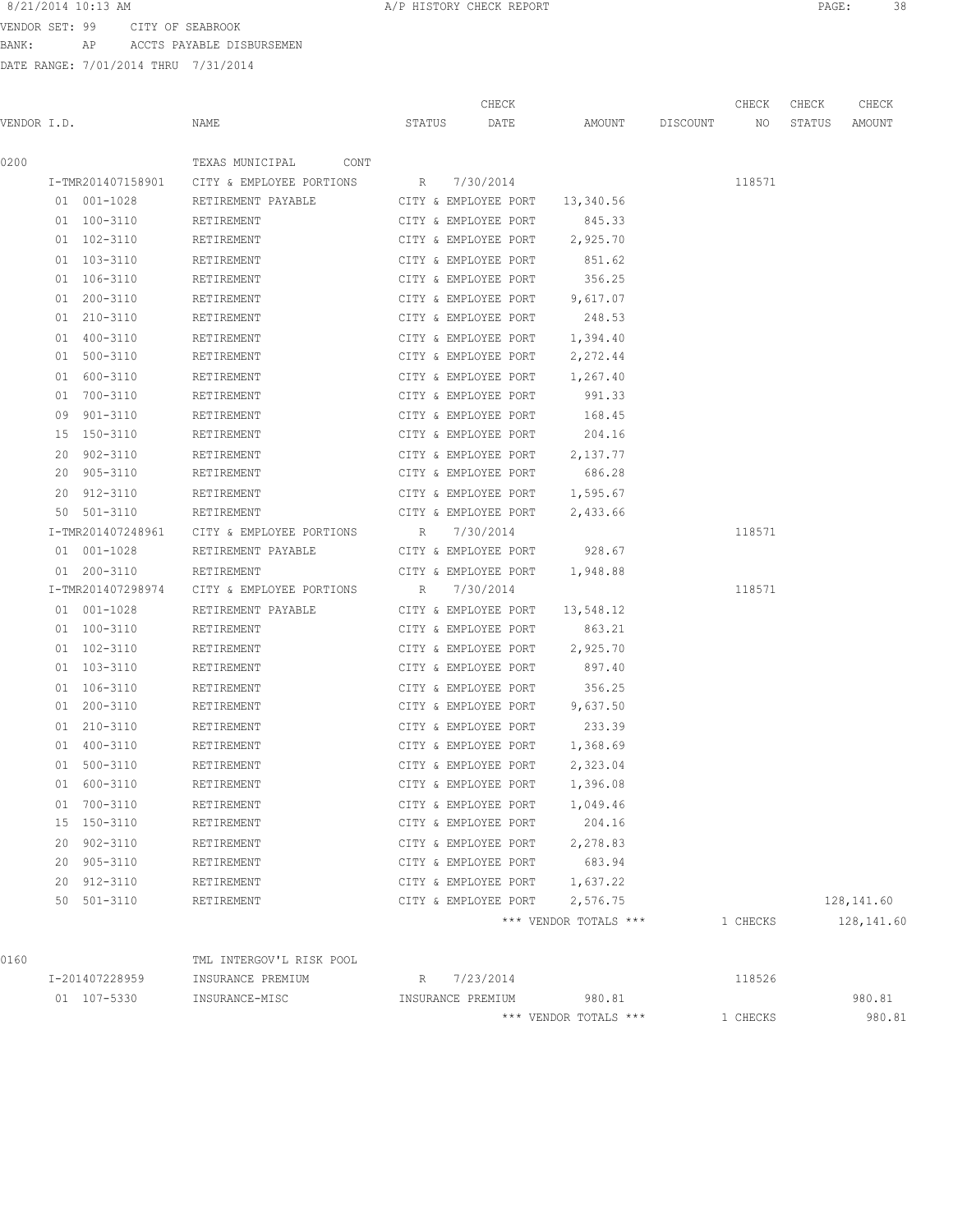8/21/2014 10:13 AM — A/P HISTORY CHECK REPORT

VENDOR SET: 99 CITY OF SEABROOK
BANK: AP ACCTS PAYABLE DISBURSEMEN
DATE RANGE: 7/01/2014 THRU 7/31/2014

| VENDOR I.D. | NAME | STATUS | CHECK DATE | AMOUNT | DISCOUNT | CHECK NO | CHECK STATUS | CHECK AMOUNT |
|---|---|---|---|---|---|---|---|---|
| 0200 | TEXAS MUNICIPAL CONT | | | | | | | |
| I-TMR201407158901 | CITY & EMPLOYEE PORTIONS | R | 7/30/2014 | | | 118571 | | |
| 01 001-1028 | RETIREMENT PAYABLE | CITY & EMPLOYEE PORT | | 13,340.56 | | | | |
| 01 100-3110 | RETIREMENT | CITY & EMPLOYEE PORT | | 845.33 | | | | |
| 01 102-3110 | RETIREMENT | CITY & EMPLOYEE PORT | | 2,925.70 | | | | |
| 01 103-3110 | RETIREMENT | CITY & EMPLOYEE PORT | | 851.62 | | | | |
| 01 106-3110 | RETIREMENT | CITY & EMPLOYEE PORT | | 356.25 | | | | |
| 01 200-3110 | RETIREMENT | CITY & EMPLOYEE PORT | | 9,617.07 | | | | |
| 01 210-3110 | RETIREMENT | CITY & EMPLOYEE PORT | | 248.53 | | | | |
| 01 400-3110 | RETIREMENT | CITY & EMPLOYEE PORT | | 1,394.40 | | | | |
| 01 500-3110 | RETIREMENT | CITY & EMPLOYEE PORT | | 2,272.44 | | | | |
| 01 600-3110 | RETIREMENT | CITY & EMPLOYEE PORT | | 1,267.40 | | | | |
| 01 700-3110 | RETIREMENT | CITY & EMPLOYEE PORT | | 991.33 | | | | |
| 09 901-3110 | RETIREMENT | CITY & EMPLOYEE PORT | | 168.45 | | | | |
| 15 150-3110 | RETIREMENT | CITY & EMPLOYEE PORT | | 204.16 | | | | |
| 20 902-3110 | RETIREMENT | CITY & EMPLOYEE PORT | | 2,137.77 | | | | |
| 20 905-3110 | RETIREMENT | CITY & EMPLOYEE PORT | | 686.28 | | | | |
| 20 912-3110 | RETIREMENT | CITY & EMPLOYEE PORT | | 1,595.67 | | | | |
| 50 501-3110 | RETIREMENT | CITY & EMPLOYEE PORT | | 2,433.66 | | | | |
| I-TMR201407248961 | CITY & EMPLOYEE PORTIONS | R | 7/30/2014 | | | 118571 | | |
| 01 001-1028 | RETIREMENT PAYABLE | CITY & EMPLOYEE PORT | | 928.67 | | | | |
| 01 200-3110 | RETIREMENT | CITY & EMPLOYEE PORT | | 1,948.88 | | | | |
| I-TMR201407298974 | CITY & EMPLOYEE PORTIONS | R | 7/30/2014 | | | 118571 | | |
| 01 001-1028 | RETIREMENT PAYABLE | CITY & EMPLOYEE PORT | | 13,548.12 | | | | |
| 01 100-3110 | RETIREMENT | CITY & EMPLOYEE PORT | | 863.21 | | | | |
| 01 102-3110 | RETIREMENT | CITY & EMPLOYEE PORT | | 2,925.70 | | | | |
| 01 103-3110 | RETIREMENT | CITY & EMPLOYEE PORT | | 897.40 | | | | |
| 01 106-3110 | RETIREMENT | CITY & EMPLOYEE PORT | | 356.25 | | | | |
| 01 200-3110 | RETIREMENT | CITY & EMPLOYEE PORT | | 9,637.50 | | | | |
| 01 210-3110 | RETIREMENT | CITY & EMPLOYEE PORT | | 233.39 | | | | |
| 01 400-3110 | RETIREMENT | CITY & EMPLOYEE PORT | | 1,368.69 | | | | |
| 01 500-3110 | RETIREMENT | CITY & EMPLOYEE PORT | | 2,323.04 | | | | |
| 01 600-3110 | RETIREMENT | CITY & EMPLOYEE PORT | | 1,396.08 | | | | |
| 01 700-3110 | RETIREMENT | CITY & EMPLOYEE PORT | | 1,049.46 | | | | |
| 15 150-3110 | RETIREMENT | CITY & EMPLOYEE PORT | | 204.16 | | | | |
| 20 902-3110 | RETIREMENT | CITY & EMPLOYEE PORT | | 2,278.83 | | | | |
| 20 905-3110 | RETIREMENT | CITY & EMPLOYEE PORT | | 683.94 | | | | |
| 20 912-3110 | RETIREMENT | CITY & EMPLOYEE PORT | | 1,637.22 | | | | |
| 50 501-3110 | RETIREMENT | CITY & EMPLOYEE PORT | | 2,576.75 | | | | 128,141.60 |
| | | | | *** VENDOR TOTALS *** | | 1 CHECKS | | 128,141.60 |
| 0160 | TML INTERGOV'L RISK POOL | | | | | | | |
| I-201407228959 | INSURANCE PREMIUM | R | 7/23/2014 | | | 118526 | | |
| 01 107-5330 | INSURANCE-MISC | INSURANCE PREMIUM | | 980.81 | | | | 980.81 |
| | | | | *** VENDOR TOTALS *** | | 1 CHECKS | | 980.81 |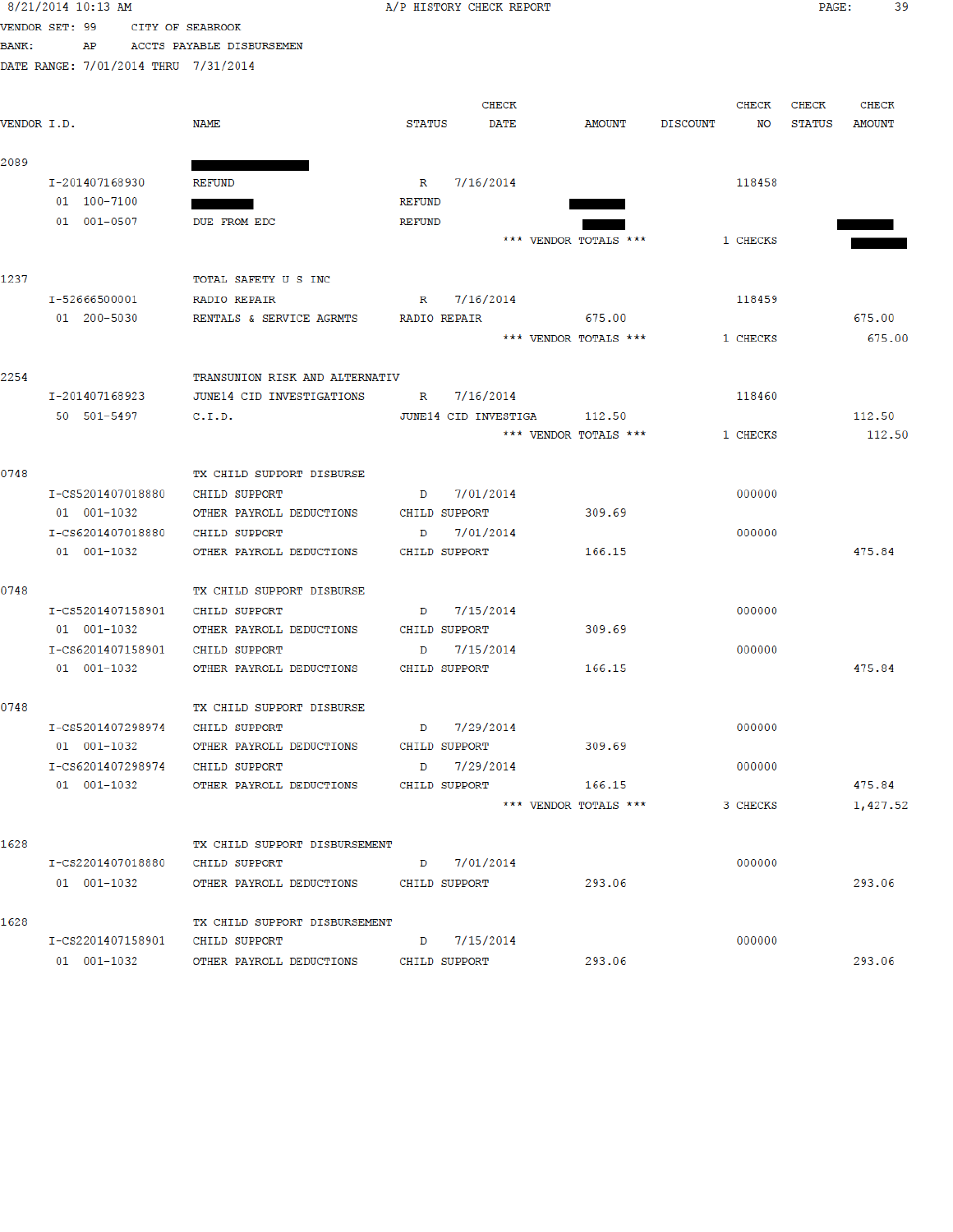VENDOR SET: 99 CITY OF SEABROOK

BANK: AP ACCTS PAYABLE DISBURSEMEN

DATE RANGE: 7/01/2014 THRU 7/31/2014

| VENDOR I.D. | NAME | STATUS | CHECK DATE | AMOUNT | DISCOUNT | CHECK NO | CHECK STATUS | CHECK AMOUNT |
|---|---|---|---|---|---|---|---|---|
| 2089 | ███████ | | | | | | | |
| I-201407168930 | REFUND | R | 7/16/2014 | | | 118458 | | |
| 01 100-7100 | ███████ | REFUND | | ███████ | | | | |
| 01 001-0507 | DUE FROM EDC | REFUND | | ███████ | | | | ███████ |
| | | | *** VENDOR TOTALS *** | | | 1 CHECKS | | ███████ |
| 1237 | TOTAL SAFETY U S INC | | | | | | | |
| I-52666500001 | RADIO REPAIR | R | 7/16/2014 | | | 118459 | | |
| 01 200-5030 | RENTALS & SERVICE AGRMTS | RADIO REPAIR | | 675.00 | | | | 675.00 |
| | | | *** VENDOR TOTALS *** | | | 1 CHECKS | | 675.00 |
| 2254 | TRANSUNION RISK AND ALTERNATIV | | | | | | | |
| I-201407168923 | JUNE14 CID INVESTIGATIONS | R | 7/16/2014 | | | 118460 | | |
| 50 501-5497 | C.I.D. | JUNE14 CID INVESTIGA | | 112.50 | | | | 112.50 |
| | | | *** VENDOR TOTALS *** | | | 1 CHECKS | | 112.50 |
| 0748 | TX CHILD SUPPORT DISBURSE | | | | | | | |
| I-CS5201407018880 | CHILD SUPPORT | D | 7/01/2014 | | | 000000 | | |
| 01 001-1032 | OTHER PAYROLL DEDUCTIONS | CHILD SUPPORT | | 309.69 | | | | |
| I-CS6201407018880 | CHILD SUPPORT | D | 7/01/2014 | | | 000000 | | |
| 01 001-1032 | OTHER PAYROLL DEDUCTIONS | CHILD SUPPORT | | 166.15 | | | | 475.84 |
| 0748 | TX CHILD SUPPORT DISBURSE | | | | | | | |
| I-CS5201407158901 | CHILD SUPPORT | D | 7/15/2014 | | | 000000 | | |
| 01 001-1032 | OTHER PAYROLL DEDUCTIONS | CHILD SUPPORT | | 309.69 | | | | |
| I-CS6201407158901 | CHILD SUPPORT | D | 7/15/2014 | | | 000000 | | |
| 01 001-1032 | OTHER PAYROLL DEDUCTIONS | CHILD SUPPORT | | 166.15 | | | | 475.84 |
| 0748 | TX CHILD SUPPORT DISBURSE | | | | | | | |
| I-CS5201407298974 | CHILD SUPPORT | D | 7/29/2014 | | | 000000 | | |
| 01 001-1032 | OTHER PAYROLL DEDUCTIONS | CHILD SUPPORT | | 309.69 | | | | |
| I-CS6201407298974 | CHILD SUPPORT | D | 7/29/2014 | | | 000000 | | |
| 01 001-1032 | OTHER PAYROLL DEDUCTIONS | CHILD SUPPORT | | 166.15 | | | | 475.84 |
| | | | *** VENDOR TOTALS *** | | | 3 CHECKS | | 1,427.52 |
| 1628 | TX CHILD SUPPORT DISBURSEMENT | | | | | | | |
| I-CS2201407018880 | CHILD SUPPORT | D | 7/01/2014 | | | 000000 | | |
| 01 001-1032 | OTHER PAYROLL DEDUCTIONS | CHILD SUPPORT | | 293.06 | | | | 293.06 |
| 1628 | TX CHILD SUPPORT DISBURSEMENT | | | | | | | |
| I-CS2201407158901 | CHILD SUPPORT | D | 7/15/2014 | | | 000000 | | |
| 01 001-1032 | OTHER PAYROLL DEDUCTIONS | CHILD SUPPORT | | 293.06 | | | | 293.06 |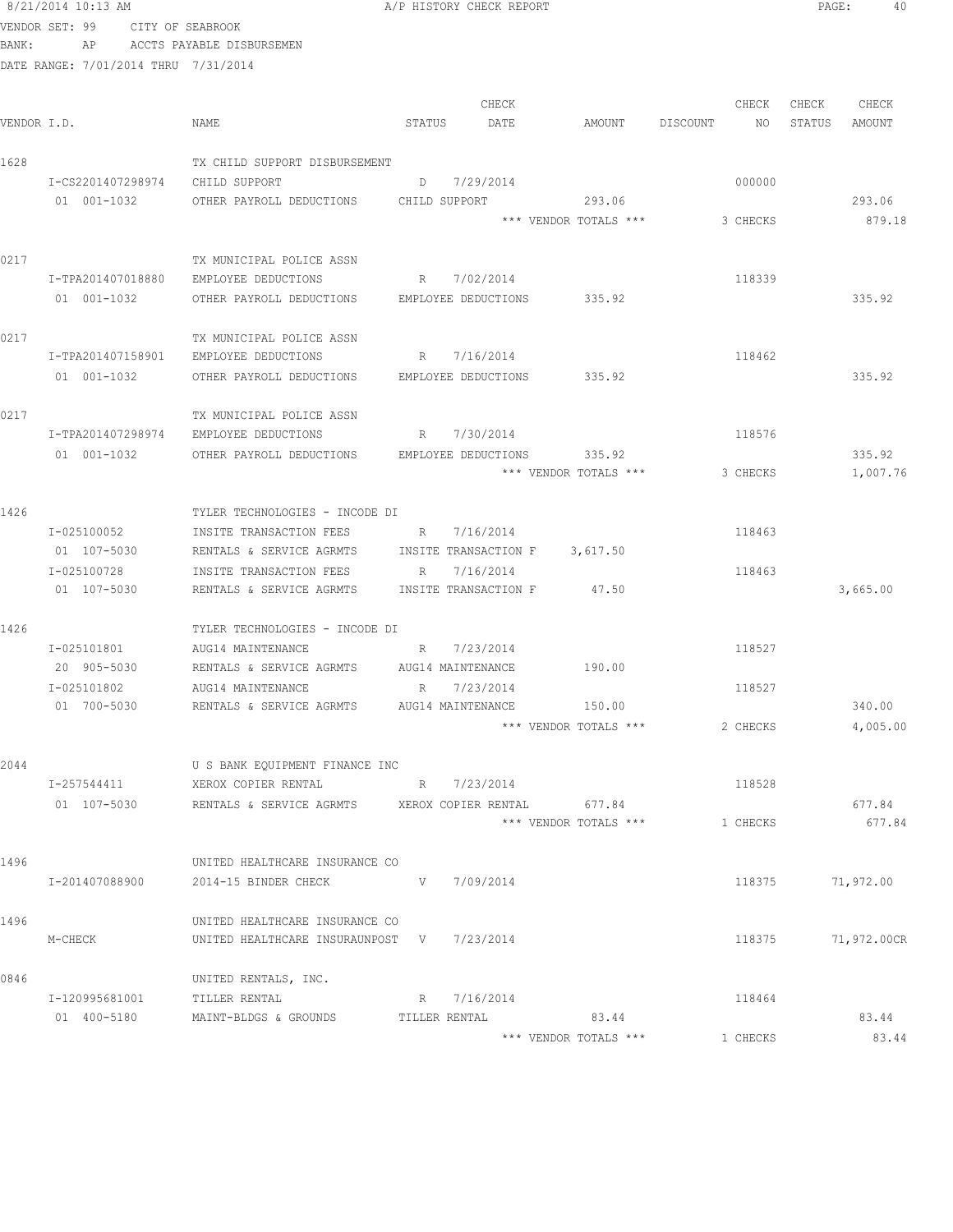8/21/2014 10:13 AM A/P HISTORY CHECK REPORT

VENDOR SET: 99 CITY OF SEABROOK
BANK: AP ACCTS PAYABLE DISBURSEMEN
DATE RANGE: 7/01/2014 THRU 7/31/2014

| VENDOR I.D. | NAME | STATUS | CHECK DATE | AMOUNT | DISCOUNT | CHECK NO | CHECK STATUS | CHECK AMOUNT |
|---|---|---|---|---|---|---|---|---|
| 1628 | TX CHILD SUPPORT DISBURSEMENT | | | | | | | |
| I-CS2201407298974 | CHILD SUPPORT | D | 7/29/2014 | | | 000000 | | |
| 01 001-1032 | OTHER PAYROLL DEDUCTIONS | CHILD SUPPORT | | 293.06 | | | | 293.06 |
| | | | | *** VENDOR TOTALS *** | | 3 CHECKS | | 879.18 |
| 0217 | TX MUNICIPAL POLICE ASSN | | | | | | | |
| I-TPA201407018880 | EMPLOYEE DEDUCTIONS | R | 7/02/2014 | | | 118339 | | |
| 01 001-1032 | OTHER PAYROLL DEDUCTIONS | EMPLOYEE DEDUCTIONS | | 335.92 | | | | 335.92 |
| 0217 | TX MUNICIPAL POLICE ASSN | | | | | | | |
| I-TPA201407158901 | EMPLOYEE DEDUCTIONS | R | 7/16/2014 | | | 118462 | | |
| 01 001-1032 | OTHER PAYROLL DEDUCTIONS | EMPLOYEE DEDUCTIONS | | 335.92 | | | | 335.92 |
| 0217 | TX MUNICIPAL POLICE ASSN | | | | | | | |
| I-TPA201407298974 | EMPLOYEE DEDUCTIONS | R | 7/30/2014 | | | 118576 | | |
| 01 001-1032 | OTHER PAYROLL DEDUCTIONS | EMPLOYEE DEDUCTIONS | | 335.92 | | | | 335.92 |
| | | | | *** VENDOR TOTALS *** | | 3 CHECKS | | 1,007.76 |
| 1426 | TYLER TECHNOLOGIES - INCODE DI | | | | | | | |
| I-025100052 | INSITE TRANSACTION FEES | R | 7/16/2014 | | | 118463 | | |
| 01 107-5030 | RENTALS & SERVICE AGRMTS | INSITE TRANSACTION F | | 3,617.50 | | | | |
| I-025100728 | INSITE TRANSACTION FEES | R | 7/16/2014 | | | 118463 | | |
| 01 107-5030 | RENTALS & SERVICE AGRMTS | INSITE TRANSACTION F | | 47.50 | | | | 3,665.00 |
| 1426 | TYLER TECHNOLOGIES - INCODE DI | | | | | | | |
| I-025101801 | AUG14 MAINTENANCE | R | 7/23/2014 | | | 118527 | | |
| 20 905-5030 | RENTALS & SERVICE AGRMTS | AUG14 MAINTENANCE | | 190.00 | | | | |
| I-025101802 | AUG14 MAINTENANCE | R | 7/23/2014 | | | 118527 | | |
| 01 700-5030 | RENTALS & SERVICE AGRMTS | AUG14 MAINTENANCE | | 150.00 | | | | 340.00 |
| | | | | *** VENDOR TOTALS *** | | 2 CHECKS | | 4,005.00 |
| 2044 | U S BANK EQUIPMENT FINANCE INC | | | | | | | |
| I-257544411 | XEROX COPIER RENTAL | R | 7/23/2014 | | | 118528 | | |
| 01 107-5030 | RENTALS & SERVICE AGRMTS | XEROX COPIER RENTAL | | 677.84 | | | | 677.84 |
| | | | | *** VENDOR TOTALS *** | | 1 CHECKS | | 677.84 |
| 1496 | UNITED HEALTHCARE INSURANCE CO | | | | | | | |
| I-201407088900 | 2014-15 BINDER CHECK | V | 7/09/2014 | | | 118375 | | 71,972.00 |
| 1496 | UNITED HEALTHCARE INSURANCE CO | | | | | | | |
| M-CHECK | UNITED HEALTHCARE INSURAUNPOST | V | 7/23/2014 | | | 118375 | | 71,972.00CR |
| 0846 | UNITED RENTALS, INC. | | | | | | | |
| I-120995681001 | TILLER RENTAL | R | 7/16/2014 | | | 118464 | | |
| 01 400-5180 | MAINT-BLDGS & GROUNDS | TILLER RENTAL | | 83.44 | | | | 83.44 |
| | | | | *** VENDOR TOTALS *** | | 1 CHECKS | | 83.44 |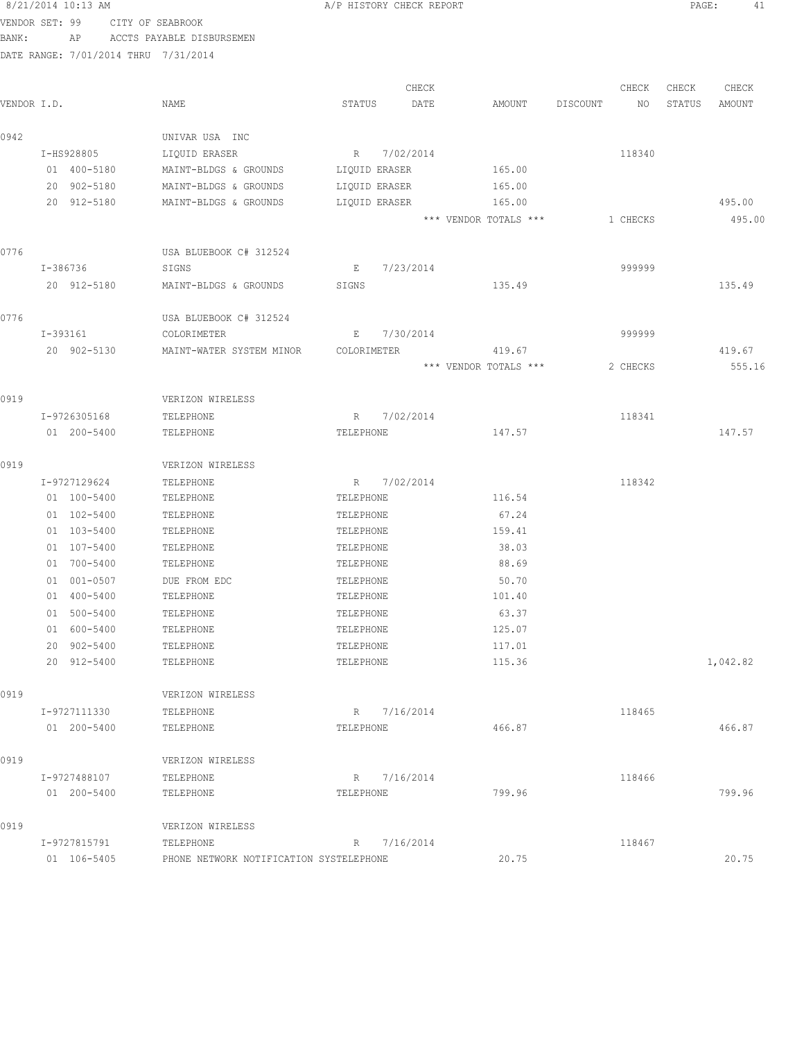8/21/2014 10:13 AM — A/P HISTORY CHECK REPORT

VENDOR SET: 99 CITY OF SEABROOK

BANK: AP ACCTS PAYABLE DISBURSEMEN

DATE RANGE: 7/01/2014 THRU 7/31/2014

| VENDOR I.D. | NAME | STATUS | CHECK DATE | AMOUNT | DISCOUNT | CHECK NO | CHECK STATUS | CHECK AMOUNT |
|---|---|---|---|---|---|---|---|---|
| 0942 | UNIVAR USA INC | | | | | | | |
| I-HS928805 | LIQUID ERASER | R | 7/02/2014 | | | 118340 | | |
| 01 400-5180 | MAINT-BLDGS & GROUNDS | LIQUID ERASER | | 165.00 | | | | |
| 20 902-5180 | MAINT-BLDGS & GROUNDS | LIQUID ERASER | | 165.00 | | | | |
| 20 912-5180 | MAINT-BLDGS & GROUNDS | LIQUID ERASER | | 165.00 | | | | 495.00 |
| | | | | *** VENDOR TOTALS *** | | 1 CHECKS | | 495.00 |
| 0776 | USA BLUEBOOK C# 312524 | | | | | | | |
| I-386736 | SIGNS | E | 7/23/2014 | | | 999999 | | |
| 20 912-5180 | MAINT-BLDGS & GROUNDS | SIGNS | | 135.49 | | | | 135.49 |
| 0776 | USA BLUEBOOK C# 312524 | | | | | | | |
| I-393161 | COLORIMETER | E | 7/30/2014 | | | 999999 | | |
| 20 902-5130 | MAINT-WATER SYSTEM MINOR | COLORIMETER | | 419.67 | | | | 419.67 |
| | | | | *** VENDOR TOTALS *** | | 2 CHECKS | | 555.16 |
| 0919 | VERIZON WIRELESS | | | | | | | |
| I-9726305168 | TELEPHONE | R | 7/02/2014 | | | 118341 | | |
| 01 200-5400 | TELEPHONE | TELEPHONE | | 147.57 | | | | 147.57 |
| 0919 | VERIZON WIRELESS | | | | | | | |
| I-9727129624 | TELEPHONE | R | 7/02/2014 | | | 118342 | | |
| 01 100-5400 | TELEPHONE | TELEPHONE | | 116.54 | | | | |
| 01 102-5400 | TELEPHONE | TELEPHONE | | 67.24 | | | | |
| 01 103-5400 | TELEPHONE | TELEPHONE | | 159.41 | | | | |
| 01 107-5400 | TELEPHONE | TELEPHONE | | 38.03 | | | | |
| 01 700-5400 | TELEPHONE | TELEPHONE | | 88.69 | | | | |
| 01 001-0507 | DUE FROM EDC | TELEPHONE | | 50.70 | | | | |
| 01 400-5400 | TELEPHONE | TELEPHONE | | 101.40 | | | | |
| 01 500-5400 | TELEPHONE | TELEPHONE | | 63.37 | | | | |
| 01 600-5400 | TELEPHONE | TELEPHONE | | 125.07 | | | | |
| 20 902-5400 | TELEPHONE | TELEPHONE | | 117.01 | | | | |
| 20 912-5400 | TELEPHONE | TELEPHONE | | 115.36 | | | | 1,042.82 |
| 0919 | VERIZON WIRELESS | | | | | | | |
| I-9727111330 | TELEPHONE | R | 7/16/2014 | | | 118465 | | |
| 01 200-5400 | TELEPHONE | TELEPHONE | | 466.87 | | | | 466.87 |
| 0919 | VERIZON WIRELESS | | | | | | | |
| I-9727488107 | TELEPHONE | R | 7/16/2014 | | | 118466 | | |
| 01 200-5400 | TELEPHONE | TELEPHONE | | 799.96 | | | | 799.96 |
| 0919 | VERIZON WIRELESS | | | | | | | |
| I-9727815791 | TELEPHONE | R | 7/16/2014 | | | 118467 | | |
| 01 106-5405 | PHONE NETWORK NOTIFICATION SYSTE | TELEPHONE | | 20.75 | | | | 20.75 |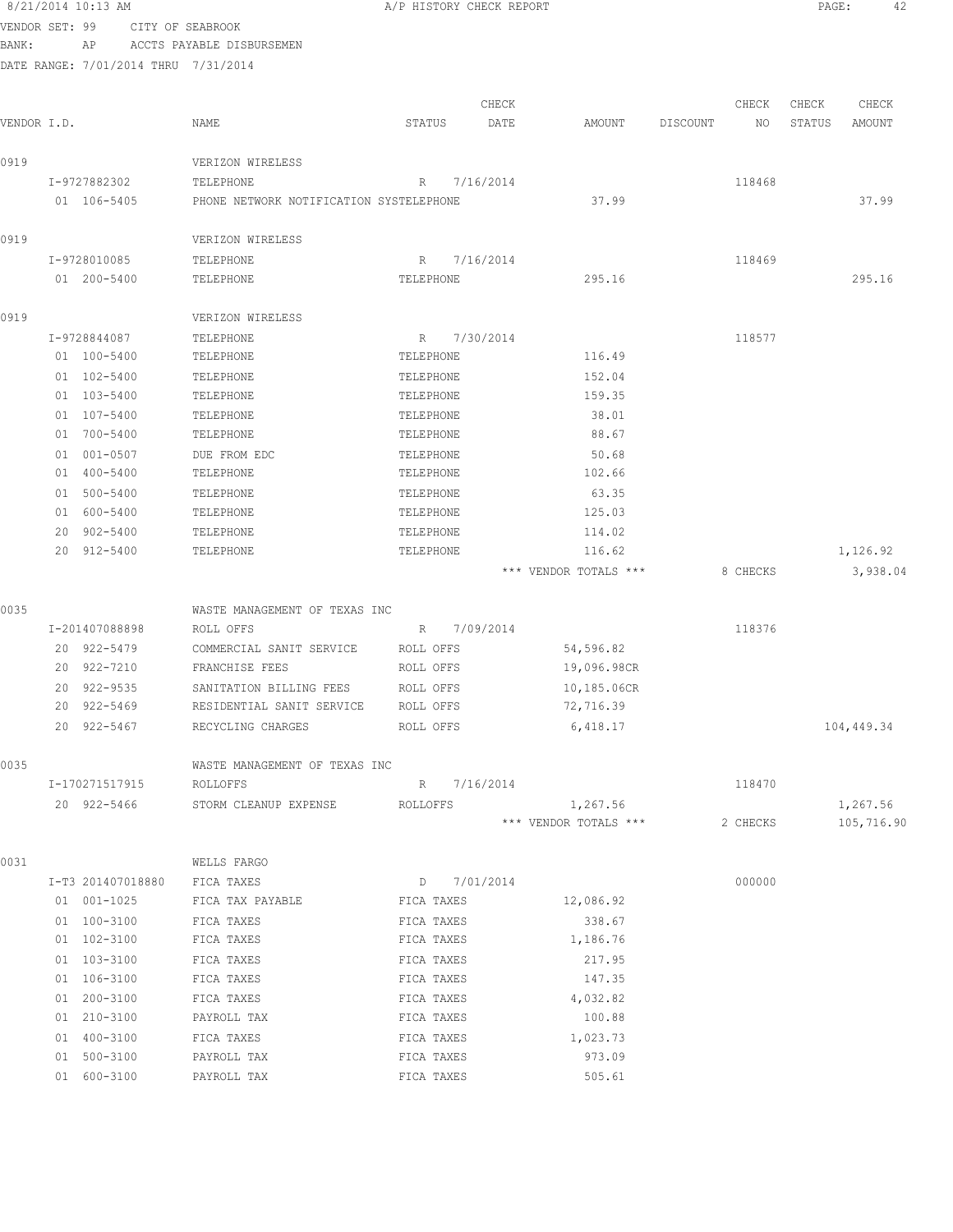8/21/2014 10:13 AM A/P HISTORY CHECK REPORT

VENDOR SET: 99 CITY OF SEABROOK
BANK: AP ACCTS PAYABLE DISBURSEMEN
DATE RANGE: 7/01/2014 THRU 7/31/2014

| VENDOR I.D. | NAME | STATUS | CHECK DATE | AMOUNT | DISCOUNT | CHECK NO | CHECK STATUS | CHECK AMOUNT |
|---|---|---|---|---|---|---|---|---|
| 0919 | VERIZON WIRELESS | | | | | | | |
| I-9727882302 | TELEPHONE | R | 7/16/2014 | | | 118468 | | |
| 01 106-5405 | PHONE NETWORK NOTIFICATION SYSTELEPHONE | | | 37.99 | | | | 37.99 |
| 0919 | VERIZON WIRELESS | | | | | | | |
| I-9728010085 | TELEPHONE | R | 7/16/2014 | | | 118469 | | |
| 01 200-5400 | TELEPHONE | TELEPHONE | | 295.16 | | | | 295.16 |
| 0919 | VERIZON WIRELESS | | | | | | | |
| I-9728844087 | TELEPHONE | R | 7/30/2014 | | | 118577 | | |
| 01 100-5400 | TELEPHONE | TELEPHONE | | 116.49 | | | | |
| 01 102-5400 | TELEPHONE | TELEPHONE | | 152.04 | | | | |
| 01 103-5400 | TELEPHONE | TELEPHONE | | 159.35 | | | | |
| 01 107-5400 | TELEPHONE | TELEPHONE | | 38.01 | | | | |
| 01 700-5400 | TELEPHONE | TELEPHONE | | 88.67 | | | | |
| 01 001-0507 | DUE FROM EDC | TELEPHONE | | 50.68 | | | | |
| 01 400-5400 | TELEPHONE | TELEPHONE | | 102.66 | | | | |
| 01 500-5400 | TELEPHONE | TELEPHONE | | 63.35 | | | | |
| 01 600-5400 | TELEPHONE | TELEPHONE | | 125.03 | | | | |
| 20 902-5400 | TELEPHONE | TELEPHONE | | 114.02 | | | | |
| 20 912-5400 | TELEPHONE | TELEPHONE | | 116.62 | | | | 1,126.92 |
| | | | | *** VENDOR TOTALS *** | | 8 CHECKS | | 3,938.04 |
| 0035 | WASTE MANAGEMENT OF TEXAS INC | | | | | | | |
| I-201407088898 | ROLL OFFS | R | 7/09/2014 | | | 118376 | | |
| 20 922-5479 | COMMERCIAL SANIT SERVICE | ROLL OFFS | | 54,596.82 | | | | |
| 20 922-7210 | FRANCHISE FEES | ROLL OFFS | | 19,096.98CR | | | | |
| 20 922-9535 | SANITATION BILLING FEES | ROLL OFFS | | 10,185.06CR | | | | |
| 20 922-5469 | RESIDENTIAL SANIT SERVICE | ROLL OFFS | | 72,716.39 | | | | |
| 20 922-5467 | RECYCLING CHARGES | ROLL OFFS | | 6,418.17 | | | | 104,449.34 |
| 0035 | WASTE MANAGEMENT OF TEXAS INC | | | | | | | |
| I-170271517915 | ROLLOFFS | R | 7/16/2014 | | | 118470 | | |
| 20 922-5466 | STORM CLEANUP EXPENSE | ROLLOFFS | | 1,267.56 | | | | 1,267.56 |
| | | | | *** VENDOR TOTALS *** | | 2 CHECKS | | 105,716.90 |
| 0031 | WELLS FARGO | | | | | | | |
| I-T3 201407018880 | FICA TAXES | D | 7/01/2014 | | | 000000 | | |
| 01 001-1025 | FICA TAX PAYABLE | FICA TAXES | | 12,086.92 | | | | |
| 01 100-3100 | FICA TAXES | FICA TAXES | | 338.67 | | | | |
| 01 102-3100 | FICA TAXES | FICA TAXES | | 1,186.76 | | | | |
| 01 103-3100 | FICA TAXES | FICA TAXES | | 217.95 | | | | |
| 01 106-3100 | FICA TAXES | FICA TAXES | | 147.35 | | | | |
| 01 200-3100 | FICA TAXES | FICA TAXES | | 4,032.82 | | | | |
| 01 210-3100 | PAYROLL TAX | FICA TAXES | | 100.88 | | | | |
| 01 400-3100 | FICA TAXES | FICA TAXES | | 1,023.73 | | | | |
| 01 500-3100 | PAYROLL TAX | FICA TAXES | | 973.09 | | | | |
| 01 600-3100 | PAYROLL TAX | FICA TAXES | | 505.61 | | | | |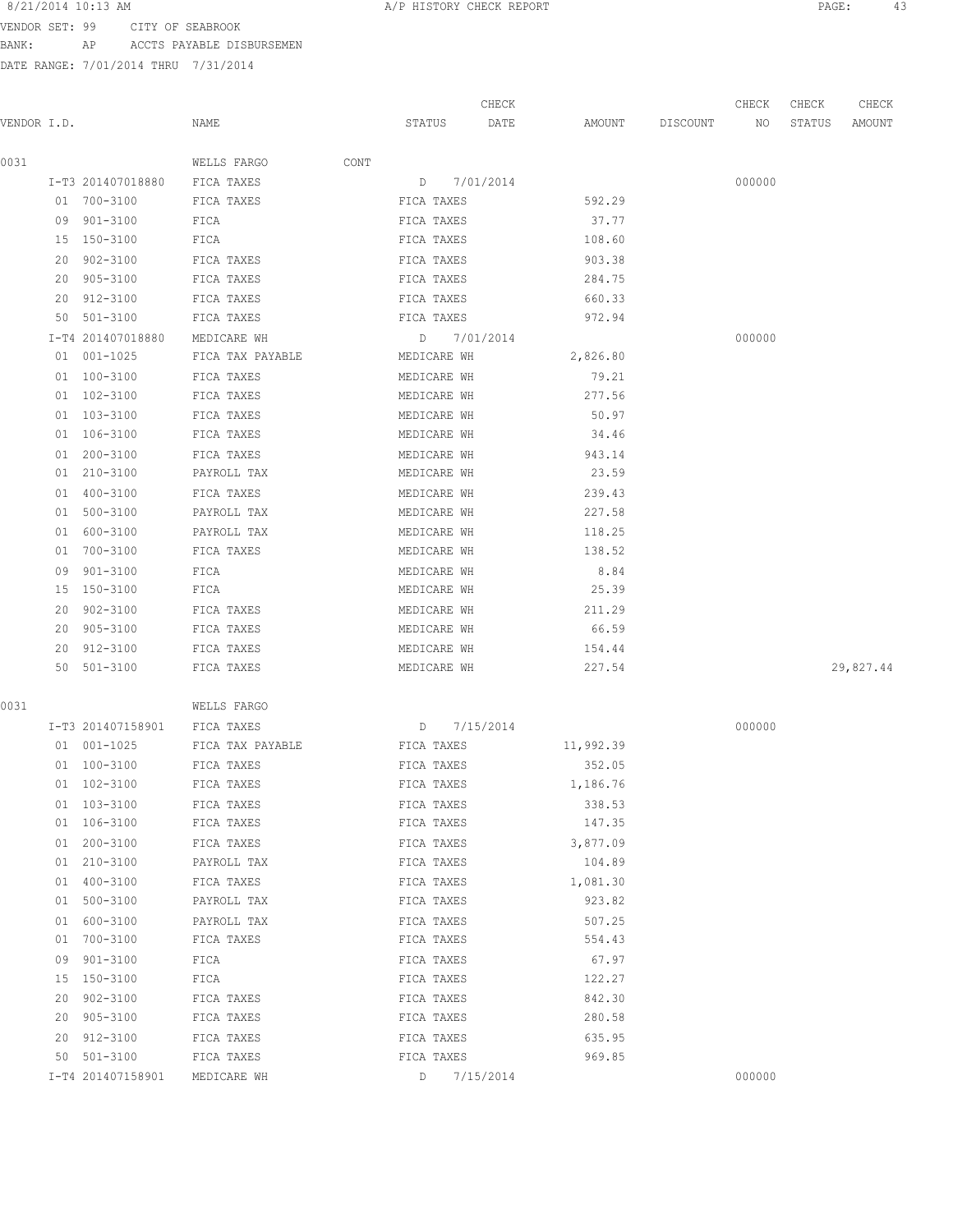8/21/2014 10:13 AM A/P HISTORY CHECK REPORT

VENDOR SET: 99 CITY OF SEABROOK
BANK: AP ACCTS PAYABLE DISBURSEMEN
DATE RANGE: 7/01/2014 THRU 7/31/2014

| VENDOR I.D. | NAME | STATUS | CHECK DATE | AMOUNT | DISCOUNT | CHECK NO | CHECK STATUS | CHECK AMOUNT |
|---|---|---|---|---|---|---|---|---|
| 0031 | WELLS FARGO CONT | | | | | | | |
| I-T3 201407018880 | FICA TAXES | D | 7/01/2014 | | | 000000 | | |
| 01 700-3100 | FICA TAXES | FICA TAXES | | 592.29 | | | | |
| 09 901-3100 | FICA | FICA TAXES | | 37.77 | | | | |
| 15 150-3100 | FICA | FICA TAXES | | 108.60 | | | | |
| 20 902-3100 | FICA TAXES | FICA TAXES | | 903.38 | | | | |
| 20 905-3100 | FICA TAXES | FICA TAXES | | 284.75 | | | | |
| 20 912-3100 | FICA TAXES | FICA TAXES | | 660.33 | | | | |
| 50 501-3100 | FICA TAXES | FICA TAXES | | 972.94 | | | | |
| I-T4 201407018880 | MEDICARE WH | D | 7/01/2014 | | | 000000 | | |
| 01 001-1025 | FICA TAX PAYABLE | MEDICARE WH | | 2,826.80 | | | | |
| 01 100-3100 | FICA TAXES | MEDICARE WH | | 79.21 | | | | |
| 01 102-3100 | FICA TAXES | MEDICARE WH | | 277.56 | | | | |
| 01 103-3100 | FICA TAXES | MEDICARE WH | | 50.97 | | | | |
| 01 106-3100 | FICA TAXES | MEDICARE WH | | 34.46 | | | | |
| 01 200-3100 | FICA TAXES | MEDICARE WH | | 943.14 | | | | |
| 01 210-3100 | PAYROLL TAX | MEDICARE WH | | 23.59 | | | | |
| 01 400-3100 | FICA TAXES | MEDICARE WH | | 239.43 | | | | |
| 01 500-3100 | PAYROLL TAX | MEDICARE WH | | 227.58 | | | | |
| 01 600-3100 | PAYROLL TAX | MEDICARE WH | | 118.25 | | | | |
| 01 700-3100 | FICA TAXES | MEDICARE WH | | 138.52 | | | | |
| 09 901-3100 | FICA | MEDICARE WH | | 8.84 | | | | |
| 15 150-3100 | FICA | MEDICARE WH | | 25.39 | | | | |
| 20 902-3100 | FICA TAXES | MEDICARE WH | | 211.29 | | | | |
| 20 905-3100 | FICA TAXES | MEDICARE WH | | 66.59 | | | | |
| 20 912-3100 | FICA TAXES | MEDICARE WH | | 154.44 | | | | |
| 50 501-3100 | FICA TAXES | MEDICARE WH | | 227.54 | | | | 29,827.44 |
| 0031 | WELLS FARGO | | | | | | | |
| I-T3 201407158901 | FICA TAXES | D | 7/15/2014 | | | 000000 | | |
| 01 001-1025 | FICA TAX PAYABLE | FICA TAXES | | 11,992.39 | | | | |
| 01 100-3100 | FICA TAXES | FICA TAXES | | 352.05 | | | | |
| 01 102-3100 | FICA TAXES | FICA TAXES | | 1,186.76 | | | | |
| 01 103-3100 | FICA TAXES | FICA TAXES | | 338.53 | | | | |
| 01 106-3100 | FICA TAXES | FICA TAXES | | 147.35 | | | | |
| 01 200-3100 | FICA TAXES | FICA TAXES | | 3,877.09 | | | | |
| 01 210-3100 | PAYROLL TAX | FICA TAXES | | 104.89 | | | | |
| 01 400-3100 | FICA TAXES | FICA TAXES | | 1,081.30 | | | | |
| 01 500-3100 | PAYROLL TAX | FICA TAXES | | 923.82 | | | | |
| 01 600-3100 | PAYROLL TAX | FICA TAXES | | 507.25 | | | | |
| 01 700-3100 | FICA TAXES | FICA TAXES | | 554.43 | | | | |
| 09 901-3100 | FICA | FICA TAXES | | 67.97 | | | | |
| 15 150-3100 | FICA | FICA TAXES | | 122.27 | | | | |
| 20 902-3100 | FICA TAXES | FICA TAXES | | 842.30 | | | | |
| 20 905-3100 | FICA TAXES | FICA TAXES | | 280.58 | | | | |
| 20 912-3100 | FICA TAXES | FICA TAXES | | 635.95 | | | | |
| 50 501-3100 | FICA TAXES | FICA TAXES | | 969.85 | | | | |
| I-T4 201407158901 | MEDICARE WH | D | 7/15/2014 | | | 000000 | | |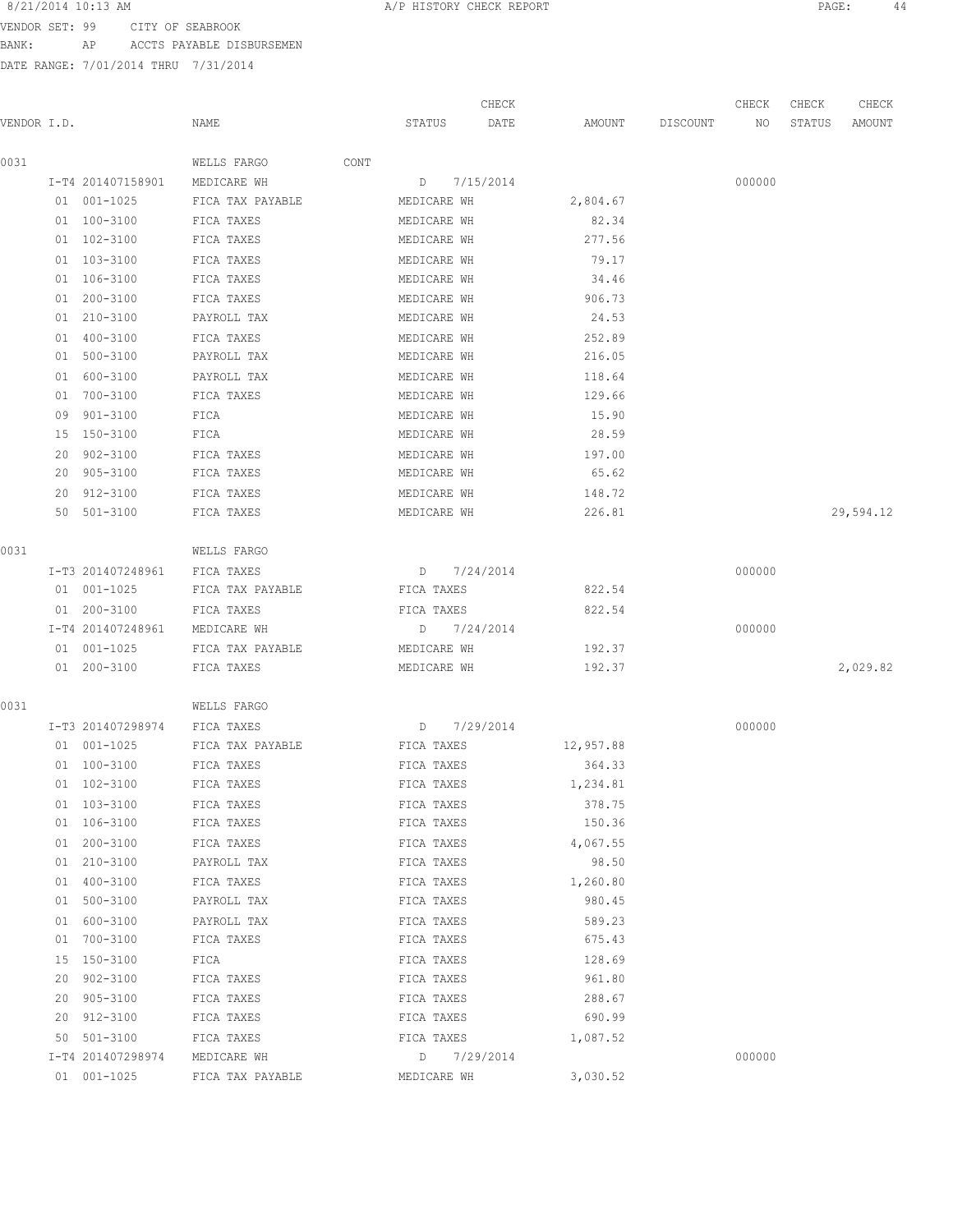VENDOR SET: 99 CITY OF SEABROOK
BANK: AP ACCTS PAYABLE DISBURSEMEN
DATE RANGE: 7/01/2014 THRU 7/31/2014

| VENDOR I.D. | | NAME | STATUS | CHECK DATE | AMOUNT | DISCOUNT | CHECK NO | CHECK STATUS | CHECK AMOUNT |
|---|---|---|---|---|---|---|---|---|---|
| 0031 | | WELLS FARGO CONT | | | | | | | |
| | I-T4 201407158901 | MEDICARE WH | D | 7/15/2014 | | | 000000 | | |
| | 01 001-1025 | FICA TAX PAYABLE | MEDICARE WH | | 2,804.67 | | | | |
| | 01 100-3100 | FICA TAXES | MEDICARE WH | | 82.34 | | | | |
| | 01 102-3100 | FICA TAXES | MEDICARE WH | | 277.56 | | | | |
| | 01 103-3100 | FICA TAXES | MEDICARE WH | | 79.17 | | | | |
| | 01 106-3100 | FICA TAXES | MEDICARE WH | | 34.46 | | | | |
| | 01 200-3100 | FICA TAXES | MEDICARE WH | | 906.73 | | | | |
| | 01 210-3100 | PAYROLL TAX | MEDICARE WH | | 24.53 | | | | |
| | 01 400-3100 | FICA TAXES | MEDICARE WH | | 252.89 | | | | |
| | 01 500-3100 | PAYROLL TAX | MEDICARE WH | | 216.05 | | | | |
| | 01 600-3100 | PAYROLL TAX | MEDICARE WH | | 118.64 | | | | |
| | 01 700-3100 | FICA TAXES | MEDICARE WH | | 129.66 | | | | |
| | 09 901-3100 | FICA | MEDICARE WH | | 15.90 | | | | |
| | 15 150-3100 | FICA | MEDICARE WH | | 28.59 | | | | |
| | 20 902-3100 | FICA TAXES | MEDICARE WH | | 197.00 | | | | |
| | 20 905-3100 | FICA TAXES | MEDICARE WH | | 65.62 | | | | |
| | 20 912-3100 | FICA TAXES | MEDICARE WH | | 148.72 | | | | |
| | 50 501-3100 | FICA TAXES | MEDICARE WH | | 226.81 | | | | 29,594.12 |
| 0031 | | WELLS FARGO | | | | | | | |
| | I-T3 201407248961 | FICA TAXES | D | 7/24/2014 | | | 000000 | | |
| | 01 001-1025 | FICA TAX PAYABLE | FICA TAXES | | 822.54 | | | | |
| | 01 200-3100 | FICA TAXES | FICA TAXES | | 822.54 | | | | |
| | I-T4 201407248961 | MEDICARE WH | D | 7/24/2014 | | | 000000 | | |
| | 01 001-1025 | FICA TAX PAYABLE | MEDICARE WH | | 192.37 | | | | |
| | 01 200-3100 | FICA TAXES | MEDICARE WH | | 192.37 | | | | 2,029.82 |
| 0031 | | WELLS FARGO | | | | | | | |
| | I-T3 201407298974 | FICA TAXES | D | 7/29/2014 | | | 000000 | | |
| | 01 001-1025 | FICA TAX PAYABLE | FICA TAXES | | 12,957.88 | | | | |
| | 01 100-3100 | FICA TAXES | FICA TAXES | | 364.33 | | | | |
| | 01 102-3100 | FICA TAXES | FICA TAXES | | 1,234.81 | | | | |
| | 01 103-3100 | FICA TAXES | FICA TAXES | | 378.75 | | | | |
| | 01 106-3100 | FICA TAXES | FICA TAXES | | 150.36 | | | | |
| | 01 200-3100 | FICA TAXES | FICA TAXES | | 4,067.55 | | | | |
| | 01 210-3100 | PAYROLL TAX | FICA TAXES | | 98.50 | | | | |
| | 01 400-3100 | FICA TAXES | FICA TAXES | | 1,260.80 | | | | |
| | 01 500-3100 | PAYROLL TAX | FICA TAXES | | 980.45 | | | | |
| | 01 600-3100 | PAYROLL TAX | FICA TAXES | | 589.23 | | | | |
| | 01 700-3100 | FICA TAXES | FICA TAXES | | 675.43 | | | | |
| | 15 150-3100 | FICA | FICA TAXES | | 128.69 | | | | |
| | 20 902-3100 | FICA TAXES | FICA TAXES | | 961.80 | | | | |
| | 20 905-3100 | FICA TAXES | FICA TAXES | | 288.67 | | | | |
| | 20 912-3100 | FICA TAXES | FICA TAXES | | 690.99 | | | | |
| | 50 501-3100 | FICA TAXES | FICA TAXES | | 1,087.52 | | | | |
| | I-T4 201407298974 | MEDICARE WH | D | 7/29/2014 | | | 000000 | | |
| | 01 001-1025 | FICA TAX PAYABLE | MEDICARE WH | | 3,030.52 | | | | |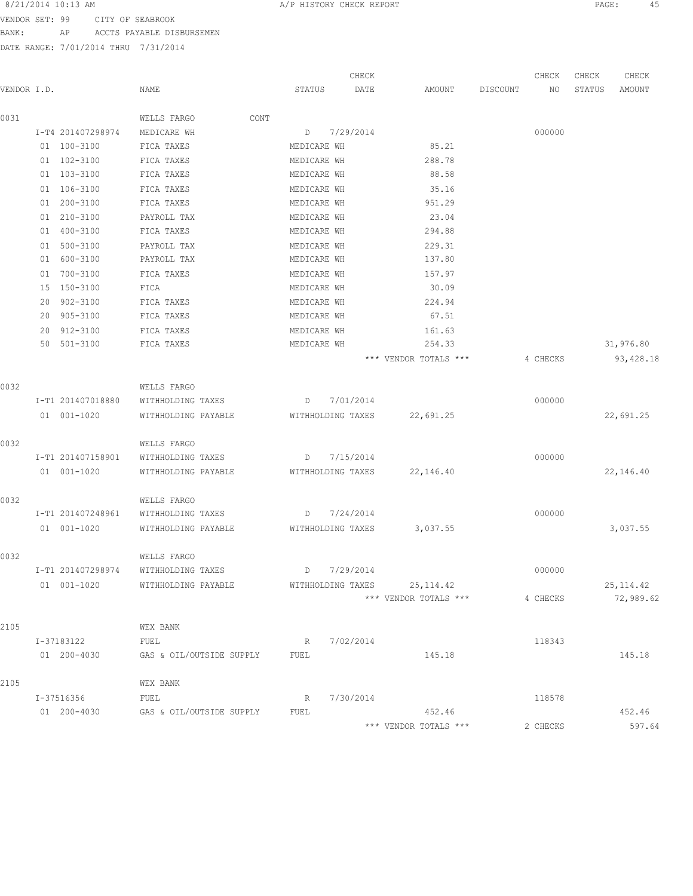VENDOR SET: 99 CITY OF SEABROOK
BANK: AP ACCTS PAYABLE DISBURSEMEN
DATE RANGE: 7/01/2014 THRU 7/31/2014

| VENDOR I.D. | NAME | STATUS | CHECK DATE | AMOUNT | DISCOUNT | CHECK NO | CHECK STATUS | CHECK AMOUNT |
|---|---|---|---|---|---|---|---|---|
| 0031 | WELLS FARGO CONT | | | | | | | |
| I-T4 201407298974 | MEDICARE WH | D | 7/29/2014 | | | 000000 | | |
| 01 100-3100 | FICA TAXES | MEDICARE WH | | 85.21 | | | | |
| 01 102-3100 | FICA TAXES | MEDICARE WH | | 288.78 | | | | |
| 01 103-3100 | FICA TAXES | MEDICARE WH | | 88.58 | | | | |
| 01 106-3100 | FICA TAXES | MEDICARE WH | | 35.16 | | | | |
| 01 200-3100 | FICA TAXES | MEDICARE WH | | 951.29 | | | | |
| 01 210-3100 | PAYROLL TAX | MEDICARE WH | | 23.04 | | | | |
| 01 400-3100 | FICA TAXES | MEDICARE WH | | 294.88 | | | | |
| 01 500-3100 | PAYROLL TAX | MEDICARE WH | | 229.31 | | | | |
| 01 600-3100 | PAYROLL TAX | MEDICARE WH | | 137.80 | | | | |
| 01 700-3100 | FICA TAXES | MEDICARE WH | | 157.97 | | | | |
| 15 150-3100 | FICA | MEDICARE WH | | 30.09 | | | | |
| 20 902-3100 | FICA TAXES | MEDICARE WH | | 224.94 | | | | |
| 20 905-3100 | FICA TAXES | MEDICARE WH | | 67.51 | | | | |
| 20 912-3100 | FICA TAXES | MEDICARE WH | | 161.63 | | | | |
| 50 501-3100 | FICA TAXES | MEDICARE WH | | 254.33 | | | | 31,976.80 |
| | | | | *** VENDOR TOTALS *** | | 4 CHECKS | | 93,428.18 |
| 0032 | WELLS FARGO | | | | | | | |
| I-T1 201407018880 | WITHHOLDING TAXES | D | 7/01/2014 | | | 000000 | | |
| 01 001-1020 | WITHHOLDING PAYABLE | WITHHOLDING TAXES | | 22,691.25 | | | | 22,691.25 |
| 0032 | WELLS FARGO | | | | | | | |
| I-T1 201407158901 | WITHHOLDING TAXES | D | 7/15/2014 | | | 000000 | | |
| 01 001-1020 | WITHHOLDING PAYABLE | WITHHOLDING TAXES | | 22,146.40 | | | | 22,146.40 |
| 0032 | WELLS FARGO | | | | | | | |
| I-T1 201407248961 | WITHHOLDING TAXES | D | 7/24/2014 | | | 000000 | | |
| 01 001-1020 | WITHHOLDING PAYABLE | WITHHOLDING TAXES | | 3,037.55 | | | | 3,037.55 |
| 0032 | WELLS FARGO | | | | | | | |
| I-T1 201407298974 | WITHHOLDING TAXES | D | 7/29/2014 | | | 000000 | | |
| 01 001-1020 | WITHHOLDING PAYABLE | WITHHOLDING TAXES | | 25,114.42 | | | | 25,114.42 |
| | | | | *** VENDOR TOTALS *** | | 4 CHECKS | | 72,989.62 |
| 2105 | WEX BANK | | | | | | | |
| I-37183122 | FUEL | R | 7/02/2014 | | | 118343 | | |
| 01 200-4030 | GAS & OIL/OUTSIDE SUPPLY | FUEL | | 145.18 | | | | 145.18 |
| 2105 | WEX BANK | | | | | | | |
| I-37516356 | FUEL | R | 7/30/2014 | | | 118578 | | |
| 01 200-4030 | GAS & OIL/OUTSIDE SUPPLY | FUEL | | 452.46 | | | | 452.46 |
| | | | | *** VENDOR TOTALS *** | | 2 CHECKS | | 597.64 |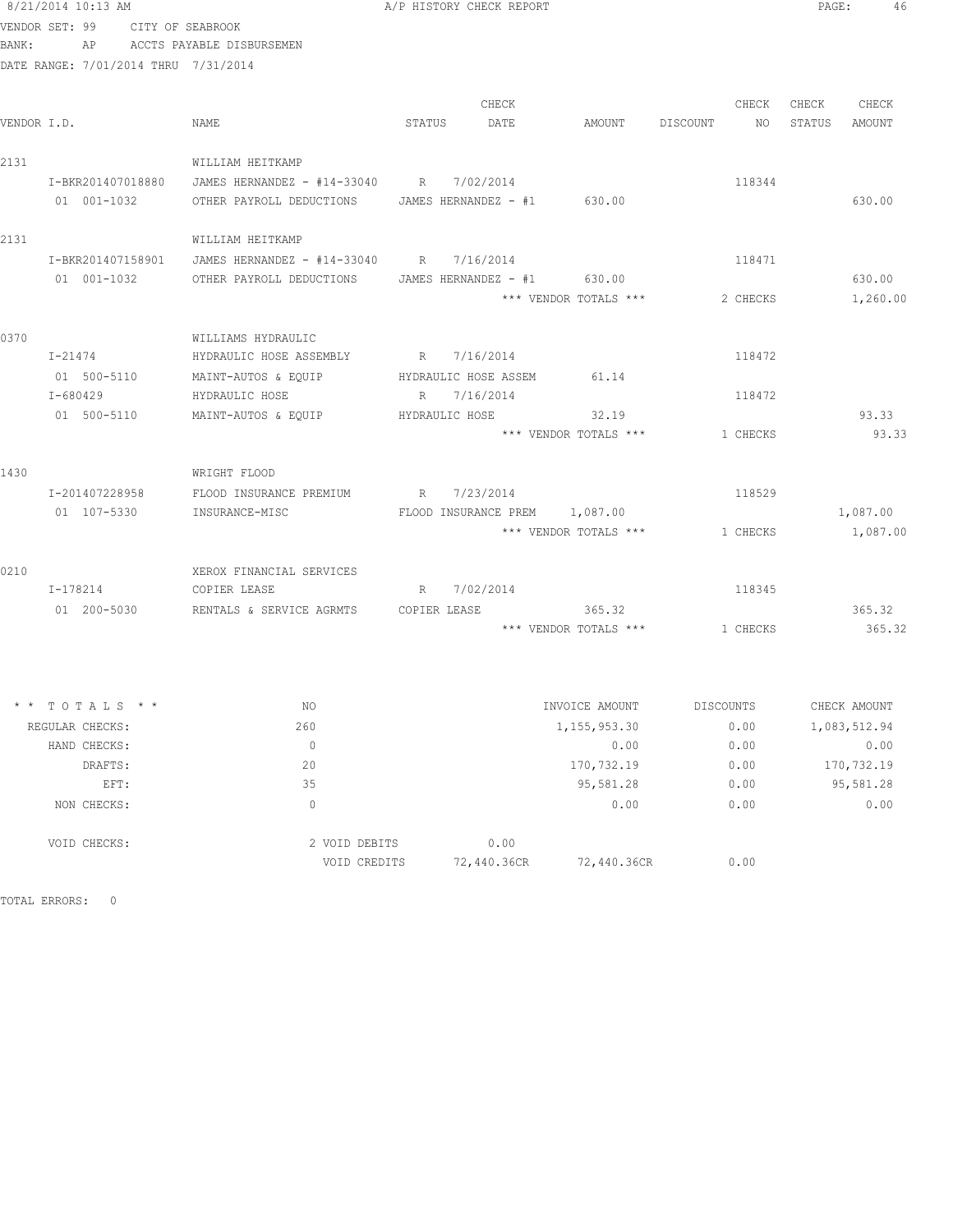VENDOR SET: 99 CITY OF SEABROOK
BANK: AP ACCTS PAYABLE DISBURSEMEN
DATE RANGE: 7/01/2014 THRU 7/31/2014

| VENDOR I.D. | NAME | STATUS | CHECK DATE | AMOUNT | DISCOUNT | CHECK NO | CHECK STATUS | CHECK AMOUNT |
|---|---|---|---|---|---|---|---|---|
| 2131 | WILLIAM HEITKAMP | | | | | | | |
| I-BKR201407018880 | JAMES HERNANDEZ - #14-33040 | R | 7/02/2014 | | | 118344 | | |
| 01 001-1032 | OTHER PAYROLL DEDUCTIONS | JAMES HERNANDEZ - #1 | | 630.00 | | | | 630.00 |
| 2131 | WILLIAM HEITKAMP | | | | | | | |
| I-BKR201407158901 | JAMES HERNANDEZ - #14-33040 | R | 7/16/2014 | | | 118471 | | |
| 01 001-1032 | OTHER PAYROLL DEDUCTIONS | JAMES HERNANDEZ - #1 | | 630.00 | | | | 630.00 |
| | | | | *** VENDOR TOTALS *** | | 2 CHECKS | | 1,260.00 |
| 0370 | WILLIAMS HYDRAULIC | | | | | | | |
| I-21474 | HYDRAULIC HOSE ASSEMBLY | R | 7/16/2014 | | | 118472 | | |
| 01 500-5110 | MAINT-AUTOS & EQUIP | HYDRAULIC HOSE ASSEM | | 61.14 | | | | |
| I-680429 | HYDRAULIC HOSE | R | 7/16/2014 | | | 118472 | | |
| 01 500-5110 | MAINT-AUTOS & EQUIP | HYDRAULIC HOSE | | 32.19 | | | | 93.33 |
| | | | | *** VENDOR TOTALS *** | | 1 CHECKS | | 93.33 |
| 1430 | WRIGHT FLOOD | | | | | | | |
| I-201407228958 | FLOOD INSURANCE PREMIUM | R | 7/23/2014 | | | 118529 | | |
| 01 107-5330 | INSURANCE-MISC | FLOOD INSURANCE PREM | | 1,087.00 | | | | 1,087.00 |
| | | | | *** VENDOR TOTALS *** | | 1 CHECKS | | 1,087.00 |
| 0210 | XEROX FINANCIAL SERVICES | | | | | | | |
| I-178214 | COPIER LEASE | R | 7/02/2014 | | | 118345 | | |
| 01 200-5030 | RENTALS & SERVICE AGRMTS | COPIER LEASE | | 365.32 | | | | 365.32 |
| | | | | *** VENDOR TOTALS *** | | 1 CHECKS | | 365.32 |

| ** TOTALS ** | NO | | INVOICE AMOUNT | DISCOUNTS | CHECK AMOUNT |
|---|---|---|---|---|---|
| REGULAR CHECKS: | 260 | | 1,155,953.30 | 0.00 | 1,083,512.94 |
| HAND CHECKS: | 0 | | 0.00 | 0.00 | 0.00 |
| DRAFTS: | 20 | | 170,732.19 | 0.00 | 170,732.19 |
| EFT: | 35 | | 95,581.28 | 0.00 | 95,581.28 |
| NON CHECKS: | 0 | | 0.00 | 0.00 | 0.00 |
| VOID CHECKS: | 2 VOID DEBITS | 0.00 | | | |
| | VOID CREDITS | 72,440.36CR | 72,440.36CR | 0.00 | |

TOTAL ERRORS: 0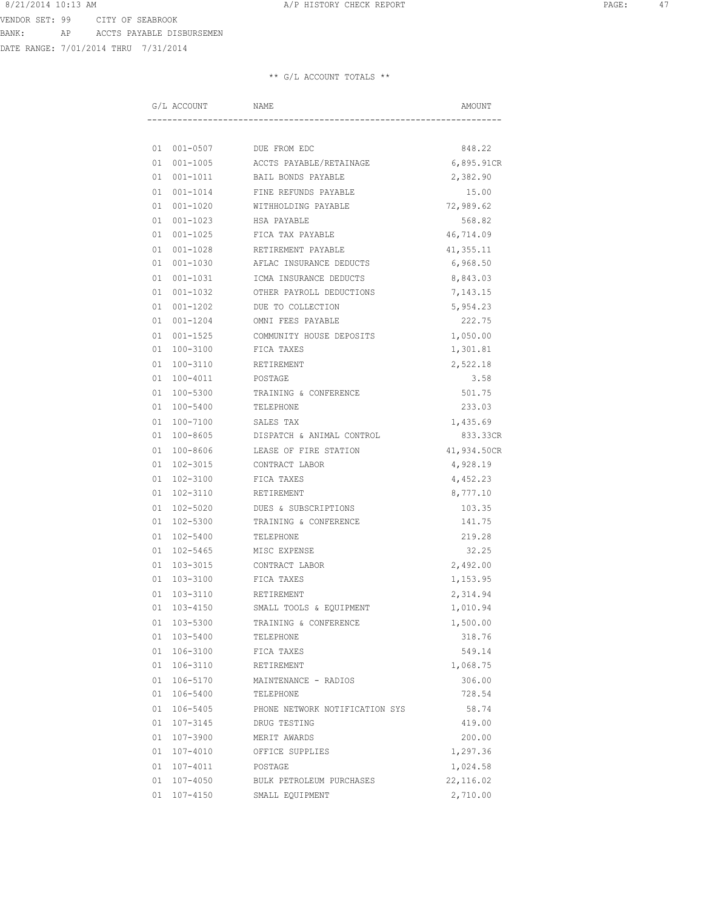VENDOR SET: 99 CITY OF SEABROOK
BANK: AP ACCTS PAYABLE DISBURSEMEN
DATE RANGE: 7/01/2014 THRU 7/31/2014

** G/L ACCOUNT TOTALS **

| G/L ACCOUNT | NAME | AMOUNT |
|---|---|---|
| 01 001-0507 | DUE FROM EDC | 848.22 |
| 01 001-1005 | ACCTS PAYABLE/RETAINAGE | 6,895.91CR |
| 01 001-1011 | BAIL BONDS PAYABLE | 2,382.90 |
| 01 001-1014 | FINE REFUNDS PAYABLE | 15.00 |
| 01 001-1020 | WITHHOLDING PAYABLE | 72,989.62 |
| 01 001-1023 | HSA PAYABLE | 568.82 |
| 01 001-1025 | FICA TAX PAYABLE | 46,714.09 |
| 01 001-1028 | RETIREMENT PAYABLE | 41,355.11 |
| 01 001-1030 | AFLAC INSURANCE DEDUCTS | 6,968.50 |
| 01 001-1031 | ICMA INSURANCE DEDUCTS | 8,843.03 |
| 01 001-1032 | OTHER PAYROLL DEDUCTIONS | 7,143.15 |
| 01 001-1202 | DUE TO COLLECTION | 5,954.23 |
| 01 001-1204 | OMNI FEES PAYABLE | 222.75 |
| 01 001-1525 | COMMUNITY HOUSE DEPOSITS | 1,050.00 |
| 01 100-3100 | FICA TAXES | 1,301.81 |
| 01 100-3110 | RETIREMENT | 2,522.18 |
| 01 100-4011 | POSTAGE | 3.58 |
| 01 100-5300 | TRAINING & CONFERENCE | 501.75 |
| 01 100-5400 | TELEPHONE | 233.03 |
| 01 100-7100 | SALES TAX | 1,435.69 |
| 01 100-8605 | DISPATCH & ANIMAL CONTROL | 833.33CR |
| 01 100-8606 | LEASE OF FIRE STATION | 41,934.50CR |
| 01 102-3015 | CONTRACT LABOR | 4,928.19 |
| 01 102-3100 | FICA TAXES | 4,452.23 |
| 01 102-3110 | RETIREMENT | 8,777.10 |
| 01 102-5020 | DUES & SUBSCRIPTIONS | 103.35 |
| 01 102-5300 | TRAINING & CONFERENCE | 141.75 |
| 01 102-5400 | TELEPHONE | 219.28 |
| 01 102-5465 | MISC EXPENSE | 32.25 |
| 01 103-3015 | CONTRACT LABOR | 2,492.00 |
| 01 103-3100 | FICA TAXES | 1,153.95 |
| 01 103-3110 | RETIREMENT | 2,314.94 |
| 01 103-4150 | SMALL TOOLS & EQUIPMENT | 1,010.94 |
| 01 103-5300 | TRAINING & CONFERENCE | 1,500.00 |
| 01 103-5400 | TELEPHONE | 318.76 |
| 01 106-3100 | FICA TAXES | 549.14 |
| 01 106-3110 | RETIREMENT | 1,068.75 |
| 01 106-5170 | MAINTENANCE - RADIOS | 306.00 |
| 01 106-5400 | TELEPHONE | 728.54 |
| 01 106-5405 | PHONE NETWORK NOTIFICATION SYS | 58.74 |
| 01 107-3145 | DRUG TESTING | 419.00 |
| 01 107-3900 | MERIT AWARDS | 200.00 |
| 01 107-4010 | OFFICE SUPPLIES | 1,297.36 |
| 01 107-4011 | POSTAGE | 1,024.58 |
| 01 107-4050 | BULK PETROLEUM PURCHASES | 22,116.02 |
| 01 107-4150 | SMALL EQUIPMENT | 2,710.00 |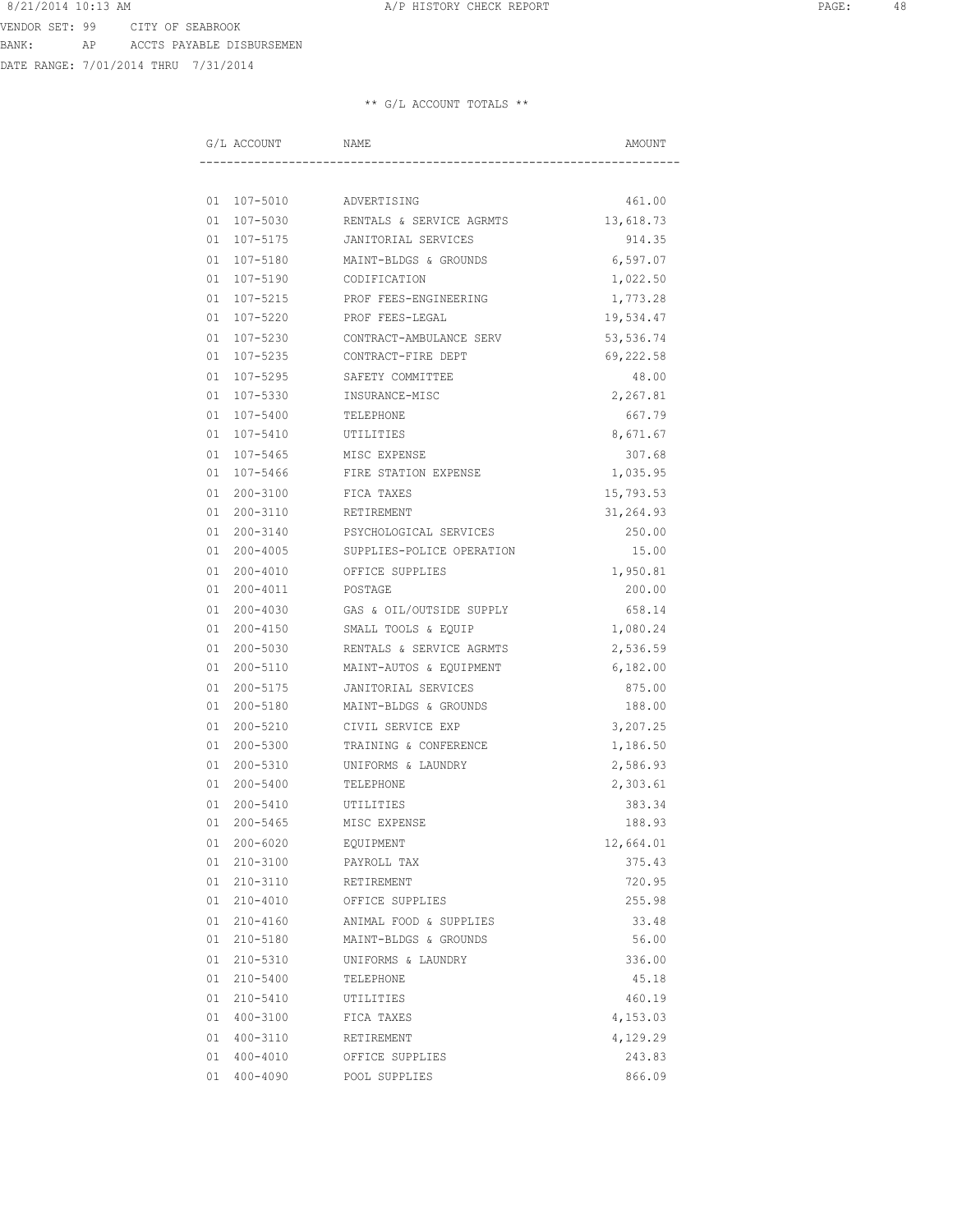VENDOR SET: 99 CITY OF SEABROOK
BANK: AP ACCTS PAYABLE DISBURSEMEN
DATE RANGE: 7/01/2014 THRU 7/31/2014

** G/L ACCOUNT TOTALS **

| G/L ACCOUNT | NAME | AMOUNT |
|---|---|---|
| 01 107-5010 | ADVERTISING | 461.00 |
| 01 107-5030 | RENTALS & SERVICE AGRMTS | 13,618.73 |
| 01 107-5175 | JANITORIAL SERVICES | 914.35 |
| 01 107-5180 | MAINT-BLDGS & GROUNDS | 6,597.07 |
| 01 107-5190 | CODIFICATION | 1,022.50 |
| 01 107-5215 | PROF FEES-ENGINEERING | 1,773.28 |
| 01 107-5220 | PROF FEES-LEGAL | 19,534.47 |
| 01 107-5230 | CONTRACT-AMBULANCE SERV | 53,536.74 |
| 01 107-5235 | CONTRACT-FIRE DEPT | 69,222.58 |
| 01 107-5295 | SAFETY COMMITTEE | 48.00 |
| 01 107-5330 | INSURANCE-MISC | 2,267.81 |
| 01 107-5400 | TELEPHONE | 667.79 |
| 01 107-5410 | UTILITIES | 8,671.67 |
| 01 107-5465 | MISC EXPENSE | 307.68 |
| 01 107-5466 | FIRE STATION EXPENSE | 1,035.95 |
| 01 200-3100 | FICA TAXES | 15,793.53 |
| 01 200-3110 | RETIREMENT | 31,264.93 |
| 01 200-3140 | PSYCHOLOGICAL SERVICES | 250.00 |
| 01 200-4005 | SUPPLIES-POLICE OPERATION | 15.00 |
| 01 200-4010 | OFFICE SUPPLIES | 1,950.81 |
| 01 200-4011 | POSTAGE | 200.00 |
| 01 200-4030 | GAS & OIL/OUTSIDE SUPPLY | 658.14 |
| 01 200-4150 | SMALL TOOLS & EQUIP | 1,080.24 |
| 01 200-5030 | RENTALS & SERVICE AGRMTS | 2,536.59 |
| 01 200-5110 | MAINT-AUTOS & EQUIPMENT | 6,182.00 |
| 01 200-5175 | JANITORIAL SERVICES | 875.00 |
| 01 200-5180 | MAINT-BLDGS & GROUNDS | 188.00 |
| 01 200-5210 | CIVIL SERVICE EXP | 3,207.25 |
| 01 200-5300 | TRAINING & CONFERENCE | 1,186.50 |
| 01 200-5310 | UNIFORMS & LAUNDRY | 2,586.93 |
| 01 200-5400 | TELEPHONE | 2,303.61 |
| 01 200-5410 | UTILITIES | 383.34 |
| 01 200-5465 | MISC EXPENSE | 188.93 |
| 01 200-6020 | EQUIPMENT | 12,664.01 |
| 01 210-3100 | PAYROLL TAX | 375.43 |
| 01 210-3110 | RETIREMENT | 720.95 |
| 01 210-4010 | OFFICE SUPPLIES | 255.98 |
| 01 210-4160 | ANIMAL FOOD & SUPPLIES | 33.48 |
| 01 210-5180 | MAINT-BLDGS & GROUNDS | 56.00 |
| 01 210-5310 | UNIFORMS & LAUNDRY | 336.00 |
| 01 210-5400 | TELEPHONE | 45.18 |
| 01 210-5410 | UTILITIES | 460.19 |
| 01 400-3100 | FICA TAXES | 4,153.03 |
| 01 400-3110 | RETIREMENT | 4,129.29 |
| 01 400-4010 | OFFICE SUPPLIES | 243.83 |
| 01 400-4090 | POOL SUPPLIES | 866.09 |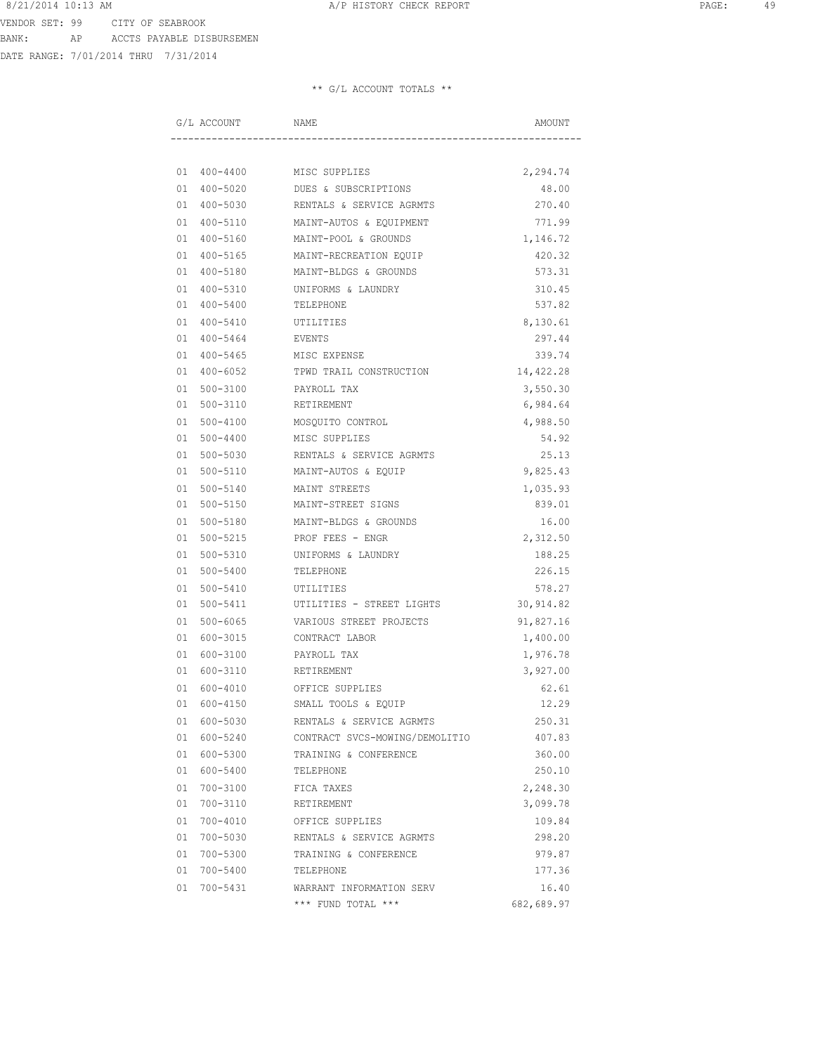VENDOR SET: 99 CITY OF SEABROOK
BANK: AP ACCTS PAYABLE DISBURSEMEN
DATE RANGE: 7/01/2014 THRU 7/31/2014

** G/L ACCOUNT TOTALS **

| G/L ACCOUNT | NAME | AMOUNT |
|---|---|---|
| 01 400-4400 | MISC SUPPLIES | 2,294.74 |
| 01 400-5020 | DUES & SUBSCRIPTIONS | 48.00 |
| 01 400-5030 | RENTALS & SERVICE AGRMTS | 270.40 |
| 01 400-5110 | MAINT-AUTOS & EQUIPMENT | 771.99 |
| 01 400-5160 | MAINT-POOL & GROUNDS | 1,146.72 |
| 01 400-5165 | MAINT-RECREATION EQUIP | 420.32 |
| 01 400-5180 | MAINT-BLDGS & GROUNDS | 573.31 |
| 01 400-5310 | UNIFORMS & LAUNDRY | 310.45 |
| 01 400-5400 | TELEPHONE | 537.82 |
| 01 400-5410 | UTILITIES | 8,130.61 |
| 01 400-5464 | EVENTS | 297.44 |
| 01 400-5465 | MISC EXPENSE | 339.74 |
| 01 400-6052 | TPWD TRAIL CONSTRUCTION | 14,422.28 |
| 01 500-3100 | PAYROLL TAX | 3,550.30 |
| 01 500-3110 | RETIREMENT | 6,984.64 |
| 01 500-4100 | MOSQUITO CONTROL | 4,988.50 |
| 01 500-4400 | MISC SUPPLIES | 54.92 |
| 01 500-5030 | RENTALS & SERVICE AGRMTS | 25.13 |
| 01 500-5110 | MAINT-AUTOS & EQUIP | 9,825.43 |
| 01 500-5140 | MAINT STREETS | 1,035.93 |
| 01 500-5150 | MAINT-STREET SIGNS | 839.01 |
| 01 500-5180 | MAINT-BLDGS & GROUNDS | 16.00 |
| 01 500-5215 | PROF FEES - ENGR | 2,312.50 |
| 01 500-5310 | UNIFORMS & LAUNDRY | 188.25 |
| 01 500-5400 | TELEPHONE | 226.15 |
| 01 500-5410 | UTILITIES | 578.27 |
| 01 500-5411 | UTILITIES - STREET LIGHTS | 30,914.82 |
| 01 500-6065 | VARIOUS STREET PROJECTS | 91,827.16 |
| 01 600-3015 | CONTRACT LABOR | 1,400.00 |
| 01 600-3100 | PAYROLL TAX | 1,976.78 |
| 01 600-3110 | RETIREMENT | 3,927.00 |
| 01 600-4010 | OFFICE SUPPLIES | 62.61 |
| 01 600-4150 | SMALL TOOLS & EQUIP | 12.29 |
| 01 600-5030 | RENTALS & SERVICE AGRMTS | 250.31 |
| 01 600-5240 | CONTRACT SVCS-MOWING/DEMOLITIO | 407.83 |
| 01 600-5300 | TRAINING & CONFERENCE | 360.00 |
| 01 600-5400 | TELEPHONE | 250.10 |
| 01 700-3100 | FICA TAXES | 2,248.30 |
| 01 700-3110 | RETIREMENT | 3,099.78 |
| 01 700-4010 | OFFICE SUPPLIES | 109.84 |
| 01 700-5030 | RENTALS & SERVICE AGRMTS | 298.20 |
| 01 700-5300 | TRAINING & CONFERENCE | 979.87 |
| 01 700-5400 | TELEPHONE | 177.36 |
| 01 700-5431 | WARRANT INFORMATION SERV | 16.40 |
| | *** FUND TOTAL *** | 682,689.97 |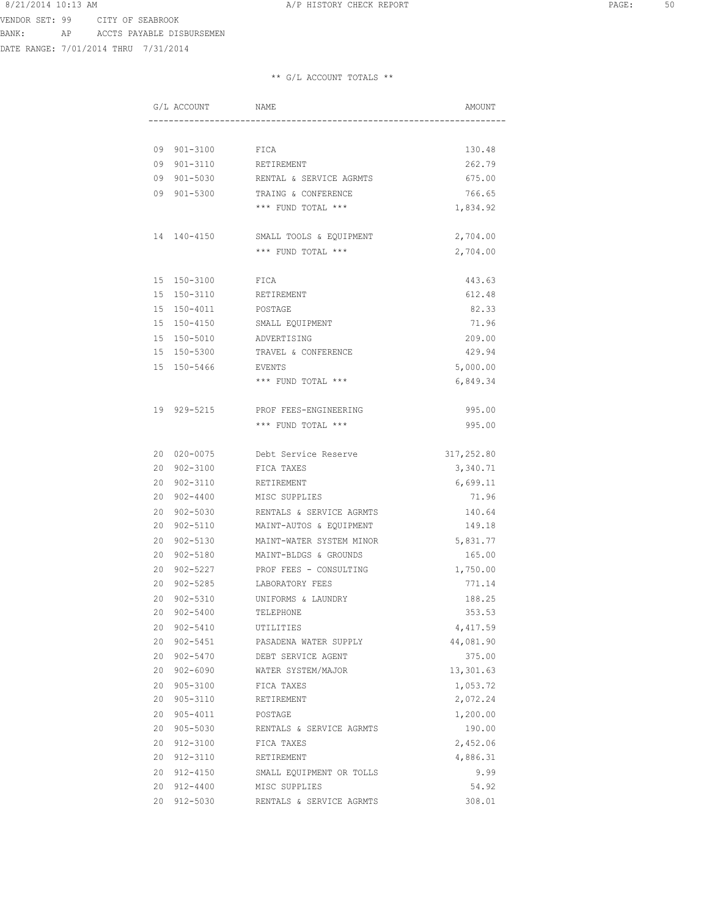VENDOR SET: 99 CITY OF SEABROOK
BANK: AP ACCTS PAYABLE DISBURSEMEN
DATE RANGE: 7/01/2014 THRU 7/31/2014

** G/L ACCOUNT TOTALS **

| G/L ACCOUNT | NAME | AMOUNT |
|---|---|---|
| 09 901-3100 | FICA | 130.48 |
| 09 901-3110 | RETIREMENT | 262.79 |
| 09 901-5030 | RENTAL & SERVICE AGRMTS | 675.00 |
| 09 901-5300 | TRAING & CONFERENCE | 766.65 |
| | *** FUND TOTAL *** | 1,834.92 |
| 14 140-4150 | SMALL TOOLS & EQUIPMENT | 2,704.00 |
| | *** FUND TOTAL *** | 2,704.00 |
| 15 150-3100 | FICA | 443.63 |
| 15 150-3110 | RETIREMENT | 612.48 |
| 15 150-4011 | POSTAGE | 82.33 |
| 15 150-4150 | SMALL EQUIPMENT | 71.96 |
| 15 150-5010 | ADVERTISING | 209.00 |
| 15 150-5300 | TRAVEL & CONFERENCE | 429.94 |
| 15 150-5466 | EVENTS | 5,000.00 |
| | *** FUND TOTAL *** | 6,849.34 |
| 19 929-5215 | PROF FEES-ENGINEERING | 995.00 |
| | *** FUND TOTAL *** | 995.00 |
| 20 020-0075 | Debt Service Reserve | 317,252.80 |
| 20 902-3100 | FICA TAXES | 3,340.71 |
| 20 902-3110 | RETIREMENT | 6,699.11 |
| 20 902-4400 | MISC SUPPLIES | 71.96 |
| 20 902-5030 | RENTALS & SERVICE AGRMTS | 140.64 |
| 20 902-5110 | MAINT-AUTOS & EQUIPMENT | 149.18 |
| 20 902-5130 | MAINT-WATER SYSTEM MINOR | 5,831.77 |
| 20 902-5180 | MAINT-BLDGS & GROUNDS | 165.00 |
| 20 902-5227 | PROF FEES - CONSULTING | 1,750.00 |
| 20 902-5285 | LABORATORY FEES | 771.14 |
| 20 902-5310 | UNIFORMS & LAUNDRY | 188.25 |
| 20 902-5400 | TELEPHONE | 353.53 |
| 20 902-5410 | UTILITIES | 4,417.59 |
| 20 902-5451 | PASADENA WATER SUPPLY | 44,081.90 |
| 20 902-5470 | DEBT SERVICE AGENT | 375.00 |
| 20 902-6090 | WATER SYSTEM/MAJOR | 13,301.63 |
| 20 905-3100 | FICA TAXES | 1,053.72 |
| 20 905-3110 | RETIREMENT | 2,072.24 |
| 20 905-4011 | POSTAGE | 1,200.00 |
| 20 905-5030 | RENTALS & SERVICE AGRMTS | 190.00 |
| 20 912-3100 | FICA TAXES | 2,452.06 |
| 20 912-3110 | RETIREMENT | 4,886.31 |
| 20 912-4150 | SMALL EQUIPMENT OR TOLLS | 9.99 |
| 20 912-4400 | MISC SUPPLIES | 54.92 |
| 20 912-5030 | RENTALS & SERVICE AGRMTS | 308.01 |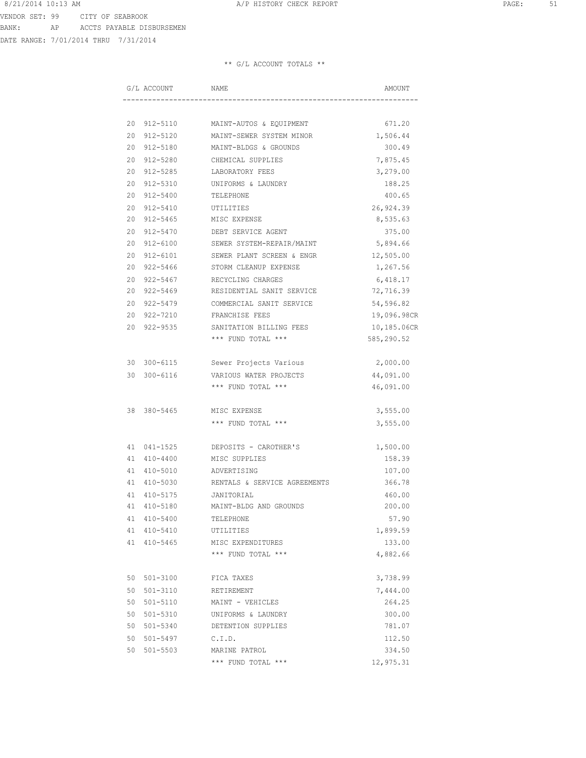VENDOR SET: 99 CITY OF SEABROOK
BANK: AP ACCTS PAYABLE DISBURSEMEN
DATE RANGE: 7/01/2014 THRU 7/31/2014

** G/L ACCOUNT TOTALS **

| G/L ACCOUNT | NAME | AMOUNT |
|---|---|---|
| 20 912-5110 | MAINT-AUTOS & EQUIPMENT | 671.20 |
| 20 912-5120 | MAINT-SEWER SYSTEM MINOR | 1,506.44 |
| 20 912-5180 | MAINT-BLDGS & GROUNDS | 300.49 |
| 20 912-5280 | CHEMICAL SUPPLIES | 7,875.45 |
| 20 912-5285 | LABORATORY FEES | 3,279.00 |
| 20 912-5310 | UNIFORMS & LAUNDRY | 188.25 |
| 20 912-5400 | TELEPHONE | 400.65 |
| 20 912-5410 | UTILITIES | 26,924.39 |
| 20 912-5465 | MISC EXPENSE | 8,535.63 |
| 20 912-5470 | DEBT SERVICE AGENT | 375.00 |
| 20 912-6100 | SEWER SYSTEM-REPAIR/MAINT | 5,894.66 |
| 20 912-6101 | SEWER PLANT SCREEN & ENGR | 12,505.00 |
| 20 922-5466 | STORM CLEANUP EXPENSE | 1,267.56 |
| 20 922-5467 | RECYCLING CHARGES | 6,418.17 |
| 20 922-5469 | RESIDENTIAL SANIT SERVICE | 72,716.39 |
| 20 922-5479 | COMMERCIAL SANIT SERVICE | 54,596.82 |
| 20 922-7210 | FRANCHISE FEES | 19,096.98CR |
| 20 922-9535 | SANITATION BILLING FEES | 10,185.06CR |
| | *** FUND TOTAL *** | 585,290.52 |
| 30 300-6115 | Sewer Projects Various | 2,000.00 |
| 30 300-6116 | VARIOUS WATER PROJECTS | 44,091.00 |
| | *** FUND TOTAL *** | 46,091.00 |
| 38 380-5465 | MISC EXPENSE | 3,555.00 |
| | *** FUND TOTAL *** | 3,555.00 |
| 41 041-1525 | DEPOSITS - CAROTHER'S | 1,500.00 |
| 41 410-4400 | MISC SUPPLIES | 158.39 |
| 41 410-5010 | ADVERTISING | 107.00 |
| 41 410-5030 | RENTALS & SERVICE AGREEMENTS | 366.78 |
| 41 410-5175 | JANITORIAL | 460.00 |
| 41 410-5180 | MAINT-BLDG AND GROUNDS | 200.00 |
| 41 410-5400 | TELEPHONE | 57.90 |
| 41 410-5410 | UTILITIES | 1,899.59 |
| 41 410-5465 | MISC EXPENDITURES | 133.00 |
| | *** FUND TOTAL *** | 4,882.66 |
| 50 501-3100 | FICA TAXES | 3,738.99 |
| 50 501-3110 | RETIREMENT | 7,444.00 |
| 50 501-5110 | MAINT - VEHICLES | 264.25 |
| 50 501-5310 | UNIFORMS & LAUNDRY | 300.00 |
| 50 501-5340 | DETENTION SUPPLIES | 781.07 |
| 50 501-5497 | C.I.D. | 112.50 |
| 50 501-5503 | MARINE PATROL | 334.50 |
| | *** FUND TOTAL *** | 12,975.31 |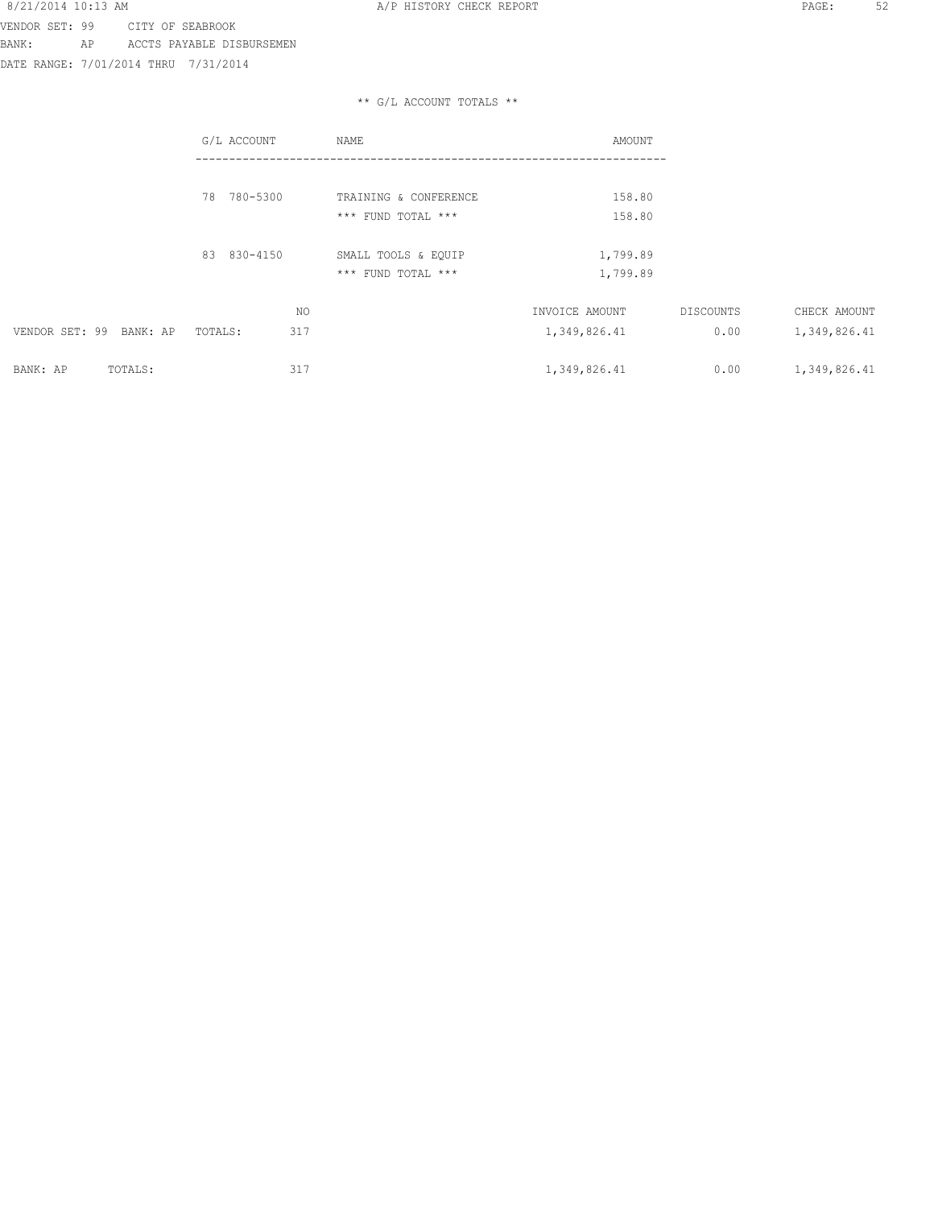VENDOR SET: 99 CITY OF SEABROOK
BANK: AP ACCTS PAYABLE DISBURSEMEN
DATE RANGE: 7/01/2014 THRU 7/31/2014

** G/L ACCOUNT TOTALS **

| G/L ACCOUNT | NAME | AMOUNT |
|---|---|---|
| 78 780-5300 | TRAINING & CONFERENCE | 158.80 |
| | *** FUND TOTAL *** | 158.80 |
| 83 830-4150 | SMALL TOOLS & EQUIP | 1,799.89 |
| | *** FUND TOTAL *** | 1,799.89 |

| | NO | INVOICE AMOUNT | DISCOUNTS | CHECK AMOUNT |
|---|---|---|---|---|
| VENDOR SET: 99 BANK: AP TOTALS: | 317 | 1,349,826.41 | 0.00 | 1,349,826.41 |
| BANK: AP TOTALS: | 317 | 1,349,826.41 | 0.00 | 1,349,826.41 |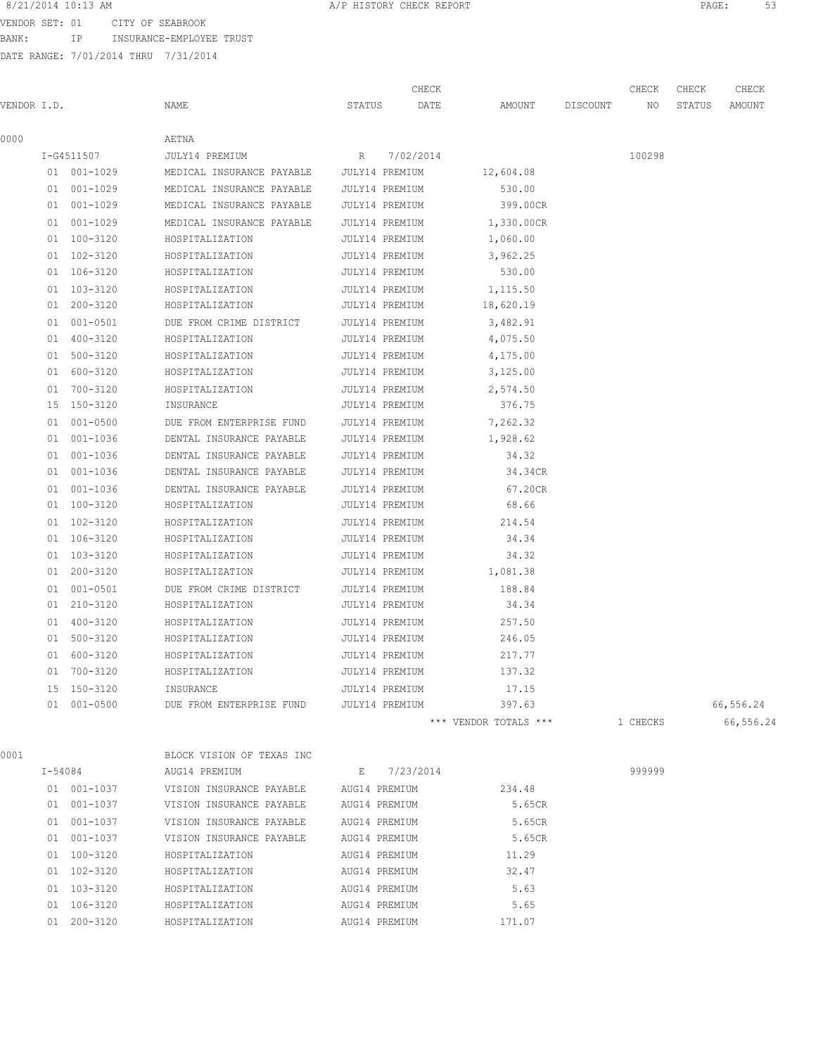VENDOR SET: 01 CITY OF SEABROOK
BANK: IP INSURANCE-EMPLOYEE TRUST
DATE RANGE: 7/01/2014 THRU 7/31/2014

| VENDOR I.D. | NAME | STATUS | CHECK DATE | AMOUNT | DISCOUNT | CHECK NO | CHECK STATUS | CHECK AMOUNT |
|---|---|---|---|---|---|---|---|---|
| 0000 | AETNA | | | | | | | |
| I-G4511507 | JULY14 PREMIUM | R | 7/02/2014 | | | 100298 | | |
| 01 001-1029 | MEDICAL INSURANCE PAYABLE | JULY14 PREMIUM | | 12,604.08 | | | | |
| 01 001-1029 | MEDICAL INSURANCE PAYABLE | JULY14 PREMIUM | | 530.00 | | | | |
| 01 001-1029 | MEDICAL INSURANCE PAYABLE | JULY14 PREMIUM | | 399.00CR | | | | |
| 01 001-1029 | MEDICAL INSURANCE PAYABLE | JULY14 PREMIUM | | 1,330.00CR | | | | |
| 01 100-3120 | HOSPITALIZATION | JULY14 PREMIUM | | 1,060.00 | | | | |
| 01 102-3120 | HOSPITALIZATION | JULY14 PREMIUM | | 3,962.25 | | | | |
| 01 106-3120 | HOSPITALIZATION | JULY14 PREMIUM | | 530.00 | | | | |
| 01 103-3120 | HOSPITALIZATION | JULY14 PREMIUM | | 1,115.50 | | | | |
| 01 200-3120 | HOSPITALIZATION | JULY14 PREMIUM | | 18,620.19 | | | | |
| 01 001-0501 | DUE FROM CRIME DISTRICT | JULY14 PREMIUM | | 3,482.91 | | | | |
| 01 400-3120 | HOSPITALIZATION | JULY14 PREMIUM | | 4,075.50 | | | | |
| 01 500-3120 | HOSPITALIZATION | JULY14 PREMIUM | | 4,175.00 | | | | |
| 01 600-3120 | HOSPITALIZATION | JULY14 PREMIUM | | 3,125.00 | | | | |
| 01 700-3120 | HOSPITALIZATION | JULY14 PREMIUM | | 2,574.50 | | | | |
| 15 150-3120 | INSURANCE | JULY14 PREMIUM | | 376.75 | | | | |
| 01 001-0500 | DUE FROM ENTERPRISE FUND | JULY14 PREMIUM | | 7,262.32 | | | | |
| 01 001-1036 | DENTAL INSURANCE PAYABLE | JULY14 PREMIUM | | 1,928.62 | | | | |
| 01 001-1036 | DENTAL INSURANCE PAYABLE | JULY14 PREMIUM | | 34.32 | | | | |
| 01 001-1036 | DENTAL INSURANCE PAYABLE | JULY14 PREMIUM | | 34.34CR | | | | |
| 01 001-1036 | DENTAL INSURANCE PAYABLE | JULY14 PREMIUM | | 67.20CR | | | | |
| 01 100-3120 | HOSPITALIZATION | JULY14 PREMIUM | | 68.66 | | | | |
| 01 102-3120 | HOSPITALIZATION | JULY14 PREMIUM | | 214.54 | | | | |
| 01 106-3120 | HOSPITALIZATION | JULY14 PREMIUM | | 34.34 | | | | |
| 01 103-3120 | HOSPITALIZATION | JULY14 PREMIUM | | 34.32 | | | | |
| 01 200-3120 | HOSPITALIZATION | JULY14 PREMIUM | | 1,081.38 | | | | |
| 01 001-0501 | DUE FROM CRIME DISTRICT | JULY14 PREMIUM | | 188.84 | | | | |
| 01 210-3120 | HOSPITALIZATION | JULY14 PREMIUM | | 34.34 | | | | |
| 01 400-3120 | HOSPITALIZATION | JULY14 PREMIUM | | 257.50 | | | | |
| 01 500-3120 | HOSPITALIZATION | JULY14 PREMIUM | | 246.05 | | | | |
| 01 600-3120 | HOSPITALIZATION | JULY14 PREMIUM | | 217.77 | | | | |
| 01 700-3120 | HOSPITALIZATION | JULY14 PREMIUM | | 137.32 | | | | |
| 15 150-3120 | INSURANCE | JULY14 PREMIUM | | 17.15 | | | | |
| 01 001-0500 | DUE FROM ENTERPRISE FUND | JULY14 PREMIUM | | 397.63 | | | | 66,556.24 |
| | | | | *** VENDOR TOTALS *** | | 1 CHECKS | | 66,556.24 |
| 0001 | BLOCK VISION OF TEXAS INC | | | | | | | |
| I-54084 | AUG14 PREMIUM | E | 7/23/2014 | | | 999999 | | |
| 01 001-1037 | VISION INSURANCE PAYABLE | AUG14 PREMIUM | | 234.48 | | | | |
| 01 001-1037 | VISION INSURANCE PAYABLE | AUG14 PREMIUM | | 5.65CR | | | | |
| 01 001-1037 | VISION INSURANCE PAYABLE | AUG14 PREMIUM | | 5.65CR | | | | |
| 01 001-1037 | VISION INSURANCE PAYABLE | AUG14 PREMIUM | | 5.65CR | | | | |
| 01 100-3120 | HOSPITALIZATION | AUG14 PREMIUM | | 11.29 | | | | |
| 01 102-3120 | HOSPITALIZATION | AUG14 PREMIUM | | 32.47 | | | | |
| 01 103-3120 | HOSPITALIZATION | AUG14 PREMIUM | | 5.63 | | | | |
| 01 106-3120 | HOSPITALIZATION | AUG14 PREMIUM | | 5.65 | | | | |
| 01 200-3120 | HOSPITALIZATION | AUG14 PREMIUM | | 171.07 | | | | |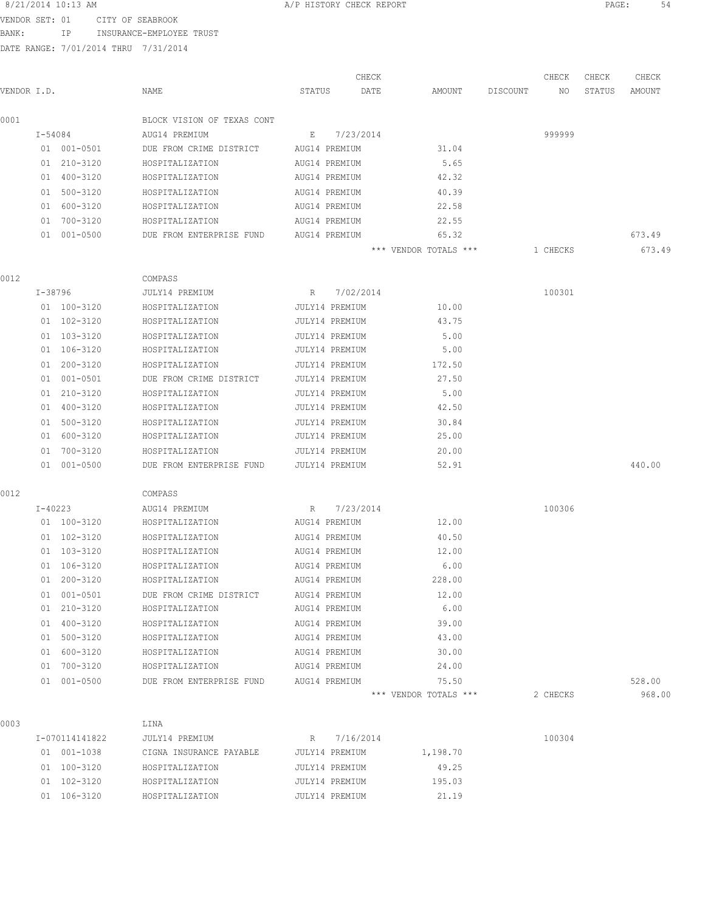8/21/2014 10:13 AM A/P HISTORY CHECK REPORT

VENDOR SET: 01 CITY OF SEABROOK
BANK: IP INSURANCE-EMPLOYEE TRUST
DATE RANGE: 7/01/2014 THRU 7/31/2014

| VENDOR I.D. | NAME | STATUS | CHECK DATE | AMOUNT | DISCOUNT | CHECK NO | CHECK STATUS | CHECK AMOUNT |
|---|---|---|---|---|---|---|---|---|
| 0001 | BLOCK VISION OF TEXAS CONT | | | | | | | |
| I-54084 | AUG14 PREMIUM | E | 7/23/2014 | | | 999999 | | |
| 01 001-0501 | DUE FROM CRIME DISTRICT | AUG14 PREMIUM | | 31.04 | | | | |
| 01 210-3120 | HOSPITALIZATION | AUG14 PREMIUM | | 5.65 | | | | |
| 01 400-3120 | HOSPITALIZATION | AUG14 PREMIUM | | 42.32 | | | | |
| 01 500-3120 | HOSPITALIZATION | AUG14 PREMIUM | | 40.39 | | | | |
| 01 600-3120 | HOSPITALIZATION | AUG14 PREMIUM | | 22.58 | | | | |
| 01 700-3120 | HOSPITALIZATION | AUG14 PREMIUM | | 22.55 | | | | |
| 01 001-0500 | DUE FROM ENTERPRISE FUND | AUG14 PREMIUM | | 65.32 | | | | 673.49 |
| | | | | *** VENDOR TOTALS *** | | 1 CHECKS | | 673.49 |
| 0012 | COMPASS | | | | | | | |
| I-38796 | JULY14 PREMIUM | R | 7/02/2014 | | | 100301 | | |
| 01 100-3120 | HOSPITALIZATION | JULY14 PREMIUM | | 10.00 | | | | |
| 01 102-3120 | HOSPITALIZATION | JULY14 PREMIUM | | 43.75 | | | | |
| 01 103-3120 | HOSPITALIZATION | JULY14 PREMIUM | | 5.00 | | | | |
| 01 106-3120 | HOSPITALIZATION | JULY14 PREMIUM | | 5.00 | | | | |
| 01 200-3120 | HOSPITALIZATION | JULY14 PREMIUM | | 172.50 | | | | |
| 01 001-0501 | DUE FROM CRIME DISTRICT | JULY14 PREMIUM | | 27.50 | | | | |
| 01 210-3120 | HOSPITALIZATION | JULY14 PREMIUM | | 5.00 | | | | |
| 01 400-3120 | HOSPITALIZATION | JULY14 PREMIUM | | 42.50 | | | | |
| 01 500-3120 | HOSPITALIZATION | JULY14 PREMIUM | | 30.84 | | | | |
| 01 600-3120 | HOSPITALIZATION | JULY14 PREMIUM | | 25.00 | | | | |
| 01 700-3120 | HOSPITALIZATION | JULY14 PREMIUM | | 20.00 | | | | |
| 01 001-0500 | DUE FROM ENTERPRISE FUND | JULY14 PREMIUM | | 52.91 | | | | 440.00 |
| 0012 | COMPASS | | | | | | | |
| I-40223 | AUG14 PREMIUM | R | 7/23/2014 | | | 100306 | | |
| 01 100-3120 | HOSPITALIZATION | AUG14 PREMIUM | | 12.00 | | | | |
| 01 102-3120 | HOSPITALIZATION | AUG14 PREMIUM | | 40.50 | | | | |
| 01 103-3120 | HOSPITALIZATION | AUG14 PREMIUM | | 12.00 | | | | |
| 01 106-3120 | HOSPITALIZATION | AUG14 PREMIUM | | 6.00 | | | | |
| 01 200-3120 | HOSPITALIZATION | AUG14 PREMIUM | | 228.00 | | | | |
| 01 001-0501 | DUE FROM CRIME DISTRICT | AUG14 PREMIUM | | 12.00 | | | | |
| 01 210-3120 | HOSPITALIZATION | AUG14 PREMIUM | | 6.00 | | | | |
| 01 400-3120 | HOSPITALIZATION | AUG14 PREMIUM | | 39.00 | | | | |
| 01 500-3120 | HOSPITALIZATION | AUG14 PREMIUM | | 43.00 | | | | |
| 01 600-3120 | HOSPITALIZATION | AUG14 PREMIUM | | 30.00 | | | | |
| 01 700-3120 | HOSPITALIZATION | AUG14 PREMIUM | | 24.00 | | | | |
| 01 001-0500 | DUE FROM ENTERPRISE FUND | AUG14 PREMIUM | | 75.50 | | | | 528.00 |
| | | | | *** VENDOR TOTALS *** | | 2 CHECKS | | 968.00 |
| 0003 | LINA | | | | | | | |
| I-070114141822 | JULY14 PREMIUM | R | 7/16/2014 | | | 100304 | | |
| 01 001-1038 | CIGNA INSURANCE PAYABLE | JULY14 PREMIUM | | 1,198.70 | | | | |
| 01 100-3120 | HOSPITALIZATION | JULY14 PREMIUM | | 49.25 | | | | |
| 01 102-3120 | HOSPITALIZATION | JULY14 PREMIUM | | 195.03 | | | | |
| 01 106-3120 | HOSPITALIZATION | JULY14 PREMIUM | | 21.19 | | | | |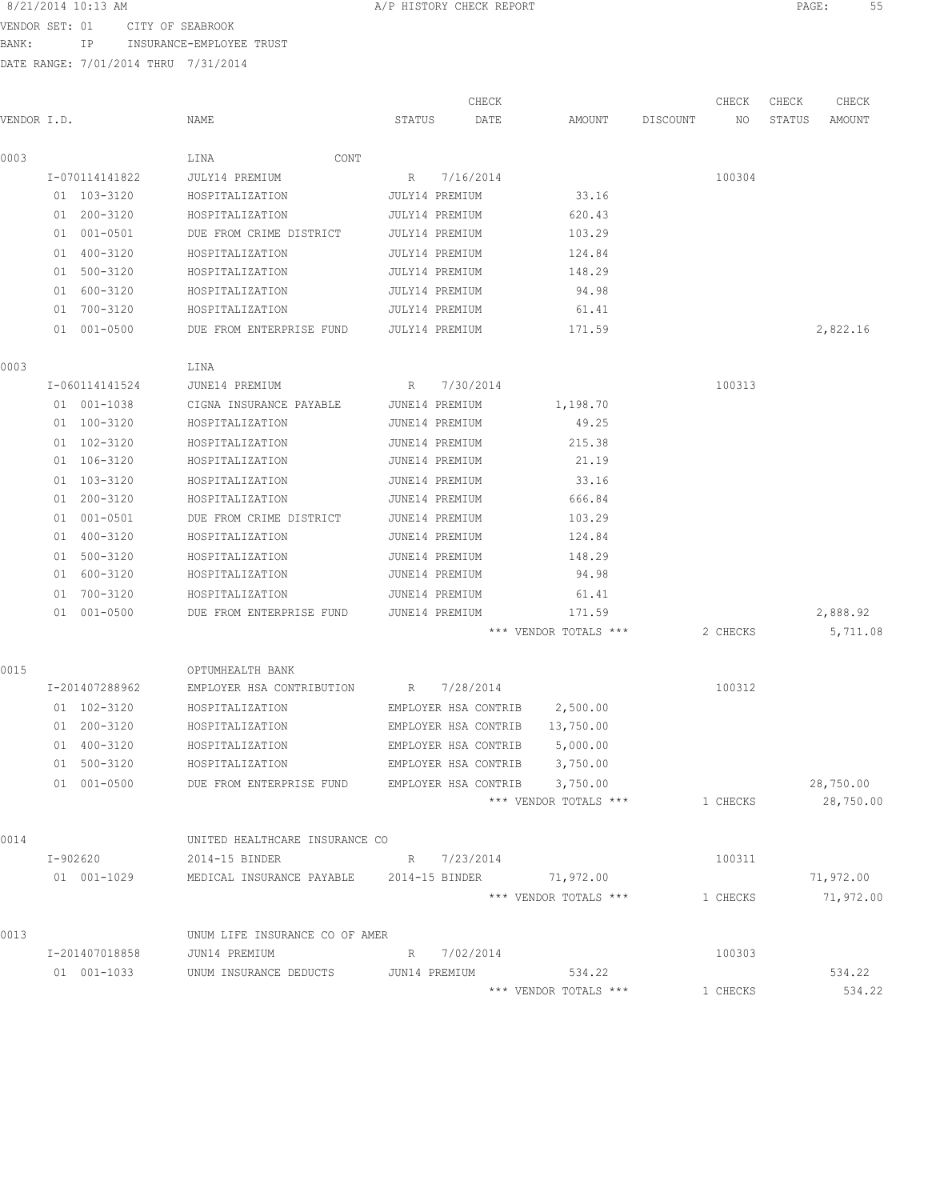8/21/2014 10:13 AM — A/P HISTORY CHECK REPORT

VENDOR SET: 01 CITY OF SEABROOK
BANK: IP INSURANCE-EMPLOYEE TRUST
DATE RANGE: 7/01/2014 THRU 7/31/2014

| VENDOR I.D. | NAME | STATUS | CHECK DATE | AMOUNT | DISCOUNT | CHECK NO | CHECK STATUS | CHECK AMOUNT |
|---|---|---|---|---|---|---|---|---|
| 0003 | LINA CONT | | | | | | | |
| I-070114141822 | JULY14 PREMIUM | R | 7/16/2014 | | | 100304 | | |
| 01 103-3120 | HOSPITALIZATION | JULY14 PREMIUM | | 33.16 | | | | |
| 01 200-3120 | HOSPITALIZATION | JULY14 PREMIUM | | 620.43 | | | | |
| 01 001-0501 | DUE FROM CRIME DISTRICT | JULY14 PREMIUM | | 103.29 | | | | |
| 01 400-3120 | HOSPITALIZATION | JULY14 PREMIUM | | 124.84 | | | | |
| 01 500-3120 | HOSPITALIZATION | JULY14 PREMIUM | | 148.29 | | | | |
| 01 600-3120 | HOSPITALIZATION | JULY14 PREMIUM | | 94.98 | | | | |
| 01 700-3120 | HOSPITALIZATION | JULY14 PREMIUM | | 61.41 | | | | |
| 01 001-0500 | DUE FROM ENTERPRISE FUND | JULY14 PREMIUM | | 171.59 | | | | 2,822.16 |
| 0003 | LINA | | | | | | | |
| I-060114141524 | JUNE14 PREMIUM | R | 7/30/2014 | | | 100313 | | |
| 01 001-1038 | CIGNA INSURANCE PAYABLE | JUNE14 PREMIUM | | 1,198.70 | | | | |
| 01 100-3120 | HOSPITALIZATION | JUNE14 PREMIUM | | 49.25 | | | | |
| 01 102-3120 | HOSPITALIZATION | JUNE14 PREMIUM | | 215.38 | | | | |
| 01 106-3120 | HOSPITALIZATION | JUNE14 PREMIUM | | 21.19 | | | | |
| 01 103-3120 | HOSPITALIZATION | JUNE14 PREMIUM | | 33.16 | | | | |
| 01 200-3120 | HOSPITALIZATION | JUNE14 PREMIUM | | 666.84 | | | | |
| 01 001-0501 | DUE FROM CRIME DISTRICT | JUNE14 PREMIUM | | 103.29 | | | | |
| 01 400-3120 | HOSPITALIZATION | JUNE14 PREMIUM | | 124.84 | | | | |
| 01 500-3120 | HOSPITALIZATION | JUNE14 PREMIUM | | 148.29 | | | | |
| 01 600-3120 | HOSPITALIZATION | JUNE14 PREMIUM | | 94.98 | | | | |
| 01 700-3120 | HOSPITALIZATION | JUNE14 PREMIUM | | 61.41 | | | | |
| 01 001-0500 | DUE FROM ENTERPRISE FUND | JUNE14 PREMIUM | | 171.59 | | | | 2,888.92 |
| | | | | *** VENDOR TOTALS *** | | 2 CHECKS | | 5,711.08 |
| 0015 | OPTUMHEALTH BANK | | | | | | | |
| I-201407288962 | EMPLOYER HSA CONTRIBUTION | R | 7/28/2014 | | | 100312 | | |
| 01 102-3120 | HOSPITALIZATION | EMPLOYER HSA CONTRIB | | 2,500.00 | | | | |
| 01 200-3120 | HOSPITALIZATION | EMPLOYER HSA CONTRIB | | 13,750.00 | | | | |
| 01 400-3120 | HOSPITALIZATION | EMPLOYER HSA CONTRIB | | 5,000.00 | | | | |
| 01 500-3120 | HOSPITALIZATION | EMPLOYER HSA CONTRIB | | 3,750.00 | | | | |
| 01 001-0500 | DUE FROM ENTERPRISE FUND | EMPLOYER HSA CONTRIB | | 3,750.00 | | | | 28,750.00 |
| | | | | *** VENDOR TOTALS *** | | 1 CHECKS | | 28,750.00 |
| 0014 | UNITED HEALTHCARE INSURANCE CO | | | | | | | |
| I-902620 | 2014-15 BINDER | R | 7/23/2014 | | | 100311 | | |
| 01 001-1029 | MEDICAL INSURANCE PAYABLE | 2014-15 BINDER | | 71,972.00 | | | | 71,972.00 |
| | | | | *** VENDOR TOTALS *** | | 1 CHECKS | | 71,972.00 |
| 0013 | UNUM LIFE INSURANCE CO OF AMER | | | | | | | |
| I-201407018858 | JUN14 PREMIUM | R | 7/02/2014 | | | 100303 | | |
| 01 001-1033 | UNUM INSURANCE DEDUCTS | JUN14 PREMIUM | | 534.22 | | | | 534.22 |
| | | | | *** VENDOR TOTALS *** | | 1 CHECKS | | 534.22 |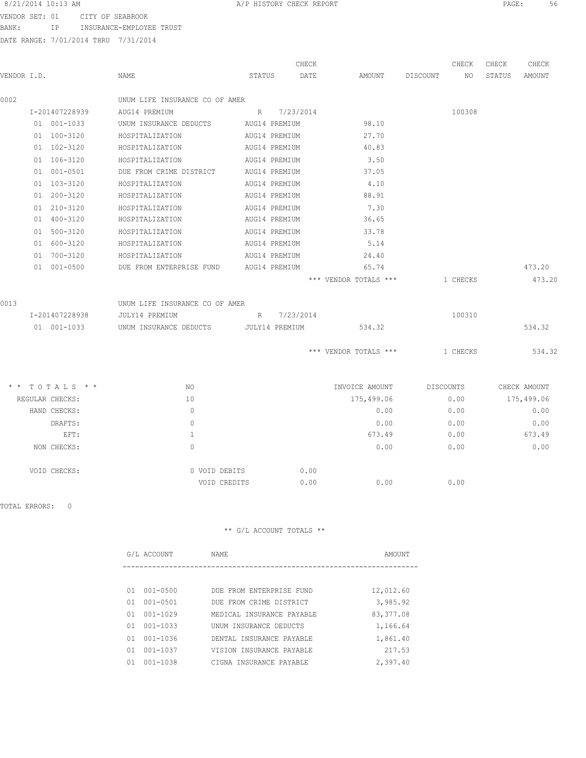8/21/2014 10:13 AM A/P HISTORY CHECK REPORT

VENDOR SET: 01 CITY OF SEABROOK

BANK: IP INSURANCE-EMPLOYEE TRUST

DATE RANGE: 7/01/2014 THRU 7/31/2014

| VENDOR I.D. | NAME | STATUS | CHECK DATE | AMOUNT | DISCOUNT | CHECK NO | CHECK STATUS | CHECK AMOUNT |
|---|---|---|---|---|---|---|---|---|
| 0002 | UNUM LIFE INSURANCE CO OF AMER | | | | | | | |
| I-201407228939 | AUG14 PREMIUM | R | 7/23/2014 | | | 100308 | | |
| 01 001-1033 | UNUM INSURANCE DEDUCTS | AUG14 PREMIUM | | 98.10 | | | | |
| 01 100-3120 | HOSPITALIZATION | AUG14 PREMIUM | | 27.70 | | | | |
| 01 102-3120 | HOSPITALIZATION | AUG14 PREMIUM | | 40.83 | | | | |
| 01 106-3120 | HOSPITALIZATION | AUG14 PREMIUM | | 3.50 | | | | |
| 01 001-0501 | DUE FROM CRIME DISTRICT | AUG14 PREMIUM | | 37.05 | | | | |
| 01 103-3120 | HOSPITALIZATION | AUG14 PREMIUM | | 4.10 | | | | |
| 01 200-3120 | HOSPITALIZATION | AUG14 PREMIUM | | 88.91 | | | | |
| 01 210-3120 | HOSPITALIZATION | AUG14 PREMIUM | | 7.30 | | | | |
| 01 400-3120 | HOSPITALIZATION | AUG14 PREMIUM | | 36.65 | | | | |
| 01 500-3120 | HOSPITALIZATION | AUG14 PREMIUM | | 33.78 | | | | |
| 01 600-3120 | HOSPITALIZATION | AUG14 PREMIUM | | 5.14 | | | | |
| 01 700-3120 | HOSPITALIZATION | AUG14 PREMIUM | | 24.40 | | | | |
| 01 001-0500 | DUE FROM ENTERPRISE FUND | AUG14 PREMIUM | | 65.74 | | | | 473.20 |
| | | | | *** VENDOR TOTALS *** | | 1 CHECKS | | 473.20 |
| 0013 | UNUM LIFE INSURANCE CO OF AMER | | | | | | | |
| I-201407228938 | JULY14 PREMIUM | R | 7/23/2014 | | | 100310 | | |
| 01 001-1033 | UNUM INSURANCE DEDUCTS | JULY14 PREMIUM | | 534.32 | | | | 534.32 |
| | | | | *** VENDOR TOTALS *** | | 1 CHECKS | | 534.32 |

| ** TOTALS ** | NO | | INVOICE AMOUNT | DISCOUNTS | CHECK AMOUNT |
|---|---|---|---|---|---|
| REGULAR CHECKS: | 10 | | 175,499.06 | 0.00 | 175,499.06 |
| HAND CHECKS: | 0 | | 0.00 | 0.00 | 0.00 |
| DRAFTS: | 0 | | 0.00 | 0.00 | 0.00 |
| EFT: | 1 | | 673.49 | 0.00 | 673.49 |
| NON CHECKS: | 0 | | 0.00 | 0.00 | 0.00 |
| VOID CHECKS: | 0 VOID DEBITS | 0.00 | | | |
| | VOID CREDITS | 0.00 | 0.00 | 0.00 | |

TOTAL ERRORS: 0

** G/L ACCOUNT TOTALS **

| G/L ACCOUNT | NAME | AMOUNT |
|---|---|---|
| 01 001-0500 | DUE FROM ENTERPRISE FUND | 12,012.60 |
| 01 001-0501 | DUE FROM CRIME DISTRICT | 3,985.92 |
| 01 001-1029 | MEDICAL INSURANCE PAYABLE | 83,377.08 |
| 01 001-1033 | UNUM INSURANCE DEDUCTS | 1,166.64 |
| 01 001-1036 | DENTAL INSURANCE PAYABLE | 1,861.40 |
| 01 001-1037 | VISION INSURANCE PAYABLE | 217.53 |
| 01 001-1038 | CIGNA INSURANCE PAYABLE | 2,397.40 |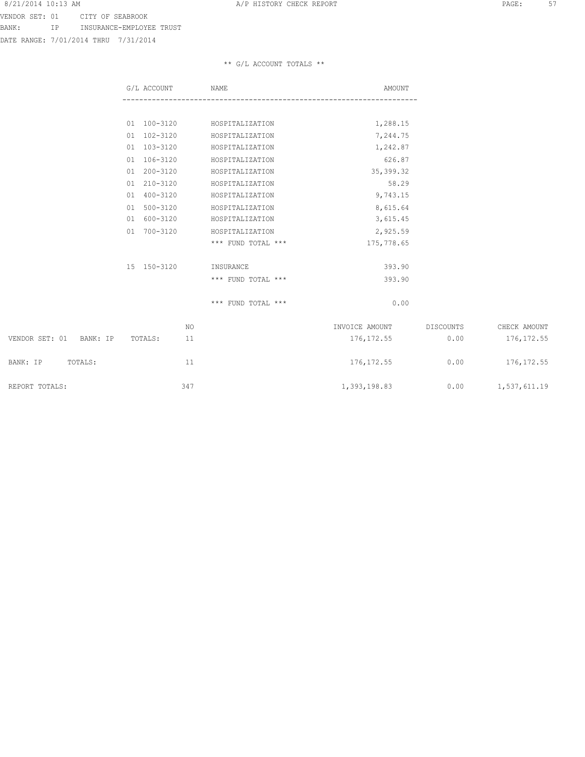VENDOR SET: 01 CITY OF SEABROOK
BANK: IP INSURANCE-EMPLOYEE TRUST
DATE RANGE: 7/01/2014 THRU 7/31/2014

** G/L ACCOUNT TOTALS **

| G/L ACCOUNT | NAME | AMOUNT |
|---|---|---|
| 01 100-3120 | HOSPITALIZATION | 1,288.15 |
| 01 102-3120 | HOSPITALIZATION | 7,244.75 |
| 01 103-3120 | HOSPITALIZATION | 1,242.87 |
| 01 106-3120 | HOSPITALIZATION | 626.87 |
| 01 200-3120 | HOSPITALIZATION | 35,399.32 |
| 01 210-3120 | HOSPITALIZATION | 58.29 |
| 01 400-3120 | HOSPITALIZATION | 9,743.15 |
| 01 500-3120 | HOSPITALIZATION | 8,615.64 |
| 01 600-3120 | HOSPITALIZATION | 3,615.45 |
| 01 700-3120 | HOSPITALIZATION | 2,925.59 |
| | *** FUND TOTAL *** | 175,778.65 |
| 15 150-3120 | INSURANCE | 393.90 |
| | *** FUND TOTAL *** | 393.90 |
| | *** FUND TOTAL *** | 0.00 |

| | NO | INVOICE AMOUNT | DISCOUNTS | CHECK AMOUNT |
|---|---|---|---|---|
| VENDOR SET: 01 BANK: IP TOTALS: | 11 | 176,172.55 | 0.00 | 176,172.55 |
| BANK: IP TOTALS: | 11 | 176,172.55 | 0.00 | 176,172.55 |
| REPORT TOTALS: | 347 | 1,393,198.83 | 0.00 | 1,537,611.19 |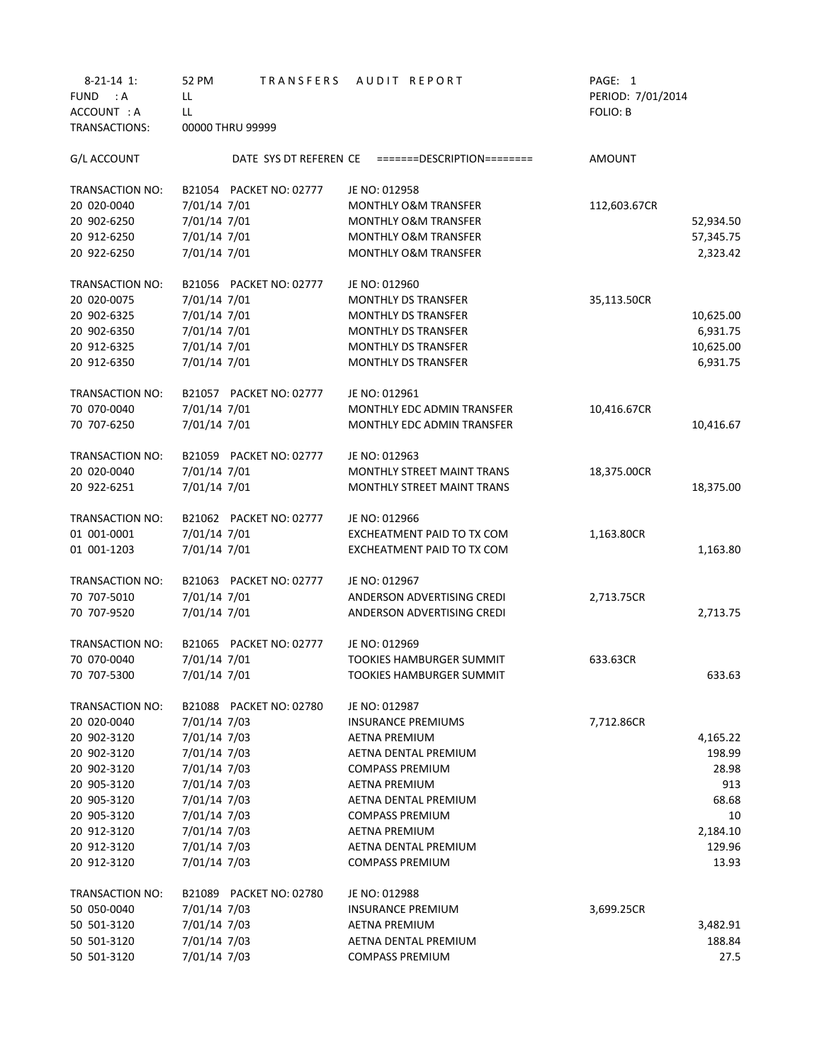| 8-21-14 1: | 52 PM | TRANSFERS AUDIT REPORT | PAGE: 1 | |
|---|---|---|---|---|
| FUND : A | LL | | PERIOD: 7/01/2014 | |
| ACCOUNT : A | LL | | FOLIO: B | |
| TRANSACTIONS: | 00000 THRU 99999 | | | |

| G/L ACCOUNT | DATE SYS DT REFEREN CE | =======DESCRIPTION======== | AMOUNT | |
|---|---|---|---|---|
| TRANSACTION NO: | B21054 PACKET NO: 02777 | JE NO: 012958 | | |
| 20 020-0040 | 7/01/14 7/01 | MONTHLY O&M TRANSFER | 112,603.67CR | |
| 20 902-6250 | 7/01/14 7/01 | MONTHLY O&M TRANSFER | | 52,934.50 |
| 20 912-6250 | 7/01/14 7/01 | MONTHLY O&M TRANSFER | | 57,345.75 |
| 20 922-6250 | 7/01/14 7/01 | MONTHLY O&M TRANSFER | | 2,323.42 |
| TRANSACTION NO: | B21056 PACKET NO: 02777 | JE NO: 012960 | | |
| 20 020-0075 | 7/01/14 7/01 | MONTHLY DS TRANSFER | 35,113.50CR | |
| 20 902-6325 | 7/01/14 7/01 | MONTHLY DS TRANSFER | | 10,625.00 |
| 20 902-6350 | 7/01/14 7/01 | MONTHLY DS TRANSFER | | 6,931.75 |
| 20 912-6325 | 7/01/14 7/01 | MONTHLY DS TRANSFER | | 10,625.00 |
| 20 912-6350 | 7/01/14 7/01 | MONTHLY DS TRANSFER | | 6,931.75 |
| TRANSACTION NO: | B21057 PACKET NO: 02777 | JE NO: 012961 | | |
| 70 070-0040 | 7/01/14 7/01 | MONTHLY EDC ADMIN TRANSFER | 10,416.67CR | |
| 70 707-6250 | 7/01/14 7/01 | MONTHLY EDC ADMIN TRANSFER | | 10,416.67 |
| TRANSACTION NO: | B21059 PACKET NO: 02777 | JE NO: 012963 | | |
| 20 020-0040 | 7/01/14 7/01 | MONTHLY STREET MAINT TRANS | 18,375.00CR | |
| 20 922-6251 | 7/01/14 7/01 | MONTHLY STREET MAINT TRANS | | 18,375.00 |
| TRANSACTION NO: | B21062 PACKET NO: 02777 | JE NO: 012966 | | |
| 01 001-0001 | 7/01/14 7/01 | EXCHEATMENT PAID TO TX COM | 1,163.80CR | |
| 01 001-1203 | 7/01/14 7/01 | EXCHEATMENT PAID TO TX COM | | 1,163.80 |
| TRANSACTION NO: | B21063 PACKET NO: 02777 | JE NO: 012967 | | |
| 70 707-5010 | 7/01/14 7/01 | ANDERSON ADVERTISING CREDI | 2,713.75CR | |
| 70 707-9520 | 7/01/14 7/01 | ANDERSON ADVERTISING CREDI | | 2,713.75 |
| TRANSACTION NO: | B21065 PACKET NO: 02777 | JE NO: 012969 | | |
| 70 070-0040 | 7/01/14 7/01 | TOOKIES HAMBURGER SUMMIT | 633.63CR | |
| 70 707-5300 | 7/01/14 7/01 | TOOKIES HAMBURGER SUMMIT | | 633.63 |
| TRANSACTION NO: | B21088 PACKET NO: 02780 | JE NO: 012987 | | |
| 20 020-0040 | 7/01/14 7/03 | INSURANCE PREMIUMS | 7,712.86CR | |
| 20 902-3120 | 7/01/14 7/03 | AETNA PREMIUM | | 4,165.22 |
| 20 902-3120 | 7/01/14 7/03 | AETNA DENTAL PREMIUM | | 198.99 |
| 20 902-3120 | 7/01/14 7/03 | COMPASS PREMIUM | | 28.98 |
| 20 905-3120 | 7/01/14 7/03 | AETNA PREMIUM | | 913 |
| 20 905-3120 | 7/01/14 7/03 | AETNA DENTAL PREMIUM | | 68.68 |
| 20 905-3120 | 7/01/14 7/03 | COMPASS PREMIUM | | 10 |
| 20 912-3120 | 7/01/14 7/03 | AETNA PREMIUM | | 2,184.10 |
| 20 912-3120 | 7/01/14 7/03 | AETNA DENTAL PREMIUM | | 129.96 |
| 20 912-3120 | 7/01/14 7/03 | COMPASS PREMIUM | | 13.93 |
| TRANSACTION NO: | B21089 PACKET NO: 02780 | JE NO: 012988 | | |
| 50 050-0040 | 7/01/14 7/03 | INSURANCE PREMIUM | 3,699.25CR | |
| 50 501-3120 | 7/01/14 7/03 | AETNA PREMIUM | | 3,482.91 |
| 50 501-3120 | 7/01/14 7/03 | AETNA DENTAL PREMIUM | | 188.84 |
| 50 501-3120 | 7/01/14 7/03 | COMPASS PREMIUM | | 27.5 |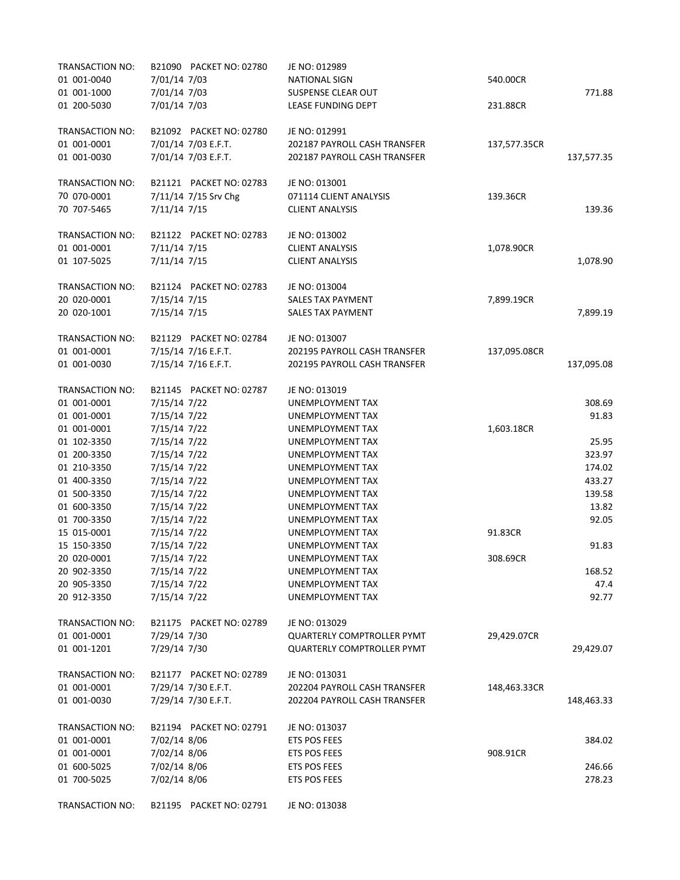| | | | | |
|---|---|---|---|---|
| TRANSACTION NO: | B21090 PACKET NO: 02780 | JE NO: 012989 | | |
| 01 001-0040 | 7/01/14 7/03 | NATIONAL SIGN | 540.00CR | |
| 01 001-1000 | 7/01/14 7/03 | SUSPENSE CLEAR OUT | | 771.88 |
| 01 200-5030 | 7/01/14 7/03 | LEASE FUNDING DEPT | 231.88CR | |
| | | | | |
| TRANSACTION NO: | B21092 PACKET NO: 02780 | JE NO: 012991 | | |
| 01 001-0001 | 7/01/14 7/03 E.F.T. | 202187 PAYROLL CASH TRANSFER | 137,577.35CR | |
| 01 001-0030 | 7/01/14 7/03 E.F.T. | 202187 PAYROLL CASH TRANSFER | | 137,577.35 |
| | | | | |
| TRANSACTION NO: | B21121 PACKET NO: 02783 | JE NO: 013001 | | |
| 70 070-0001 | 7/11/14 7/15 Srv Chg | 071114 CLIENT ANALYSIS | 139.36CR | |
| 70 707-5465 | 7/11/14 7/15 | CLIENT ANALYSIS | | 139.36 |
| | | | | |
| TRANSACTION NO: | B21122 PACKET NO: 02783 | JE NO: 013002 | | |
| 01 001-0001 | 7/11/14 7/15 | CLIENT ANALYSIS | 1,078.90CR | |
| 01 107-5025 | 7/11/14 7/15 | CLIENT ANALYSIS | | 1,078.90 |
| | | | | |
| TRANSACTION NO: | B21124 PACKET NO: 02783 | JE NO: 013004 | | |
| 20 020-0001 | 7/15/14 7/15 | SALES TAX PAYMENT | 7,899.19CR | |
| 20 020-1001 | 7/15/14 7/15 | SALES TAX PAYMENT | | 7,899.19 |
| | | | | |
| TRANSACTION NO: | B21129 PACKET NO: 02784 | JE NO: 013007 | | |
| 01 001-0001 | 7/15/14 7/16 E.F.T. | 202195 PAYROLL CASH TRANSFER | 137,095.08CR | |
| 01 001-0030 | 7/15/14 7/16 E.F.T. | 202195 PAYROLL CASH TRANSFER | | 137,095.08 |
| | | | | |
| TRANSACTION NO: | B21145 PACKET NO: 02787 | JE NO: 013019 | | |
| 01 001-0001 | 7/15/14 7/22 | UNEMPLOYMENT TAX | | 308.69 |
| 01 001-0001 | 7/15/14 7/22 | UNEMPLOYMENT TAX | | 91.83 |
| 01 001-0001 | 7/15/14 7/22 | UNEMPLOYMENT TAX | 1,603.18CR | |
| 01 102-3350 | 7/15/14 7/22 | UNEMPLOYMENT TAX | | 25.95 |
| 01 200-3350 | 7/15/14 7/22 | UNEMPLOYMENT TAX | | 323.97 |
| 01 210-3350 | 7/15/14 7/22 | UNEMPLOYMENT TAX | | 174.02 |
| 01 400-3350 | 7/15/14 7/22 | UNEMPLOYMENT TAX | | 433.27 |
| 01 500-3350 | 7/15/14 7/22 | UNEMPLOYMENT TAX | | 139.58 |
| 01 600-3350 | 7/15/14 7/22 | UNEMPLOYMENT TAX | | 13.82 |
| 01 700-3350 | 7/15/14 7/22 | UNEMPLOYMENT TAX | | 92.05 |
| 15 015-0001 | 7/15/14 7/22 | UNEMPLOYMENT TAX | 91.83CR | |
| 15 150-3350 | 7/15/14 7/22 | UNEMPLOYMENT TAX | | 91.83 |
| 20 020-0001 | 7/15/14 7/22 | UNEMPLOYMENT TAX | 308.69CR | |
| 20 902-3350 | 7/15/14 7/22 | UNEMPLOYMENT TAX | | 168.52 |
| 20 905-3350 | 7/15/14 7/22 | UNEMPLOYMENT TAX | | 47.4 |
| 20 912-3350 | 7/15/14 7/22 | UNEMPLOYMENT TAX | | 92.77 |
| | | | | |
| TRANSACTION NO: | B21175 PACKET NO: 02789 | JE NO: 013029 | | |
| 01 001-0001 | 7/29/14 7/30 | QUARTERLY COMPTROLLER PYMT | 29,429.07CR | |
| 01 001-1201 | 7/29/14 7/30 | QUARTERLY COMPTROLLER PYMT | | 29,429.07 |
| | | | | |
| TRANSACTION NO: | B21177 PACKET NO: 02789 | JE NO: 013031 | | |
| 01 001-0001 | 7/29/14 7/30 E.F.T. | 202204 PAYROLL CASH TRANSFER | 148,463.33CR | |
| 01 001-0030 | 7/29/14 7/30 E.F.T. | 202204 PAYROLL CASH TRANSFER | | 148,463.33 |
| | | | | |
| TRANSACTION NO: | B21194 PACKET NO: 02791 | JE NO: 013037 | | |
| 01 001-0001 | 7/02/14 8/06 | ETS POS FEES | | 384.02 |
| 01 001-0001 | 7/02/14 8/06 | ETS POS FEES | 908.91CR | |
| 01 600-5025 | 7/02/14 8/06 | ETS POS FEES | | 246.66 |
| 01 700-5025 | 7/02/14 8/06 | ETS POS FEES | | 278.23 |
| | | | | |
| TRANSACTION NO: | B21195 PACKET NO: 02791 | JE NO: 013038 | | |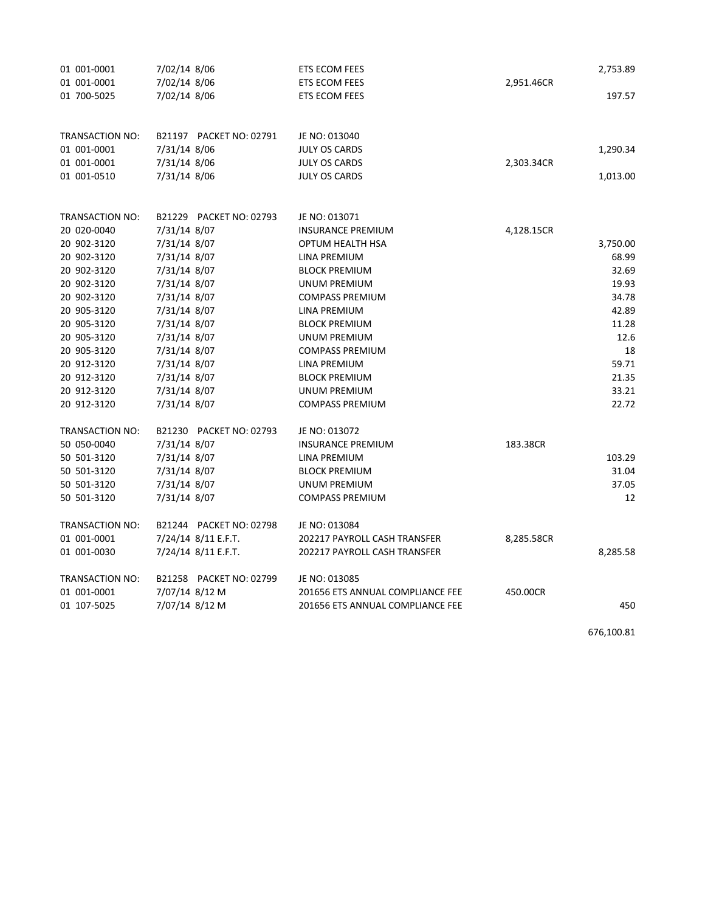| | | | | |
|---|---|---|---|---|
| 01 001-0001 | 7/02/14 8/06 | ETS ECOM FEES | | 2,753.89 |
| 01 001-0001 | 7/02/14 8/06 | ETS ECOM FEES | 2,951.46CR | |
| 01 700-5025 | 7/02/14 8/06 | ETS ECOM FEES | | 197.57 |
| | | | | |
| TRANSACTION NO: | B21197 PACKET NO: 02791 | JE NO: 013040 | | |
| 01 001-0001 | 7/31/14 8/06 | JULY OS CARDS | | 1,290.34 |
| 01 001-0001 | 7/31/14 8/06 | JULY OS CARDS | 2,303.34CR | |
| 01 001-0510 | 7/31/14 8/06 | JULY OS CARDS | | 1,013.00 |
| | | | | |
| TRANSACTION NO: | B21229 PACKET NO: 02793 | JE NO: 013071 | | |
| 20 020-0040 | 7/31/14 8/07 | INSURANCE PREMIUM | 4,128.15CR | |
| 20 902-3120 | 7/31/14 8/07 | OPTUM HEALTH HSA | | 3,750.00 |
| 20 902-3120 | 7/31/14 8/07 | LINA PREMIUM | | 68.99 |
| 20 902-3120 | 7/31/14 8/07 | BLOCK PREMIUM | | 32.69 |
| 20 902-3120 | 7/31/14 8/07 | UNUM PREMIUM | | 19.93 |
| 20 902-3120 | 7/31/14 8/07 | COMPASS PREMIUM | | 34.78 |
| 20 905-3120 | 7/31/14 8/07 | LINA PREMIUM | | 42.89 |
| 20 905-3120 | 7/31/14 8/07 | BLOCK PREMIUM | | 11.28 |
| 20 905-3120 | 7/31/14 8/07 | UNUM PREMIUM | | 12.6 |
| 20 905-3120 | 7/31/14 8/07 | COMPASS PREMIUM | | 18 |
| 20 912-3120 | 7/31/14 8/07 | LINA PREMIUM | | 59.71 |
| 20 912-3120 | 7/31/14 8/07 | BLOCK PREMIUM | | 21.35 |
| 20 912-3120 | 7/31/14 8/07 | UNUM PREMIUM | | 33.21 |
| 20 912-3120 | 7/31/14 8/07 | COMPASS PREMIUM | | 22.72 |
| | | | | |
| TRANSACTION NO: | B21230 PACKET NO: 02793 | JE NO: 013072 | | |
| 50 050-0040 | 7/31/14 8/07 | INSURANCE PREMIUM | 183.38CR | |
| 50 501-3120 | 7/31/14 8/07 | LINA PREMIUM | | 103.29 |
| 50 501-3120 | 7/31/14 8/07 | BLOCK PREMIUM | | 31.04 |
| 50 501-3120 | 7/31/14 8/07 | UNUM PREMIUM | | 37.05 |
| 50 501-3120 | 7/31/14 8/07 | COMPASS PREMIUM | | 12 |
| | | | | |
| TRANSACTION NO: | B21244 PACKET NO: 02798 | JE NO: 013084 | | |
| 01 001-0001 | 7/24/14 8/11 E.F.T. | 202217 PAYROLL CASH TRANSFER | 8,285.58CR | |
| 01 001-0030 | 7/24/14 8/11 E.F.T. | 202217 PAYROLL CASH TRANSFER | | 8,285.58 |
| | | | | |
| TRANSACTION NO: | B21258 PACKET NO: 02799 | JE NO: 013085 | | |
| 01 001-0001 | 7/07/14 8/12 M | 201656 ETS ANNUAL COMPLIANCE FEE | 450.00CR | |
| 01 107-5025 | 7/07/14 8/12 M | 201656 ETS ANNUAL COMPLIANCE FEE | | 450 |
| | | | | |
| | | | | 676,100.81 |